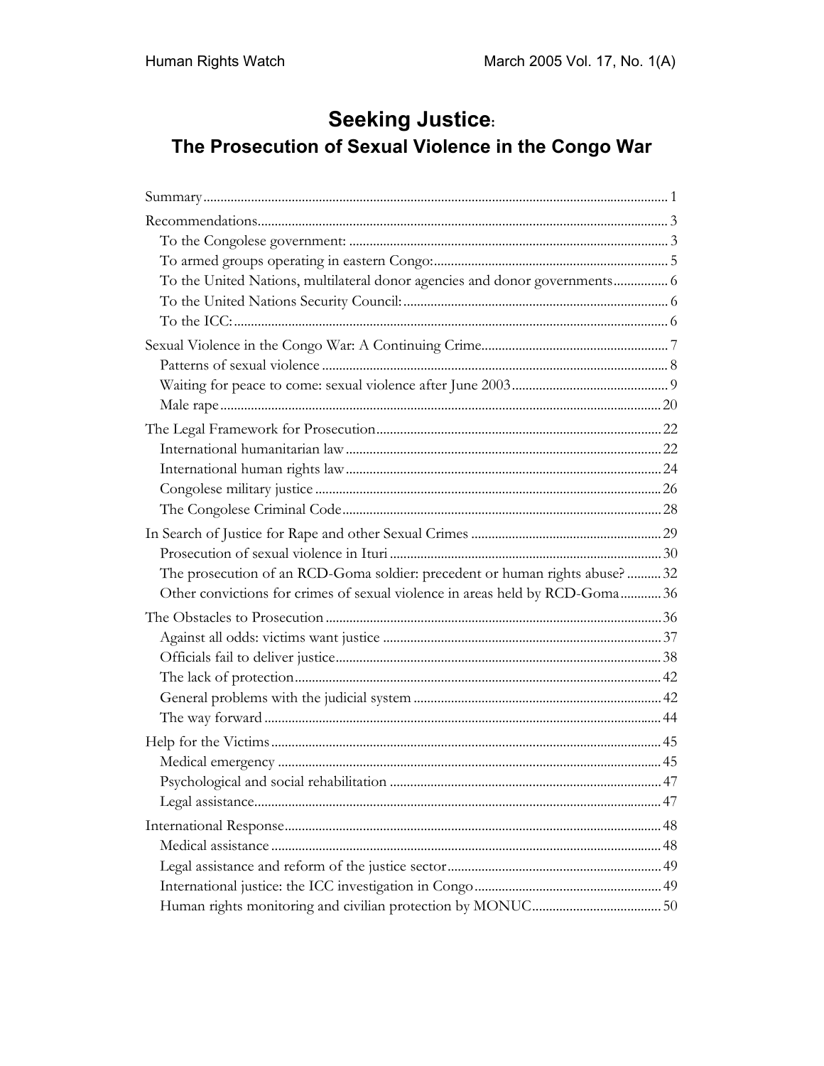# Seeking Justice: The Prosecution of Sexual Violence in the Congo War

| | |
|---|---|
| Summary | 1 |
| Recommendations | 3 |
| To the Congolese government: | 3 |
| To armed groups operating in eastern Congo: | 5 |
| To the United Nations, multilateral donor agencies and donor governments | 6 |
| To the United Nations Security Council: | 6 |
| To the ICC: | 6 |
| Sexual Violence in the Congo War: A Continuing Crime | 7 |
| Patterns of sexual violence | 8 |
| Waiting for peace to come: sexual violence after June 2003 | 9 |
| Male rape | 20 |
| The Legal Framework for Prosecution | 22 |
| International humanitarian law | 22 |
| International human rights law | 24 |
| Congolese military justice | 26 |
| The Congolese Criminal Code | 28 |
| In Search of Justice for Rape and other Sexual Crimes | 29 |
| Prosecution of sexual violence in Ituri | 30 |
| The prosecution of an RCD-Goma soldier: precedent or human rights abuse? | 32 |
| Other convictions for crimes of sexual violence in areas held by RCD-Goma | 36 |
| The Obstacles to Prosecution | 36 |
| Against all odds: victims want justice | 37 |
| Officials fail to deliver justice | 38 |
| The lack of protection | 42 |
| General problems with the judicial system | 42 |
| The way forward | 44 |
| Help for the Victims | 45 |
| Medical emergency | 45 |
| Psychological and social rehabilitation | 47 |
| Legal assistance | 47 |
| International Response | 48 |
| Medical assistance | 48 |
| Legal assistance and reform of the justice sector | 49 |
| International justice: the ICC investigation in Congo | 49 |
| Human rights monitoring and civilian protection by MONUC | 50 |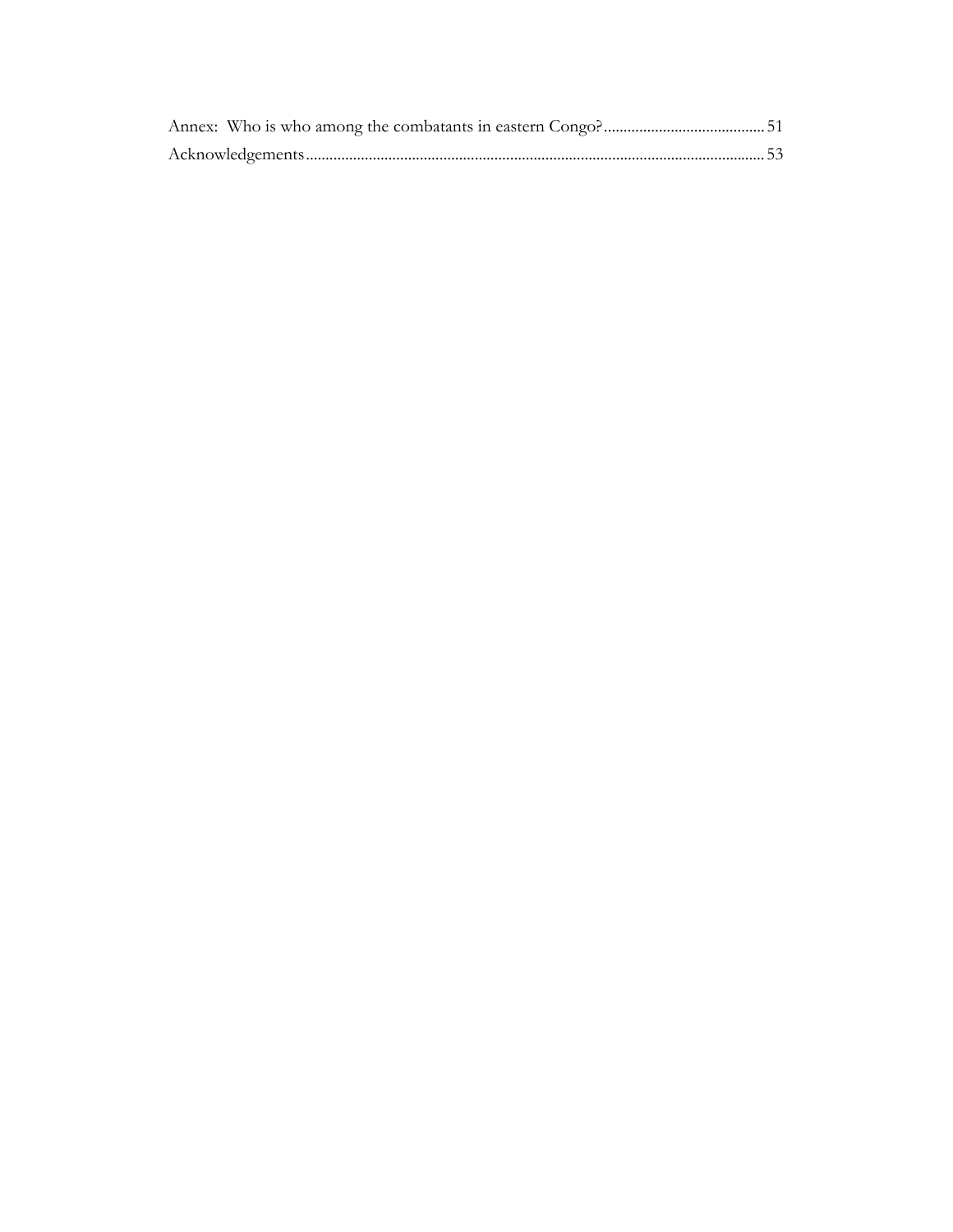Annex: Who is who among the combatants in eastern Congo? ......................................... 51

Acknowledgements ......................................................................................................... 53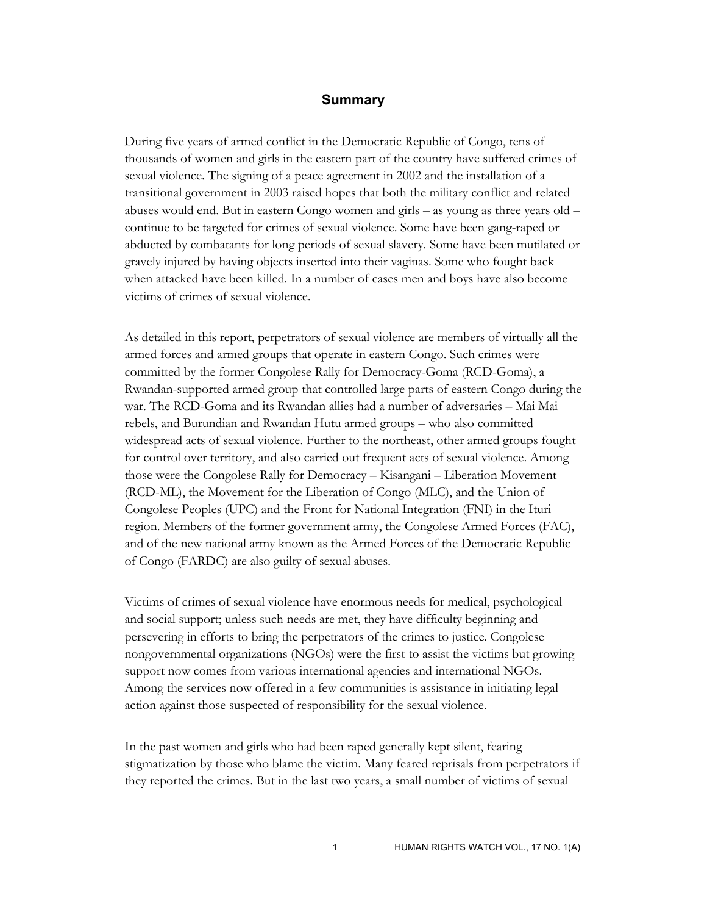## Summary

During five years of armed conflict in the Democratic Republic of Congo, tens of thousands of women and girls in the eastern part of the country have suffered crimes of sexual violence. The signing of a peace agreement in 2002 and the installation of a transitional government in 2003 raised hopes that both the military conflict and related abuses would end. But in eastern Congo women and girls – as young as three years old – continue to be targeted for crimes of sexual violence. Some have been gang-raped or abducted by combatants for long periods of sexual slavery. Some have been mutilated or gravely injured by having objects inserted into their vaginas. Some who fought back when attacked have been killed. In a number of cases men and boys have also become victims of crimes of sexual violence.

As detailed in this report, perpetrators of sexual violence are members of virtually all the armed forces and armed groups that operate in eastern Congo. Such crimes were committed by the former Congolese Rally for Democracy-Goma (RCD-Goma), a Rwandan-supported armed group that controlled large parts of eastern Congo during the war. The RCD-Goma and its Rwandan allies had a number of adversaries – Mai Mai rebels, and Burundian and Rwandan Hutu armed groups – who also committed widespread acts of sexual violence. Further to the northeast, other armed groups fought for control over territory, and also carried out frequent acts of sexual violence. Among those were the Congolese Rally for Democracy – Kisangani – Liberation Movement (RCD-ML), the Movement for the Liberation of Congo (MLC), and the Union of Congolese Peoples (UPC) and the Front for National Integration (FNI) in the Ituri region. Members of the former government army, the Congolese Armed Forces (FAC), and of the new national army known as the Armed Forces of the Democratic Republic of Congo (FARDC) are also guilty of sexual abuses.

Victims of crimes of sexual violence have enormous needs for medical, psychological and social support; unless such needs are met, they have difficulty beginning and persevering in efforts to bring the perpetrators of the crimes to justice. Congolese nongovernmental organizations (NGOs) were the first to assist the victims but growing support now comes from various international agencies and international NGOs. Among the services now offered in a few communities is assistance in initiating legal action against those suspected of responsibility for the sexual violence.

In the past women and girls who had been raped generally kept silent, fearing stigmatization by those who blame the victim. Many feared reprisals from perpetrators if they reported the crimes. But in the last two years, a small number of victims of sexual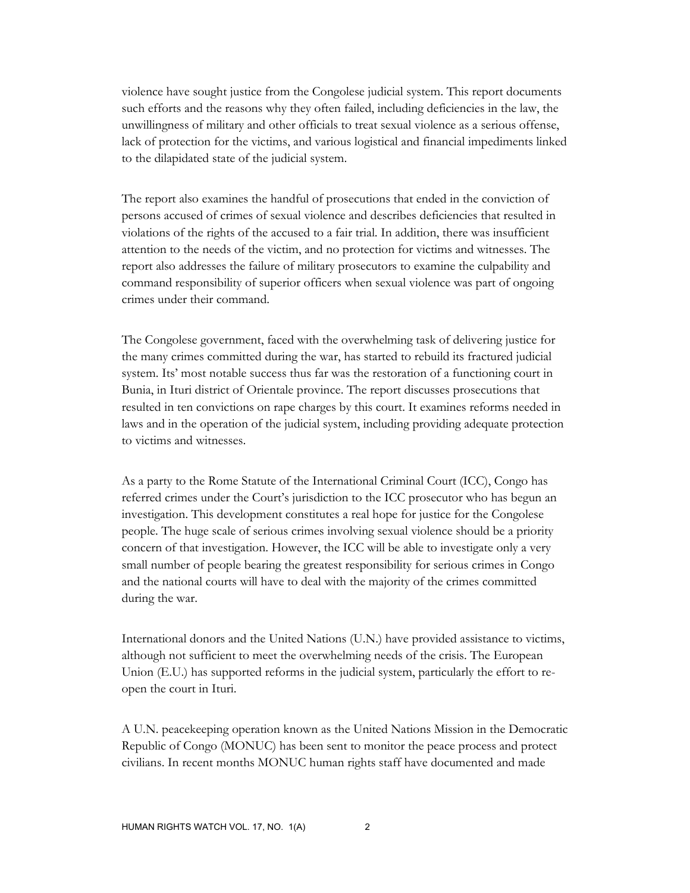violence have sought justice from the Congolese judicial system. This report documents such efforts and the reasons why they often failed, including deficiencies in the law, the unwillingness of military and other officials to treat sexual violence as a serious offense, lack of protection for the victims, and various logistical and financial impediments linked to the dilapidated state of the judicial system.

The report also examines the handful of prosecutions that ended in the conviction of persons accused of crimes of sexual violence and describes deficiencies that resulted in violations of the rights of the accused to a fair trial. In addition, there was insufficient attention to the needs of the victim, and no protection for victims and witnesses. The report also addresses the failure of military prosecutors to examine the culpability and command responsibility of superior officers when sexual violence was part of ongoing crimes under their command.

The Congolese government, faced with the overwhelming task of delivering justice for the many crimes committed during the war, has started to rebuild its fractured judicial system. Its' most notable success thus far was the restoration of a functioning court in Bunia, in Ituri district of Orientale province. The report discusses prosecutions that resulted in ten convictions on rape charges by this court. It examines reforms needed in laws and in the operation of the judicial system, including providing adequate protection to victims and witnesses.

As a party to the Rome Statute of the International Criminal Court (ICC), Congo has referred crimes under the Court's jurisdiction to the ICC prosecutor who has begun an investigation. This development constitutes a real hope for justice for the Congolese people. The huge scale of serious crimes involving sexual violence should be a priority concern of that investigation. However, the ICC will be able to investigate only a very small number of people bearing the greatest responsibility for serious crimes in Congo and the national courts will have to deal with the majority of the crimes committed during the war.

International donors and the United Nations (U.N.) have provided assistance to victims, although not sufficient to meet the overwhelming needs of the crisis. The European Union (E.U.) has supported reforms in the judicial system, particularly the effort to re-open the court in Ituri.

A U.N. peacekeeping operation known as the United Nations Mission in the Democratic Republic of Congo (MONUC) has been sent to monitor the peace process and protect civilians. In recent months MONUC human rights staff have documented and made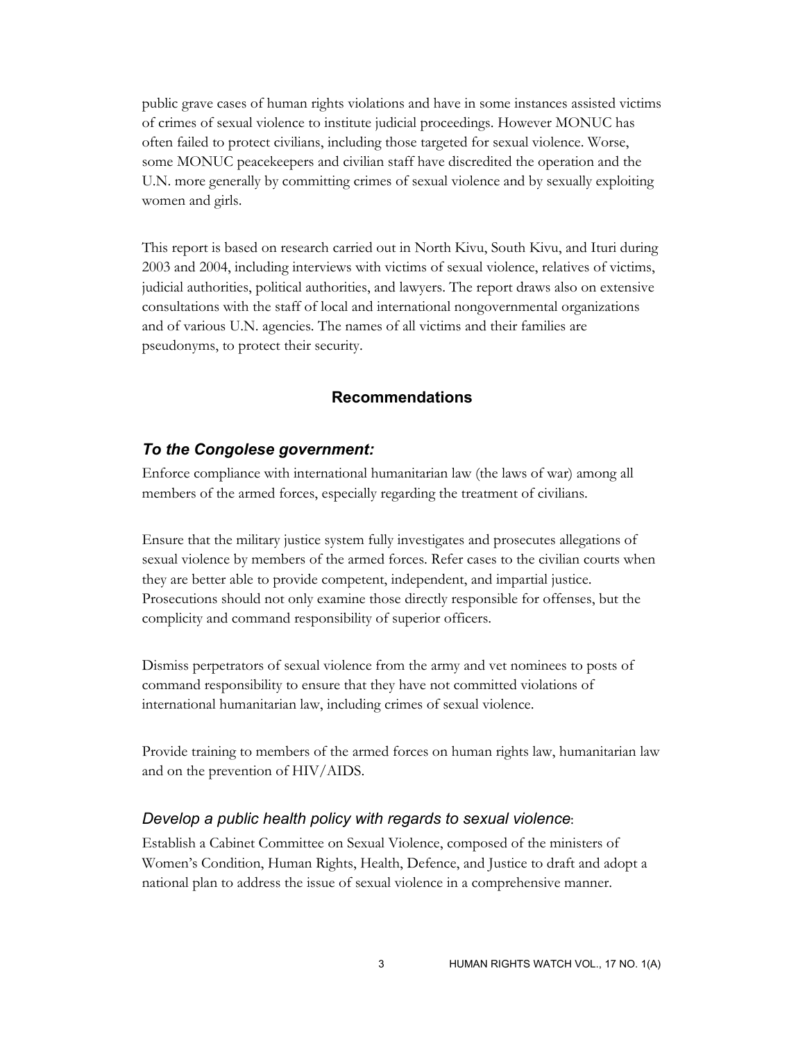public grave cases of human rights violations and have in some instances assisted victims of crimes of sexual violence to institute judicial proceedings. However MONUC has often failed to protect civilians, including those targeted for sexual violence. Worse, some MONUC peacekeepers and civilian staff have discredited the operation and the U.N. more generally by committing crimes of sexual violence and by sexually exploiting women and girls.

This report is based on research carried out in North Kivu, South Kivu, and Ituri during 2003 and 2004, including interviews with victims of sexual violence, relatives of victims, judicial authorities, political authorities, and lawyers. The report draws also on extensive consultations with the staff of local and international nongovernmental organizations and of various U.N. agencies. The names of all victims and their families are pseudonyms, to protect their security.

## Recommendations

### *To the Congolese government:*

Enforce compliance with international humanitarian law (the laws of war) among all members of the armed forces, especially regarding the treatment of civilians.

Ensure that the military justice system fully investigates and prosecutes allegations of sexual violence by members of the armed forces. Refer cases to the civilian courts when they are better able to provide competent, independent, and impartial justice. Prosecutions should not only examine those directly responsible for offenses, but the complicity and command responsibility of superior officers.

Dismiss perpetrators of sexual violence from the army and vet nominees to posts of command responsibility to ensure that they have not committed violations of international humanitarian law, including crimes of sexual violence.

Provide training to members of the armed forces on human rights law, humanitarian law and on the prevention of HIV/AIDS.

#### *Develop a public health policy with regards to sexual violence*:

Establish a Cabinet Committee on Sexual Violence, composed of the ministers of Women's Condition, Human Rights, Health, Defence, and Justice to draft and adopt a national plan to address the issue of sexual violence in a comprehensive manner.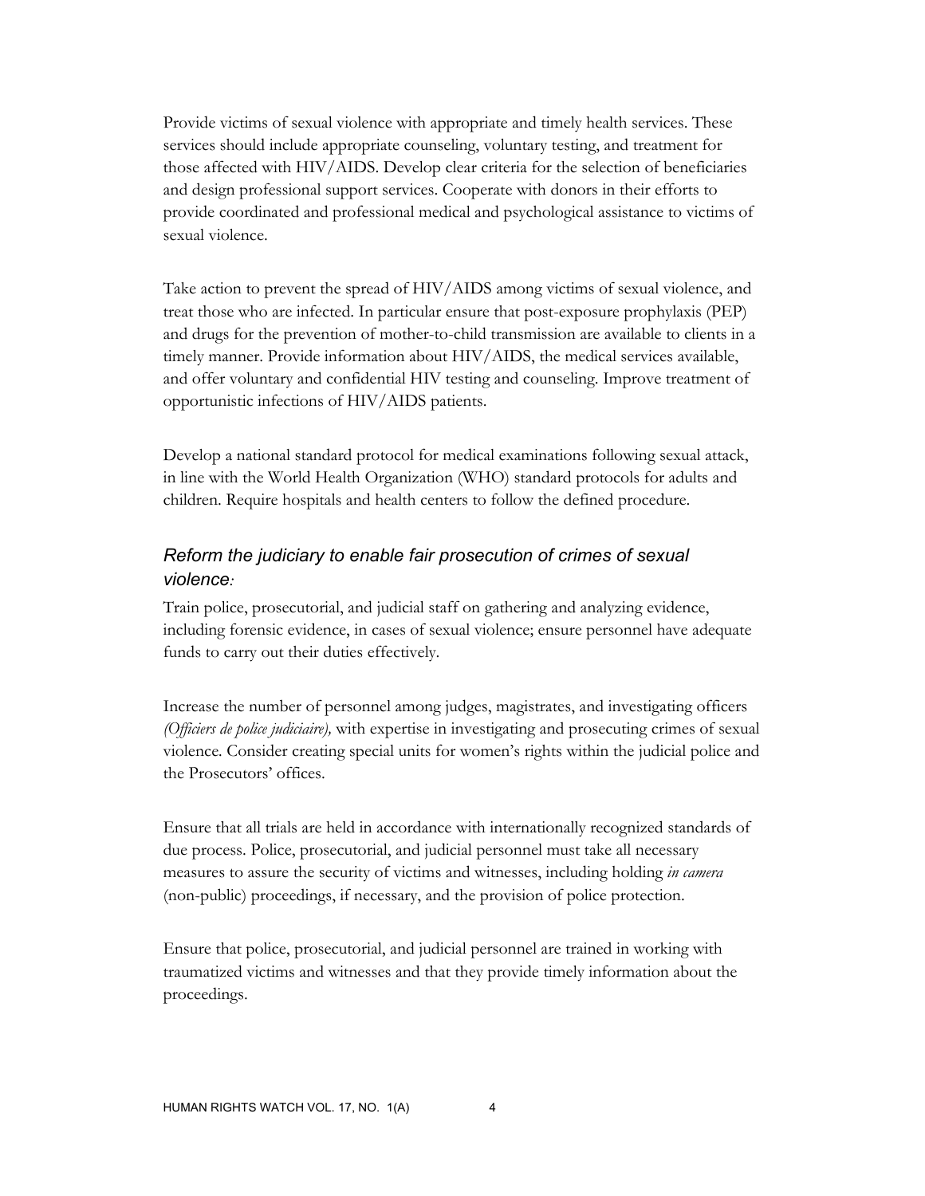Provide victims of sexual violence with appropriate and timely health services. These services should include appropriate counseling, voluntary testing, and treatment for those affected with HIV/AIDS. Develop clear criteria for the selection of beneficiaries and design professional support services. Cooperate with donors in their efforts to provide coordinated and professional medical and psychological assistance to victims of sexual violence.

Take action to prevent the spread of HIV/AIDS among victims of sexual violence, and treat those who are infected. In particular ensure that post-exposure prophylaxis (PEP) and drugs for the prevention of mother-to-child transmission are available to clients in a timely manner. Provide information about HIV/AIDS, the medical services available, and offer voluntary and confidential HIV testing and counseling. Improve treatment of opportunistic infections of HIV/AIDS patients.

Develop a national standard protocol for medical examinations following sexual attack, in line with the World Health Organization (WHO) standard protocols for adults and children. Require hospitals and health centers to follow the defined procedure.

### *Reform the judiciary to enable fair prosecution of crimes of sexual violence:*

Train police, prosecutorial, and judicial staff on gathering and analyzing evidence, including forensic evidence, in cases of sexual violence; ensure personnel have adequate funds to carry out their duties effectively.

Increase the number of personnel among judges, magistrates, and investigating officers *(Officiers de police judiciaire),* with expertise in investigating and prosecuting crimes of sexual violence. Consider creating special units for women's rights within the judicial police and the Prosecutors' offices.

Ensure that all trials are held in accordance with internationally recognized standards of due process. Police, prosecutorial, and judicial personnel must take all necessary measures to assure the security of victims and witnesses, including holding *in camera* (non-public) proceedings, if necessary, and the provision of police protection.

Ensure that police, prosecutorial, and judicial personnel are trained in working with traumatized victims and witnesses and that they provide timely information about the proceedings.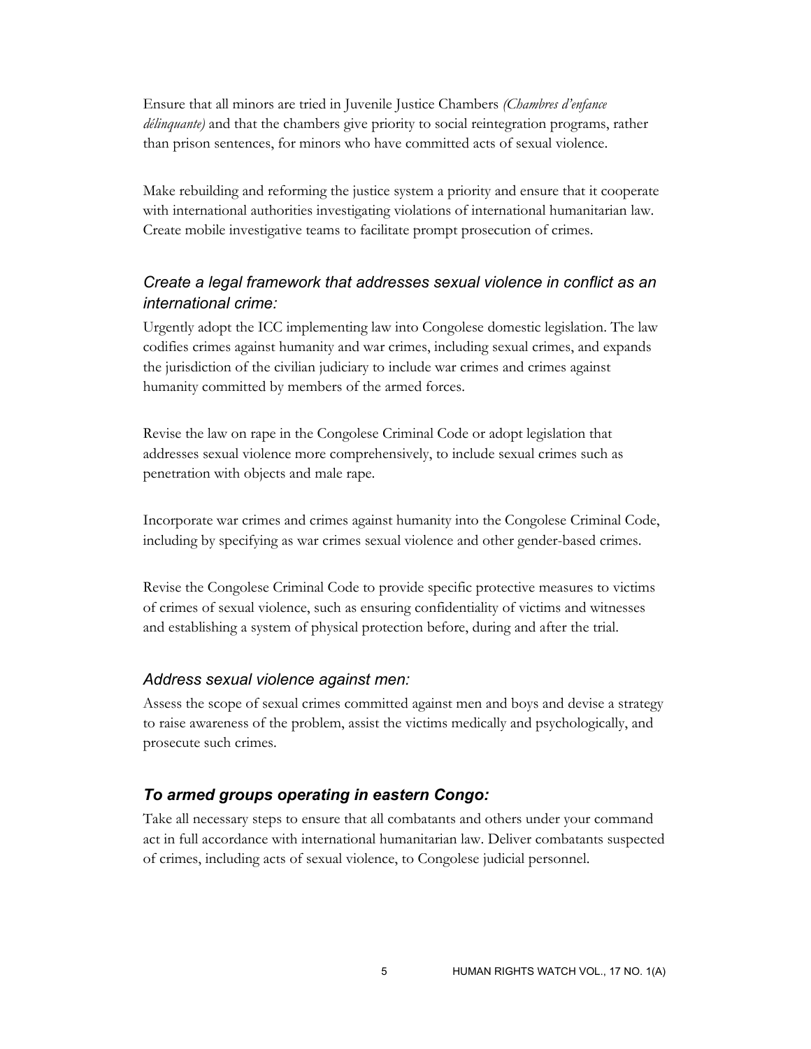Ensure that all minors are tried in Juvenile Justice Chambers *(Chambres d'enfance délinquante)* and that the chambers give priority to social reintegration programs, rather than prison sentences, for minors who have committed acts of sexual violence.

Make rebuilding and reforming the justice system a priority and ensure that it cooperate with international authorities investigating violations of international humanitarian law. Create mobile investigative teams to facilitate prompt prosecution of crimes.

### *Create a legal framework that addresses sexual violence in conflict as an international crime:*

Urgently adopt the ICC implementing law into Congolese domestic legislation. The law codifies crimes against humanity and war crimes, including sexual crimes, and expands the jurisdiction of the civilian judiciary to include war crimes and crimes against humanity committed by members of the armed forces.

Revise the law on rape in the Congolese Criminal Code or adopt legislation that addresses sexual violence more comprehensively, to include sexual crimes such as penetration with objects and male rape.

Incorporate war crimes and crimes against humanity into the Congolese Criminal Code, including by specifying as war crimes sexual violence and other gender-based crimes.

Revise the Congolese Criminal Code to provide specific protective measures to victims of crimes of sexual violence, such as ensuring confidentiality of victims and witnesses and establishing a system of physical protection before, during and after the trial.

### *Address sexual violence against men:*

Assess the scope of sexual crimes committed against men and boys and devise a strategy to raise awareness of the problem, assist the victims medically and psychologically, and prosecute such crimes.

## ***To armed groups operating in eastern Congo:***

Take all necessary steps to ensure that all combatants and others under your command act in full accordance with international humanitarian law. Deliver combatants suspected of crimes, including acts of sexual violence, to Congolese judicial personnel.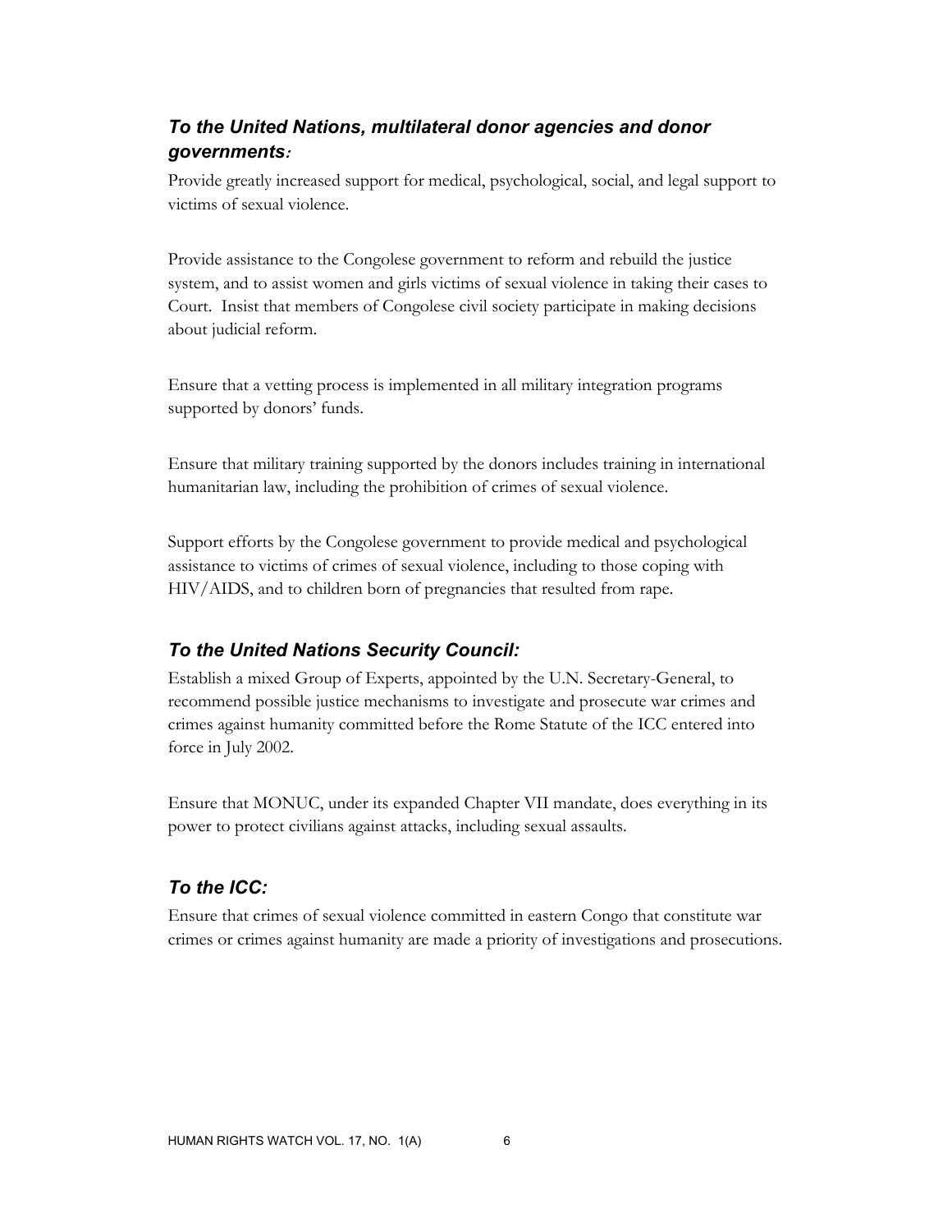### *To the United Nations, multilateral donor agencies and donor governments:*

Provide greatly increased support for medical, psychological, social, and legal support to victims of sexual violence.

Provide assistance to the Congolese government to reform and rebuild the justice system, and to assist women and girls victims of sexual violence in taking their cases to Court. Insist that members of Congolese civil society participate in making decisions about judicial reform.

Ensure that a vetting process is implemented in all military integration programs supported by donors' funds.

Ensure that military training supported by the donors includes training in international humanitarian law, including the prohibition of crimes of sexual violence.

Support efforts by the Congolese government to provide medical and psychological assistance to victims of crimes of sexual violence, including to those coping with HIV/AIDS, and to children born of pregnancies that resulted from rape.

### *To the United Nations Security Council:*

Establish a mixed Group of Experts, appointed by the U.N. Secretary-General, to recommend possible justice mechanisms to investigate and prosecute war crimes and crimes against humanity committed before the Rome Statute of the ICC entered into force in July 2002.

Ensure that MONUC, under its expanded Chapter VII mandate, does everything in its power to protect civilians against attacks, including sexual assaults.

### *To the ICC:*

Ensure that crimes of sexual violence committed in eastern Congo that constitute war crimes or crimes against humanity are made a priority of investigations and prosecutions.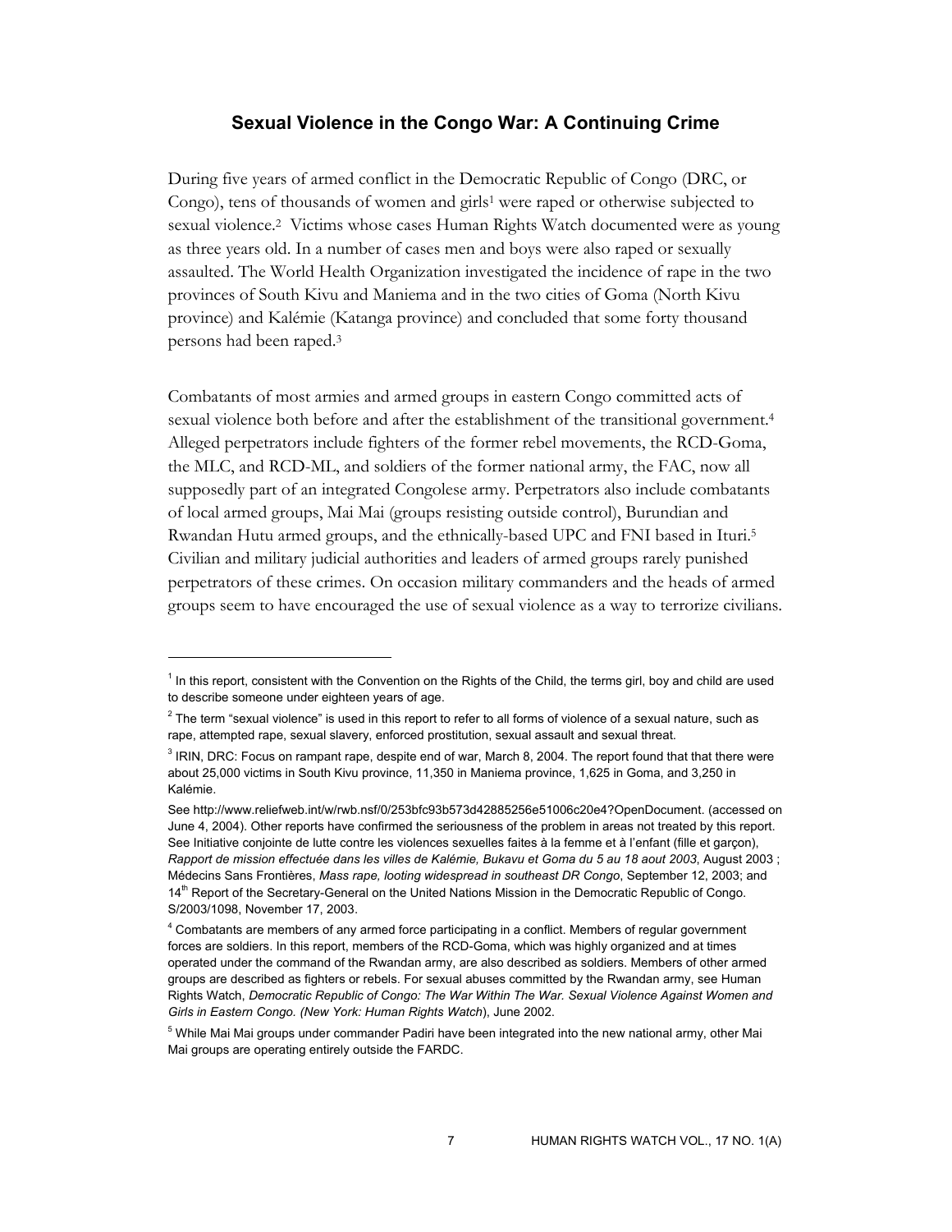## Sexual Violence in the Congo War: A Continuing Crime

During five years of armed conflict in the Democratic Republic of Congo (DRC, or Congo), tens of thousands of women and girls[1] were raped or otherwise subjected to sexual violence.[2] Victims whose cases Human Rights Watch documented were as young as three years old. In a number of cases men and boys were also raped or sexually assaulted. The World Health Organization investigated the incidence of rape in the two provinces of South Kivu and Maniema and in the two cities of Goma (North Kivu province) and Kalémie (Katanga province) and concluded that some forty thousand persons had been raped.[3]

Combatants of most armies and armed groups in eastern Congo committed acts of sexual violence both before and after the establishment of the transitional government.[4] Alleged perpetrators include fighters of the former rebel movements, the RCD-Goma, the MLC, and RCD-ML, and soldiers of the former national army, the FAC, now all supposedly part of an integrated Congolese army. Perpetrators also include combatants of local armed groups, Mai Mai (groups resisting outside control), Burundian and Rwandan Hutu armed groups, and the ethnically-based UPC and FNI based in Ituri.[5] Civilian and military judicial authorities and leaders of armed groups rarely punished perpetrators of these crimes. On occasion military commanders and the heads of armed groups seem to have encouraged the use of sexual violence as a way to terrorize civilians.

---

[1] In this report, consistent with the Convention on the Rights of the Child, the terms girl, boy and child are used to describe someone under eighteen years of age.

[2] The term "sexual violence" is used in this report to refer to all forms of violence of a sexual nature, such as rape, attempted rape, sexual slavery, enforced prostitution, sexual assault and sexual threat.

[3] IRIN, DRC: Focus on rampant rape, despite end of war, March 8, 2004. The report found that that there were about 25,000 victims in South Kivu province, 11,350 in Maniema province, 1,625 in Goma, and 3,250 in Kalémie.

See http://www.reliefweb.int/w/rwb.nsf/0/253bfc93b573d42885256e51006c20e4?OpenDocument. (accessed on June 4, 2004). Other reports have confirmed the seriousness of the problem in areas not treated by this report. See Initiative conjointe de lutte contre les violences sexuelles faites à la femme et à l'enfant (fille et garçon), *Rapport de mission effectuée dans les villes de Kalémie, Bukavu et Goma du 5 au 18 aout 2003*, August 2003 ; Médecins Sans Frontières, *Mass rape, looting widespread in southeast DR Congo*, September 12, 2003; and 14th Report of the Secretary-General on the United Nations Mission in the Democratic Republic of Congo. S/2003/1098, November 17, 2003.

[4] Combatants are members of any armed force participating in a conflict. Members of regular government forces are soldiers. In this report, members of the RCD-Goma, which was highly organized and at times operated under the command of the Rwandan army, are also described as soldiers. Members of other armed groups are described as fighters or rebels. For sexual abuses committed by the Rwandan army, see Human Rights Watch, *Democratic Republic of Congo: The War Within The War. Sexual Violence Against Women and Girls in Eastern Congo. (New York: Human Rights Watch*), June 2002.

[5] While Mai Mai groups under commander Padiri have been integrated into the new national army, other Mai Mai groups are operating entirely outside the FARDC.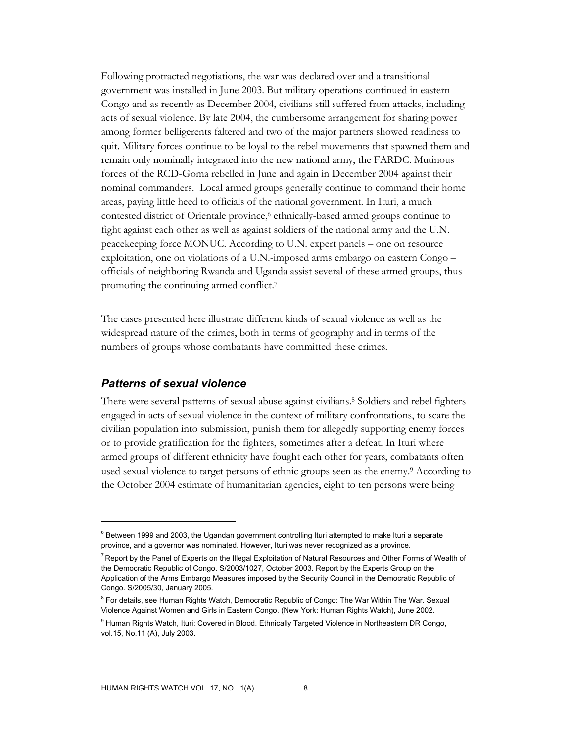Following protracted negotiations, the war was declared over and a transitional government was installed in June 2003. But military operations continued in eastern Congo and as recently as December 2004, civilians still suffered from attacks, including acts of sexual violence. By late 2004, the cumbersome arrangement for sharing power among former belligerents faltered and two of the major partners showed readiness to quit. Military forces continue to be loyal to the rebel movements that spawned them and remain only nominally integrated into the new national army, the FARDC. Mutinous forces of the RCD-Goma rebelled in June and again in December 2004 against their nominal commanders. Local armed groups generally continue to command their home areas, paying little heed to officials of the national government. In Ituri, a much contested district of Orientale province,[6] ethnically-based armed groups continue to fight against each other as well as against soldiers of the national army and the U.N. peacekeeping force MONUC. According to U.N. expert panels – one on resource exploitation, one on violations of a U.N.-imposed arms embargo on eastern Congo – officials of neighboring Rwanda and Uganda assist several of these armed groups, thus promoting the continuing armed conflict.[7]

The cases presented here illustrate different kinds of sexual violence as well as the widespread nature of the crimes, both in terms of geography and in terms of the numbers of groups whose combatants have committed these crimes.

### *Patterns of sexual violence*

There were several patterns of sexual abuse against civilians.[8] Soldiers and rebel fighters engaged in acts of sexual violence in the context of military confrontations, to scare the civilian population into submission, punish them for allegedly supporting enemy forces or to provide gratification for the fighters, sometimes after a defeat. In Ituri where armed groups of different ethnicity have fought each other for years, combatants often used sexual violence to target persons of ethnic groups seen as the enemy.[9] According to the October 2004 estimate of humanitarian agencies, eight to ten persons were being

---

[6] Between 1999 and 2003, the Ugandan government controlling Ituri attempted to make Ituri a separate province, and a governor was nominated. However, Ituri was never recognized as a province.

[7] Report by the Panel of Experts on the Illegal Exploitation of Natural Resources and Other Forms of Wealth of the Democratic Republic of Congo. S/2003/1027, October 2003. Report by the Experts Group on the Application of the Arms Embargo Measures imposed by the Security Council in the Democratic Republic of Congo. S/2005/30, January 2005.

[8] For details, see Human Rights Watch, Democratic Republic of Congo: The War Within The War. Sexual Violence Against Women and Girls in Eastern Congo. (New York: Human Rights Watch), June 2002.

[9] Human Rights Watch, Ituri: Covered in Blood. Ethnically Targeted Violence in Northeastern DR Congo, vol.15, No.11 (A), July 2003.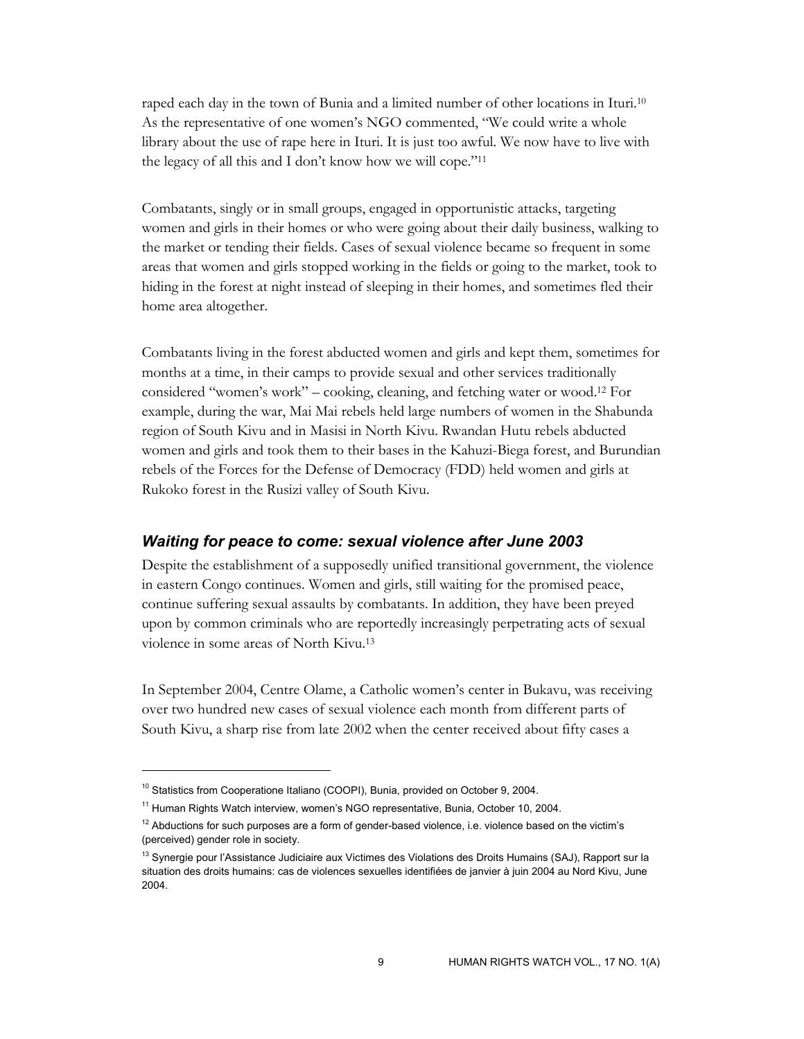raped each day in the town of Bunia and a limited number of other locations in Ituri.[10] As the representative of one women's NGO commented, "We could write a whole library about the use of rape here in Ituri. It is just too awful. We now have to live with the legacy of all this and I don't know how we will cope."[11]

Combatants, singly or in small groups, engaged in opportunistic attacks, targeting women and girls in their homes or who were going about their daily business, walking to the market or tending their fields. Cases of sexual violence became so frequent in some areas that women and girls stopped working in the fields or going to the market, took to hiding in the forest at night instead of sleeping in their homes, and sometimes fled their home area altogether.

Combatants living in the forest abducted women and girls and kept them, sometimes for months at a time, in their camps to provide sexual and other services traditionally considered "women's work" – cooking, cleaning, and fetching water or wood.[12] For example, during the war, Mai Mai rebels held large numbers of women in the Shabunda region of South Kivu and in Masisi in North Kivu. Rwandan Hutu rebels abducted women and girls and took them to their bases in the Kahuzi-Biega forest, and Burundian rebels of the Forces for the Defense of Democracy (FDD) held women and girls at Rukoko forest in the Rusizi valley of South Kivu.

### *Waiting for peace to come: sexual violence after June 2003*

Despite the establishment of a supposedly unified transitional government, the violence in eastern Congo continues. Women and girls, still waiting for the promised peace, continue suffering sexual assaults by combatants. In addition, they have been preyed upon by common criminals who are reportedly increasingly perpetrating acts of sexual violence in some areas of North Kivu.[13]

In September 2004, Centre Olame, a Catholic women's center in Bukavu, was receiving over two hundred new cases of sexual violence each month from different parts of South Kivu, a sharp rise from late 2002 when the center received about fifty cases a

---

[10] Statistics from Cooperatione Italiano (COOPI), Bunia, provided on October 9, 2004.

[11] Human Rights Watch interview, women's NGO representative, Bunia, October 10, 2004.

[12] Abductions for such purposes are a form of gender-based violence, i.e. violence based on the victim's (perceived) gender role in society.

[13] Synergie pour l'Assistance Judiciaire aux Victimes des Violations des Droits Humains (SAJ), Rapport sur la situation des droits humains: cas de violences sexuelles identifiées de janvier à juin 2004 au Nord Kivu, June 2004.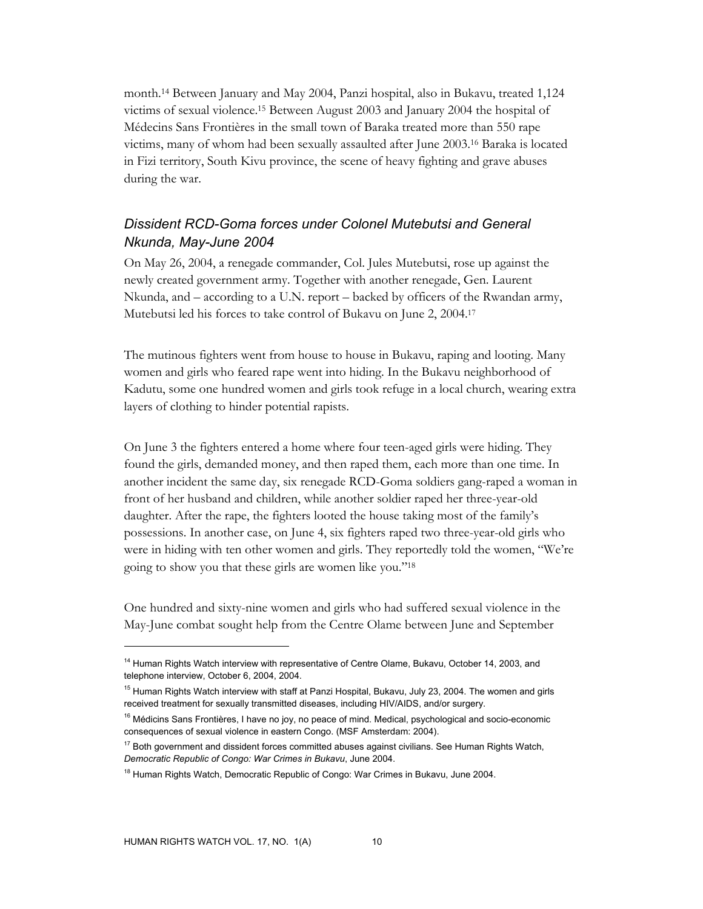month.[14] Between January and May 2004, Panzi hospital, also in Bukavu, treated 1,124 victims of sexual violence.[15] Between August 2003 and January 2004 the hospital of Médecins Sans Frontières in the small town of Baraka treated more than 550 rape victims, many of whom had been sexually assaulted after June 2003.[16] Baraka is located in Fizi territory, South Kivu province, the scene of heavy fighting and grave abuses during the war.

### *Dissident RCD-Goma forces under Colonel Mutebutsi and General Nkunda, May-June 2004*

On May 26, 2004, a renegade commander, Col. Jules Mutebutsi, rose up against the newly created government army. Together with another renegade, Gen. Laurent Nkunda, and – according to a U.N. report – backed by officers of the Rwandan army, Mutebutsi led his forces to take control of Bukavu on June 2, 2004.[17]

The mutinous fighters went from house to house in Bukavu, raping and looting. Many women and girls who feared rape went into hiding. In the Bukavu neighborhood of Kadutu, some one hundred women and girls took refuge in a local church, wearing extra layers of clothing to hinder potential rapists.

On June 3 the fighters entered a home where four teen-aged girls were hiding. They found the girls, demanded money, and then raped them, each more than one time. In another incident the same day, six renegade RCD-Goma soldiers gang-raped a woman in front of her husband and children, while another soldier raped her three-year-old daughter. After the rape, the fighters looted the house taking most of the family's possessions. In another case, on June 4, six fighters raped two three-year-old girls who were in hiding with ten other women and girls. They reportedly told the women, "We're going to show you that these girls are women like you."[18]

One hundred and sixty-nine women and girls who had suffered sexual violence in the May-June combat sought help from the Centre Olame between June and September

---

[14] Human Rights Watch interview with representative of Centre Olame, Bukavu, October 14, 2003, and telephone interview, October 6, 2004, 2004.

[15] Human Rights Watch interview with staff at Panzi Hospital, Bukavu, July 23, 2004. The women and girls received treatment for sexually transmitted diseases, including HIV/AIDS, and/or surgery.

[16] Médicins Sans Frontières, I have no joy, no peace of mind. Medical, psychological and socio-economic consequences of sexual violence in eastern Congo. (MSF Amsterdam: 2004).

[17] Both government and dissident forces committed abuses against civilians. See Human Rights Watch, *Democratic Republic of Congo: War Crimes in Bukavu*, June 2004.

[18] Human Rights Watch, Democratic Republic of Congo: War Crimes in Bukavu, June 2004.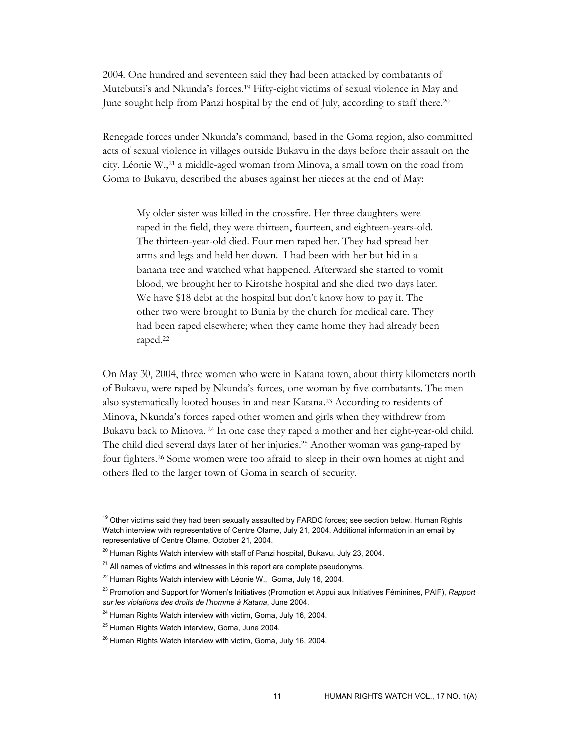2004. One hundred and seventeen said they had been attacked by combatants of Mutebutsi's and Nkunda's forces.[19] Fifty-eight victims of sexual violence in May and June sought help from Panzi hospital by the end of July, according to staff there.[20]

Renegade forces under Nkunda's command, based in the Goma region, also committed acts of sexual violence in villages outside Bukavu in the days before their assault on the city. Léonie W.,[21] a middle-aged woman from Minova, a small town on the road from Goma to Bukavu, described the abuses against her nieces at the end of May:

> My older sister was killed in the crossfire. Her three daughters were raped in the field, they were thirteen, fourteen, and eighteen-years-old. The thirteen-year-old died. Four men raped her. They had spread her arms and legs and held her down. I had been with her but hid in a banana tree and watched what happened. Afterward she started to vomit blood, we brought her to Kirotshe hospital and she died two days later. We have $18 debt at the hospital but don't know how to pay it. The other two were brought to Bunia by the church for medical care. They had been raped elsewhere; when they came home they had already been raped.[22]

On May 30, 2004, three women who were in Katana town, about thirty kilometers north of Bukavu, were raped by Nkunda's forces, one woman by five combatants. The men also systematically looted houses in and near Katana.[23] According to residents of Minova, Nkunda's forces raped other women and girls when they withdrew from Bukavu back to Minova.[24] In one case they raped a mother and her eight-year-old child. The child died several days later of her injuries.[25] Another woman was gang-raped by four fighters.[26] Some women were too afraid to sleep in their own homes at night and others fled to the larger town of Goma in search of security.

---

[19] Other victims said they had been sexually assaulted by FARDC forces; see section below. Human Rights Watch interview with representative of Centre Olame, July 21, 2004. Additional information in an email by representative of Centre Olame, October 21, 2004.

[20] Human Rights Watch interview with staff of Panzi hospital, Bukavu, July 23, 2004.

[21] All names of victims and witnesses in this report are complete pseudonyms.

[22] Human Rights Watch interview with Léonie W., Goma, July 16, 2004.

[23] Promotion and Support for Women's Initiatives (Promotion et Appui aux Initiatives Féminines, PAIF), *Rapport sur les violations des droits de l'homme à Katana*, June 2004.

[24] Human Rights Watch interview with victim, Goma, July 16, 2004.

[25] Human Rights Watch interview, Goma, June 2004.

[26] Human Rights Watch interview with victim, Goma, July 16, 2004.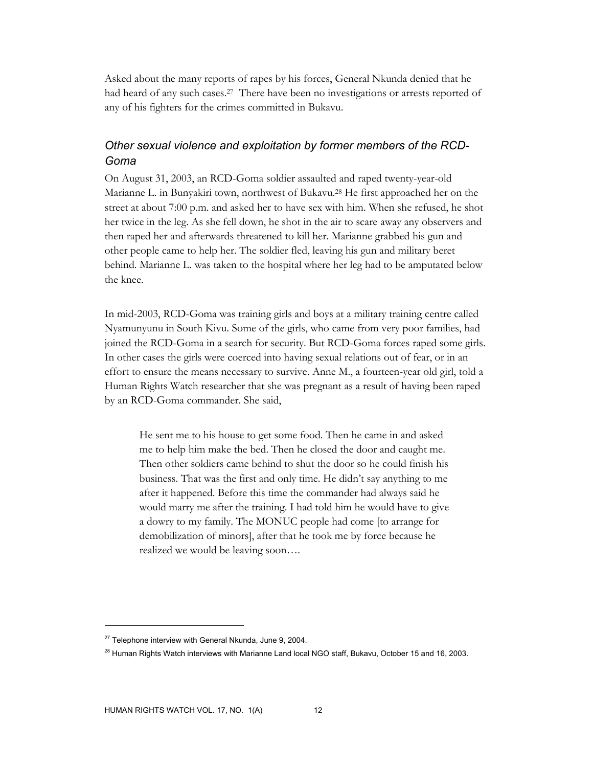Asked about the many reports of rapes by his forces, General Nkunda denied that he had heard of any such cases.[27] There have been no investigations or arrests reported of any of his fighters for the crimes committed in Bukavu.

### *Other sexual violence and exploitation by former members of the RCD-Goma*

On August 31, 2003, an RCD-Goma soldier assaulted and raped twenty-year-old Marianne L. in Bunyakiri town, northwest of Bukavu.[28] He first approached her on the street at about 7:00 p.m. and asked her to have sex with him. When she refused, he shot her twice in the leg. As she fell down, he shot in the air to scare away any observers and then raped her and afterwards threatened to kill her. Marianne grabbed his gun and other people came to help her. The soldier fled, leaving his gun and military beret behind. Marianne L. was taken to the hospital where her leg had to be amputated below the knee.

In mid-2003, RCD-Goma was training girls and boys at a military training centre called Nyamunyunu in South Kivu. Some of the girls, who came from very poor families, had joined the RCD-Goma in a search for security. But RCD-Goma forces raped some girls. In other cases the girls were coerced into having sexual relations out of fear, or in an effort to ensure the means necessary to survive. Anne M., a fourteen-year old girl, told a Human Rights Watch researcher that she was pregnant as a result of having been raped by an RCD-Goma commander. She said,

> He sent me to his house to get some food. Then he came in and asked me to help him make the bed. Then he closed the door and caught me. Then other soldiers came behind to shut the door so he could finish his business. That was the first and only time. He didn't say anything to me after it happened. Before this time the commander had always said he would marry me after the training. I had told him he would have to give a dowry to my family. The MONUC people had come [to arrange for demobilization of minors], after that he took me by force because he realized we would be leaving soon….

---

[27] Telephone interview with General Nkunda, June 9, 2004.

[28] Human Rights Watch interviews with Marianne Land local NGO staff, Bukavu, October 15 and 16, 2003.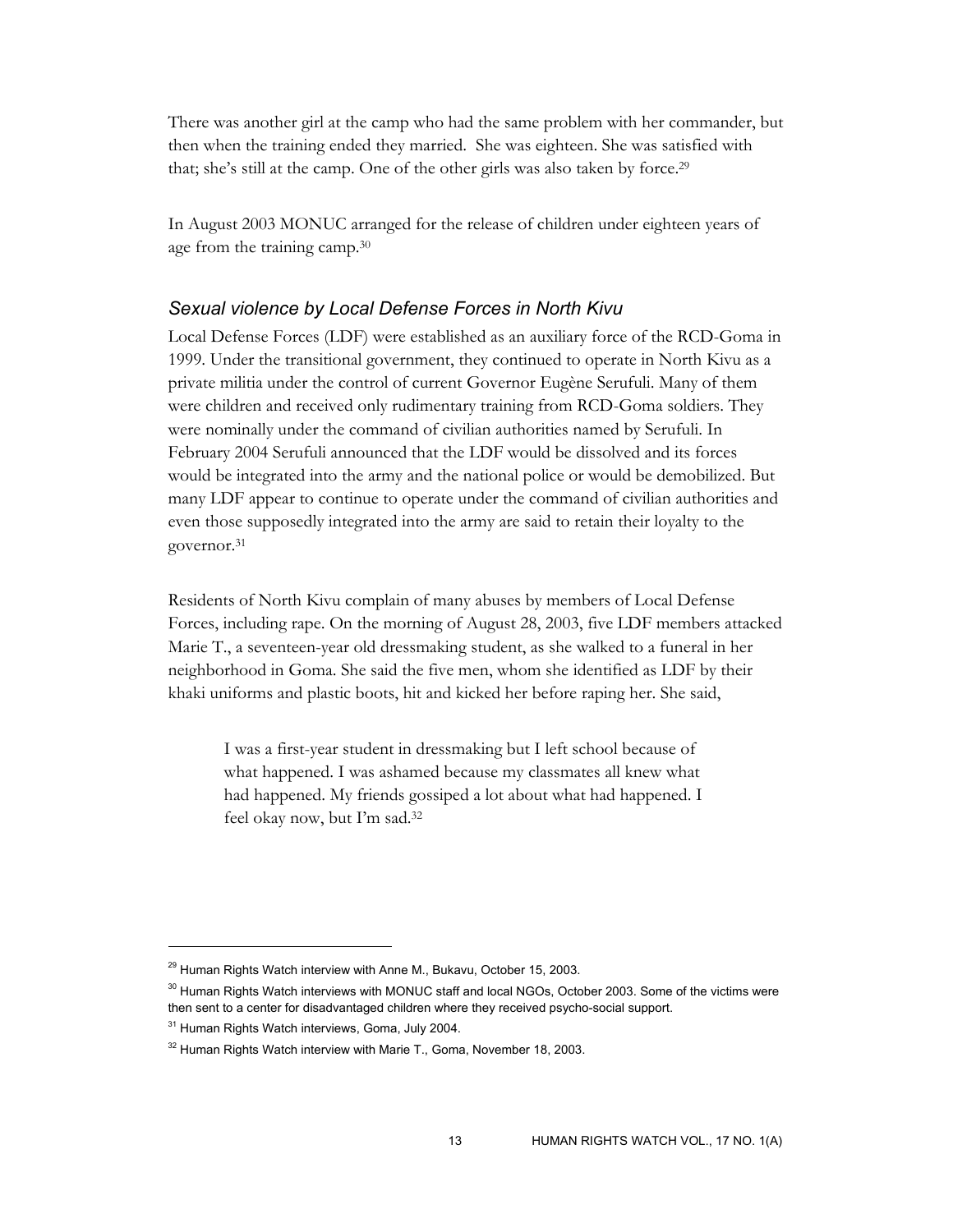There was another girl at the camp who had the same problem with her commander, but then when the training ended they married. She was eighteen. She was satisfied with that; she's still at the camp. One of the other girls was also taken by force.[29]

In August 2003 MONUC arranged for the release of children under eighteen years of age from the training camp.[30]

### *Sexual violence by Local Defense Forces in North Kivu*

Local Defense Forces (LDF) were established as an auxiliary force of the RCD-Goma in 1999. Under the transitional government, they continued to operate in North Kivu as a private militia under the control of current Governor Eugène Serufuli. Many of them were children and received only rudimentary training from RCD-Goma soldiers. They were nominally under the command of civilian authorities named by Serufuli. In February 2004 Serufuli announced that the LDF would be dissolved and its forces would be integrated into the army and the national police or would be demobilized. But many LDF appear to continue to operate under the command of civilian authorities and even those supposedly integrated into the army are said to retain their loyalty to the governor.[31]

Residents of North Kivu complain of many abuses by members of Local Defense Forces, including rape. On the morning of August 28, 2003, five LDF members attacked Marie T., a seventeen-year old dressmaking student, as she walked to a funeral in her neighborhood in Goma. She said the five men, whom she identified as LDF by their khaki uniforms and plastic boots, hit and kicked her before raping her. She said,

> I was a first-year student in dressmaking but I left school because of what happened. I was ashamed because my classmates all knew what had happened. My friends gossiped a lot about what had happened. I feel okay now, but I'm sad.[32]

---

[29] Human Rights Watch interview with Anne M., Bukavu, October 15, 2003.

[30] Human Rights Watch interviews with MONUC staff and local NGOs, October 2003. Some of the victims were then sent to a center for disadvantaged children where they received psycho-social support.

[31] Human Rights Watch interviews, Goma, July 2004.

[32] Human Rights Watch interview with Marie T., Goma, November 18, 2003.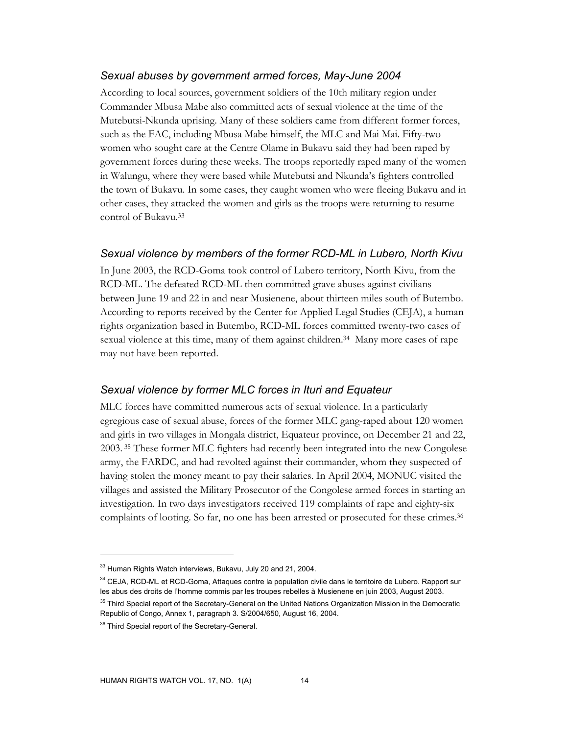### *Sexual abuses by government armed forces, May-June 2004*

According to local sources, government soldiers of the 10th military region under Commander Mbusa Mabe also committed acts of sexual violence at the time of the Mutebutsi-Nkunda uprising. Many of these soldiers came from different former forces, such as the FAC, including Mbusa Mabe himself, the MLC and Mai Mai. Fifty-two women who sought care at the Centre Olame in Bukavu said they had been raped by government forces during these weeks. The troops reportedly raped many of the women in Walungu, where they were based while Mutebutsi and Nkunda's fighters controlled the town of Bukavu. In some cases, they caught women who were fleeing Bukavu and in other cases, they attacked the women and girls as the troops were returning to resume control of Bukavu.[33]

### *Sexual violence by members of the former RCD-ML in Lubero, North Kivu*

In June 2003, the RCD-Goma took control of Lubero territory, North Kivu, from the RCD-ML. The defeated RCD-ML then committed grave abuses against civilians between June 19 and 22 in and near Musienene, about thirteen miles south of Butembo. According to reports received by the Center for Applied Legal Studies (CEJA), a human rights organization based in Butembo, RCD-ML forces committed twenty-two cases of sexual violence at this time, many of them against children.[34] Many more cases of rape may not have been reported.

### *Sexual violence by former MLC forces in Ituri and Equateur*

MLC forces have committed numerous acts of sexual violence. In a particularly egregious case of sexual abuse, forces of the former MLC gang-raped about 120 women and girls in two villages in Mongala district, Equateur province, on December 21 and 22, 2003.[35] These former MLC fighters had recently been integrated into the new Congolese army, the FARDC, and had revolted against their commander, whom they suspected of having stolen the money meant to pay their salaries. In April 2004, MONUC visited the villages and assisted the Military Prosecutor of the Congolese armed forces in starting an investigation. In two days investigators received 119 complaints of rape and eighty-six complaints of looting. So far, no one has been arrested or prosecuted for these crimes.[36]

---

[33] Human Rights Watch interviews, Bukavu, July 20 and 21, 2004.

[34] CEJA, RCD-ML et RCD-Goma, Attaques contre la population civile dans le territoire de Lubero. Rapport sur les abus des droits de l'homme commis par les troupes rebelles à Musienene en juin 2003, August 2003.

[35] Third Special report of the Secretary-General on the United Nations Organization Mission in the Democratic Republic of Congo, Annex 1, paragraph 3. S/2004/650, August 16, 2004.

[36] Third Special report of the Secretary-General.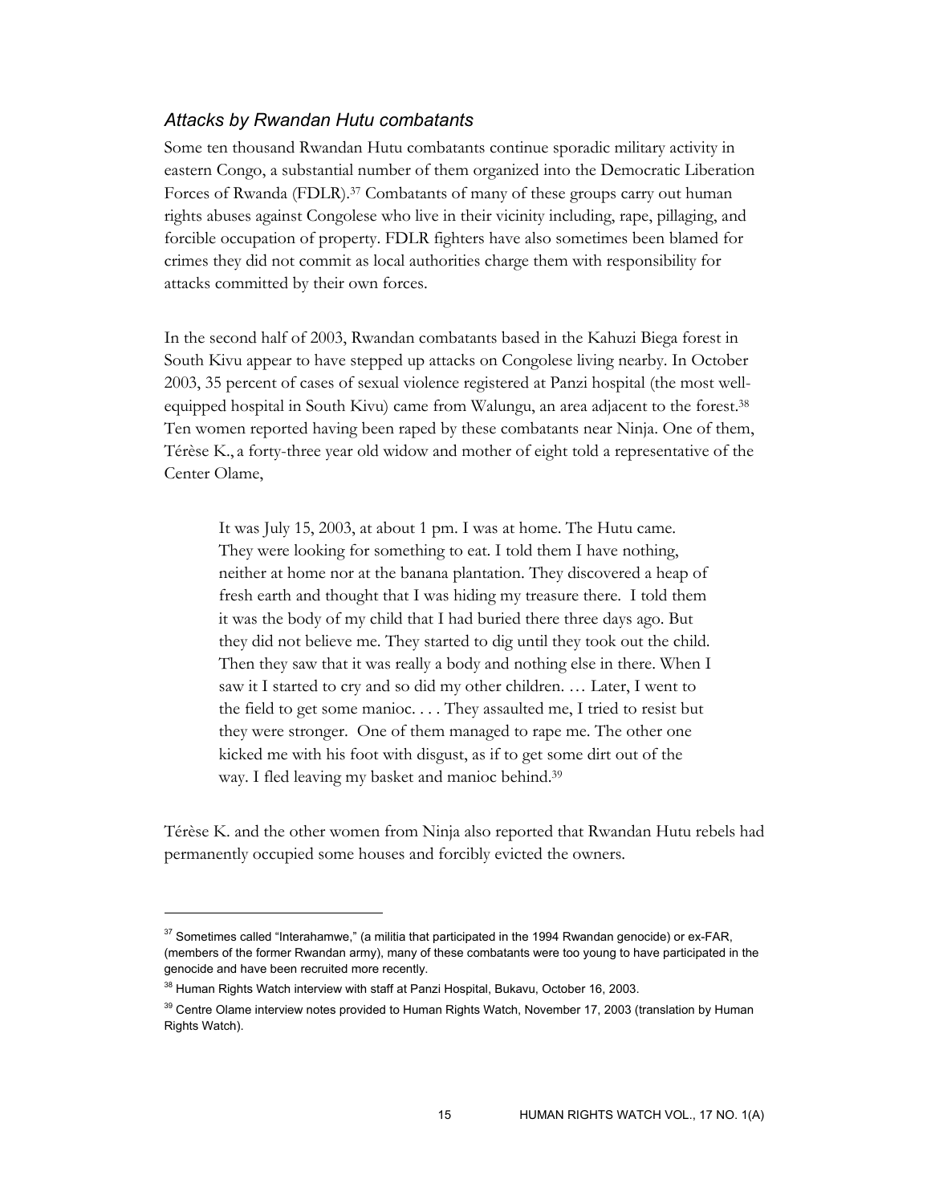### *Attacks by Rwandan Hutu combatants*

Some ten thousand Rwandan Hutu combatants continue sporadic military activity in eastern Congo, a substantial number of them organized into the Democratic Liberation Forces of Rwanda (FDLR).[37] Combatants of many of these groups carry out human rights abuses against Congolese who live in their vicinity including, rape, pillaging, and forcible occupation of property. FDLR fighters have also sometimes been blamed for crimes they did not commit as local authorities charge them with responsibility for attacks committed by their own forces.

In the second half of 2003, Rwandan combatants based in the Kahuzi Biega forest in South Kivu appear to have stepped up attacks on Congolese living nearby. In October 2003, 35 percent of cases of sexual violence registered at Panzi hospital (the most well-equipped hospital in South Kivu) came from Walungu, an area adjacent to the forest.[38] Ten women reported having been raped by these combatants near Ninja. One of them, Térèse K., a forty-three year old widow and mother of eight told a representative of the Center Olame,

> It was July 15, 2003, at about 1 pm. I was at home. The Hutu came. They were looking for something to eat. I told them I have nothing, neither at home nor at the banana plantation. They discovered a heap of fresh earth and thought that I was hiding my treasure there. I told them it was the body of my child that I had buried there three days ago. But they did not believe me. They started to dig until they took out the child. Then they saw that it was really a body and nothing else in there. When I saw it I started to cry and so did my other children. … Later, I went to the field to get some manioc. . . . They assaulted me, I tried to resist but they were stronger. One of them managed to rape me. The other one kicked me with his foot with disgust, as if to get some dirt out of the way. I fled leaving my basket and manioc behind.[39]

Térèse K. and the other women from Ninja also reported that Rwandan Hutu rebels had permanently occupied some houses and forcibly evicted the owners.

---

[37] Sometimes called "Interahamwe," (a militia that participated in the 1994 Rwandan genocide) or ex-FAR, (members of the former Rwandan army), many of these combatants were too young to have participated in the genocide and have been recruited more recently.

[38] Human Rights Watch interview with staff at Panzi Hospital, Bukavu, October 16, 2003.

[39] Centre Olame interview notes provided to Human Rights Watch, November 17, 2003 (translation by Human Rights Watch).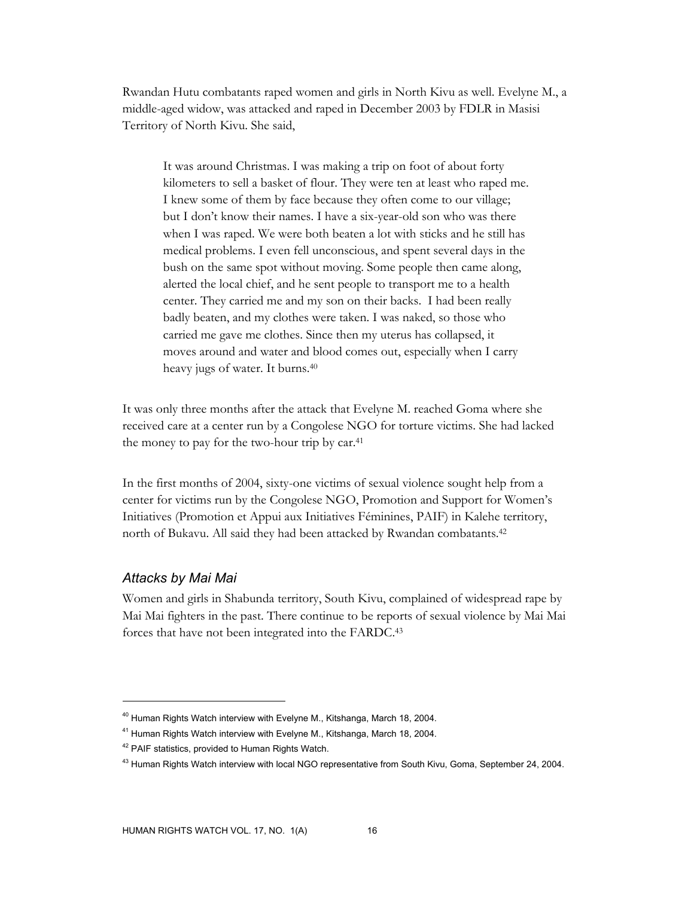Rwandan Hutu combatants raped women and girls in North Kivu as well. Evelyne M., a middle-aged widow, was attacked and raped in December 2003 by FDLR in Masisi Territory of North Kivu. She said,

> It was around Christmas. I was making a trip on foot of about forty kilometers to sell a basket of flour. They were ten at least who raped me. I knew some of them by face because they often come to our village; but I don't know their names. I have a six-year-old son who was there when I was raped. We were both beaten a lot with sticks and he still has medical problems. I even fell unconscious, and spent several days in the bush on the same spot without moving. Some people then came along, alerted the local chief, and he sent people to transport me to a health center. They carried me and my son on their backs. I had been really badly beaten, and my clothes were taken. I was naked, so those who carried me gave me clothes. Since then my uterus has collapsed, it moves around and water and blood comes out, especially when I carry heavy jugs of water. It burns.[40]

It was only three months after the attack that Evelyne M. reached Goma where she received care at a center run by a Congolese NGO for torture victims. She had lacked the money to pay for the two-hour trip by car.[41]

In the first months of 2004, sixty-one victims of sexual violence sought help from a center for victims run by the Congolese NGO, Promotion and Support for Women's Initiatives (Promotion et Appui aux Initiatives Féminines, PAIF) in Kalehe territory, north of Bukavu. All said they had been attacked by Rwandan combatants.[42]

### *Attacks by Mai Mai*

Women and girls in Shabunda territory, South Kivu, complained of widespread rape by Mai Mai fighters in the past. There continue to be reports of sexual violence by Mai Mai forces that have not been integrated into the FARDC.[43]

---

[40] Human Rights Watch interview with Evelyne M., Kitshanga, March 18, 2004.

[41] Human Rights Watch interview with Evelyne M., Kitshanga, March 18, 2004.

[42] PAIF statistics, provided to Human Rights Watch.

[43] Human Rights Watch interview with local NGO representative from South Kivu, Goma, September 24, 2004.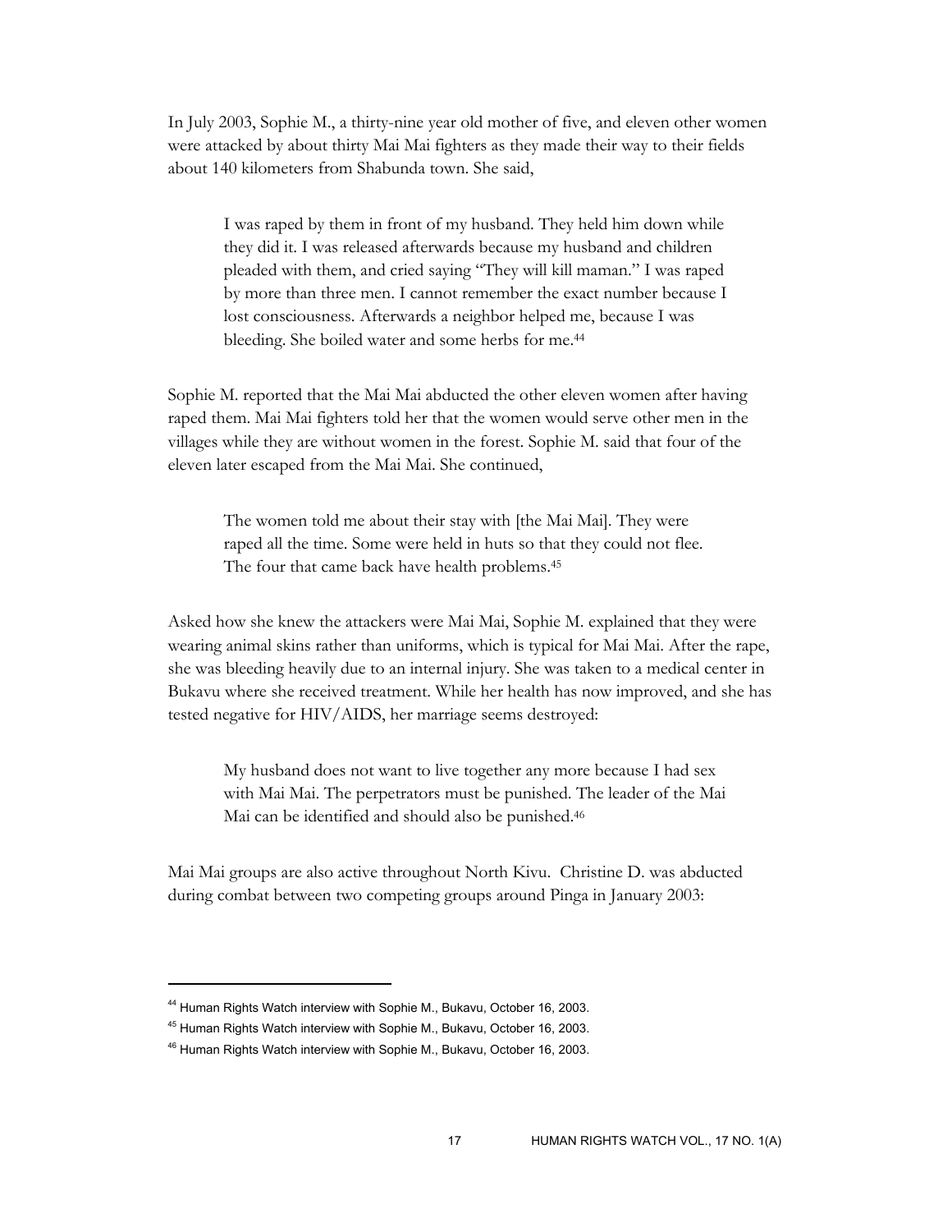In July 2003, Sophie M., a thirty-nine year old mother of five, and eleven other women were attacked by about thirty Mai Mai fighters as they made their way to their fields about 140 kilometers from Shabunda town. She said,

> I was raped by them in front of my husband. They held him down while they did it. I was released afterwards because my husband and children pleaded with them, and cried saying "They will kill maman." I was raped by more than three men. I cannot remember the exact number because I lost consciousness. Afterwards a neighbor helped me, because I was bleeding. She boiled water and some herbs for me.[44]

Sophie M. reported that the Mai Mai abducted the other eleven women after having raped them. Mai Mai fighters told her that the women would serve other men in the villages while they are without women in the forest. Sophie M. said that four of the eleven later escaped from the Mai Mai. She continued,

> The women told me about their stay with [the Mai Mai]. They were raped all the time. Some were held in huts so that they could not flee. The four that came back have health problems.[45]

Asked how she knew the attackers were Mai Mai, Sophie M. explained that they were wearing animal skins rather than uniforms, which is typical for Mai Mai. After the rape, she was bleeding heavily due to an internal injury. She was taken to a medical center in Bukavu where she received treatment. While her health has now improved, and she has tested negative for HIV/AIDS, her marriage seems destroyed:

> My husband does not want to live together any more because I had sex with Mai Mai. The perpetrators must be punished. The leader of the Mai Mai can be identified and should also be punished.[46]

Mai Mai groups are also active throughout North Kivu. Christine D. was abducted during combat between two competing groups around Pinga in January 2003:

---

[44] Human Rights Watch interview with Sophie M., Bukavu, October 16, 2003.

[45] Human Rights Watch interview with Sophie M., Bukavu, October 16, 2003.

[46] Human Rights Watch interview with Sophie M., Bukavu, October 16, 2003.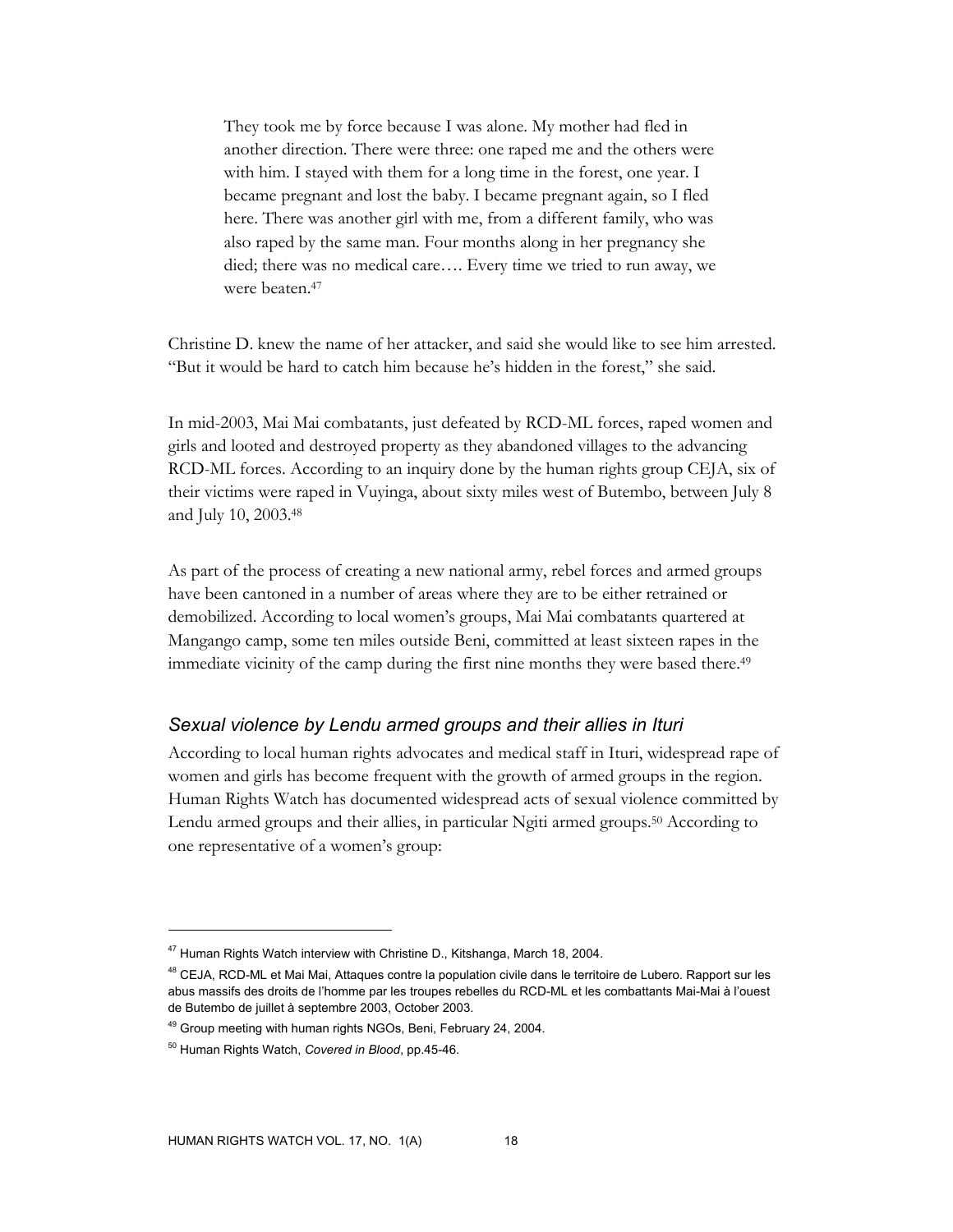> They took me by force because I was alone. My mother had fled in another direction. There were three: one raped me and the others were with him. I stayed with them for a long time in the forest, one year. I became pregnant and lost the baby. I became pregnant again, so I fled here. There was another girl with me, from a different family, who was also raped by the same man. Four months along in her pregnancy she died; there was no medical care…. Every time we tried to run away, we were beaten.[47]

Christine D. knew the name of her attacker, and said she would like to see him arrested. "But it would be hard to catch him because he's hidden in the forest," she said.

In mid-2003, Mai Mai combatants, just defeated by RCD-ML forces, raped women and girls and looted and destroyed property as they abandoned villages to the advancing RCD-ML forces. According to an inquiry done by the human rights group CEJA, six of their victims were raped in Vuyinga, about sixty miles west of Butembo, between July 8 and July 10, 2003.[48]

As part of the process of creating a new national army, rebel forces and armed groups have been cantoned in a number of areas where they are to be either retrained or demobilized. According to local women's groups, Mai Mai combatants quartered at Mangango camp, some ten miles outside Beni, committed at least sixteen rapes in the immediate vicinity of the camp during the first nine months they were based there.[49]

### *Sexual violence by Lendu armed groups and their allies in Ituri*

According to local human rights advocates and medical staff in Ituri, widespread rape of women and girls has become frequent with the growth of armed groups in the region. Human Rights Watch has documented widespread acts of sexual violence committed by Lendu armed groups and their allies, in particular Ngiti armed groups.[50] According to one representative of a women's group:

---

[47] Human Rights Watch interview with Christine D., Kitshanga, March 18, 2004.

[48] CEJA, RCD-ML et Mai Mai, Attaques contre la population civile dans le territoire de Lubero. Rapport sur les abus massifs des droits de l'homme par les troupes rebelles du RCD-ML et les combattants Mai-Mai à l'ouest de Butembo de juillet à septembre 2003, October 2003.

[49] Group meeting with human rights NGOs, Beni, February 24, 2004.

[50] Human Rights Watch, *Covered in Blood*, pp.45-46.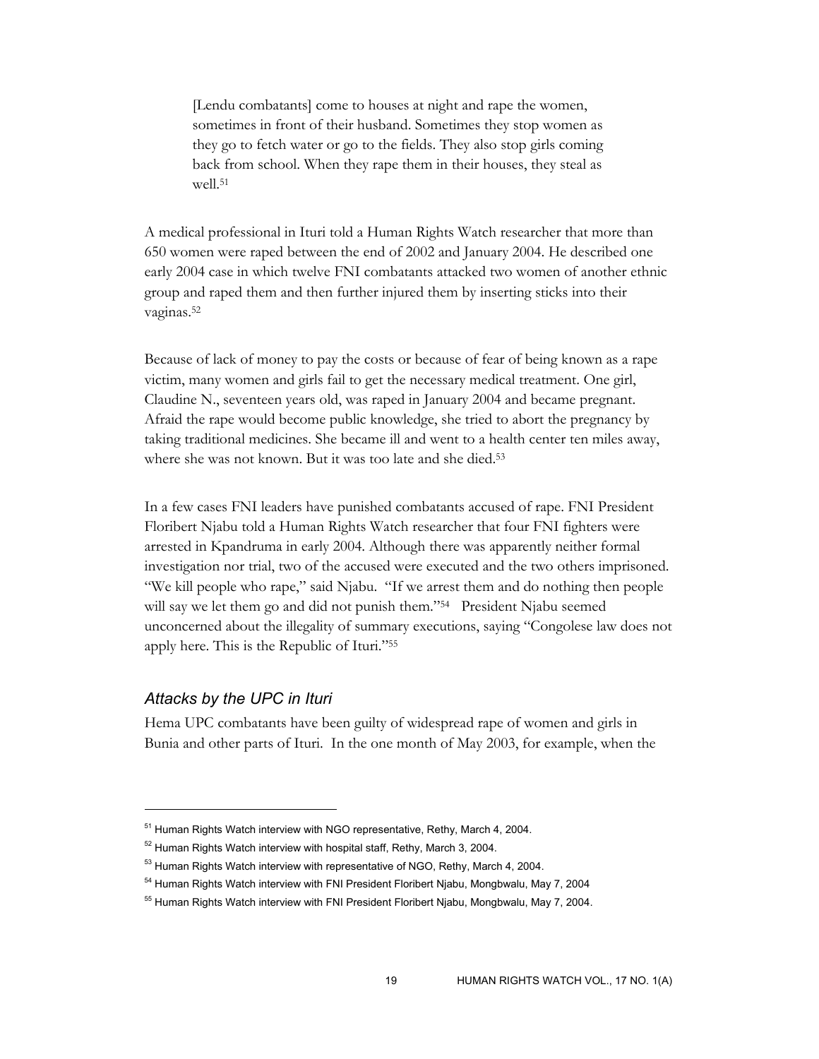> [Lendu combatants] come to houses at night and rape the women, sometimes in front of their husband. Sometimes they stop women as they go to fetch water or go to the fields. They also stop girls coming back from school. When they rape them in their houses, they steal as well.[51]

A medical professional in Ituri told a Human Rights Watch researcher that more than 650 women were raped between the end of 2002 and January 2004. He described one early 2004 case in which twelve FNI combatants attacked two women of another ethnic group and raped them and then further injured them by inserting sticks into their vaginas.[52]

Because of lack of money to pay the costs or because of fear of being known as a rape victim, many women and girls fail to get the necessary medical treatment. One girl, Claudine N., seventeen years old, was raped in January 2004 and became pregnant. Afraid the rape would become public knowledge, she tried to abort the pregnancy by taking traditional medicines. She became ill and went to a health center ten miles away, where she was not known. But it was too late and she died.[53]

In a few cases FNI leaders have punished combatants accused of rape. FNI President Floribert Njabu told a Human Rights Watch researcher that four FNI fighters were arrested in Kpandruma in early 2004. Although there was apparently neither formal investigation nor trial, two of the accused were executed and the two others imprisoned. "We kill people who rape," said Njabu. "If we arrest them and do nothing then people will say we let them go and did not punish them."[54] President Njabu seemed unconcerned about the illegality of summary executions, saying "Congolese law does not apply here. This is the Republic of Ituri."[55]

### *Attacks by the UPC in Ituri*

Hema UPC combatants have been guilty of widespread rape of women and girls in Bunia and other parts of Ituri. In the one month of May 2003, for example, when the

---

[51] Human Rights Watch interview with NGO representative, Rethy, March 4, 2004.

[52] Human Rights Watch interview with hospital staff, Rethy, March 3, 2004.

[53] Human Rights Watch interview with representative of NGO, Rethy, March 4, 2004.

[54] Human Rights Watch interview with FNI President Floribert Njabu, Mongbwalu, May 7, 2004

[55] Human Rights Watch interview with FNI President Floribert Njabu, Mongbwalu, May 7, 2004.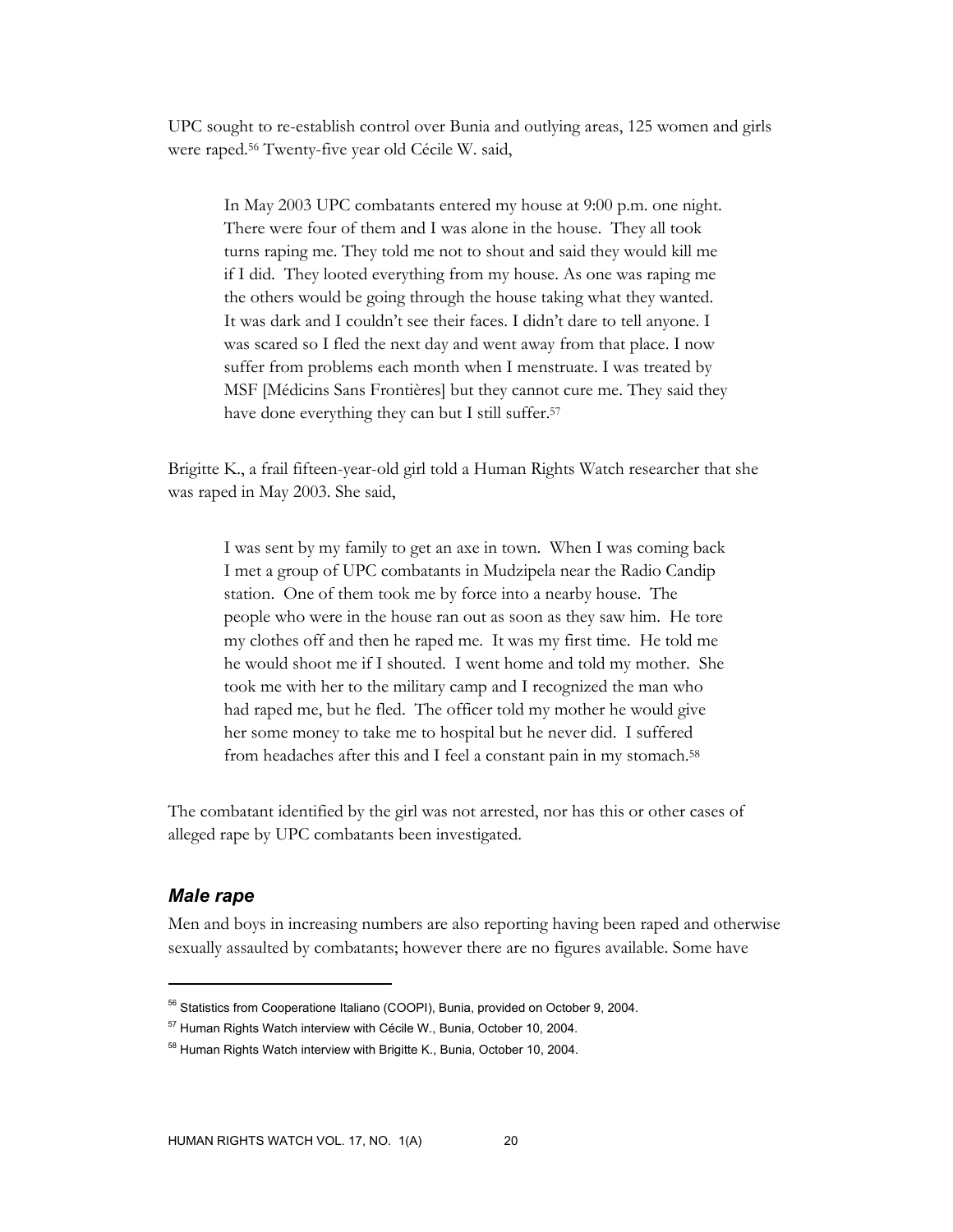UPC sought to re-establish control over Bunia and outlying areas, 125 women and girls were raped.[56] Twenty-five year old Cécile W. said,

> In May 2003 UPC combatants entered my house at 9:00 p.m. one night. There were four of them and I was alone in the house. They all took turns raping me. They told me not to shout and said they would kill me if I did. They looted everything from my house. As one was raping me the others would be going through the house taking what they wanted. It was dark and I couldn't see their faces. I didn't dare to tell anyone. I was scared so I fled the next day and went away from that place. I now suffer from problems each month when I menstruate. I was treated by MSF [Médicins Sans Frontières] but they cannot cure me. They said they have done everything they can but I still suffer.[57]

Brigitte K., a frail fifteen-year-old girl told a Human Rights Watch researcher that she was raped in May 2003. She said,

> I was sent by my family to get an axe in town. When I was coming back I met a group of UPC combatants in Mudzipela near the Radio Candip station. One of them took me by force into a nearby house. The people who were in the house ran out as soon as they saw him. He tore my clothes off and then he raped me. It was my first time. He told me he would shoot me if I shouted. I went home and told my mother. She took me with her to the military camp and I recognized the man who had raped me, but he fled. The officer told my mother he would give her some money to take me to hospital but he never did. I suffered from headaches after this and I feel a constant pain in my stomach.[58]

The combatant identified by the girl was not arrested, nor has this or other cases of alleged rape by UPC combatants been investigated.

### *Male rape*

Men and boys in increasing numbers are also reporting having been raped and otherwise sexually assaulted by combatants; however there are no figures available. Some have

---

[56] Statistics from Cooperatione Italiano (COOPI), Bunia, provided on October 9, 2004.

[57] Human Rights Watch interview with Cécile W., Bunia, October 10, 2004.

[58] Human Rights Watch interview with Brigitte K., Bunia, October 10, 2004.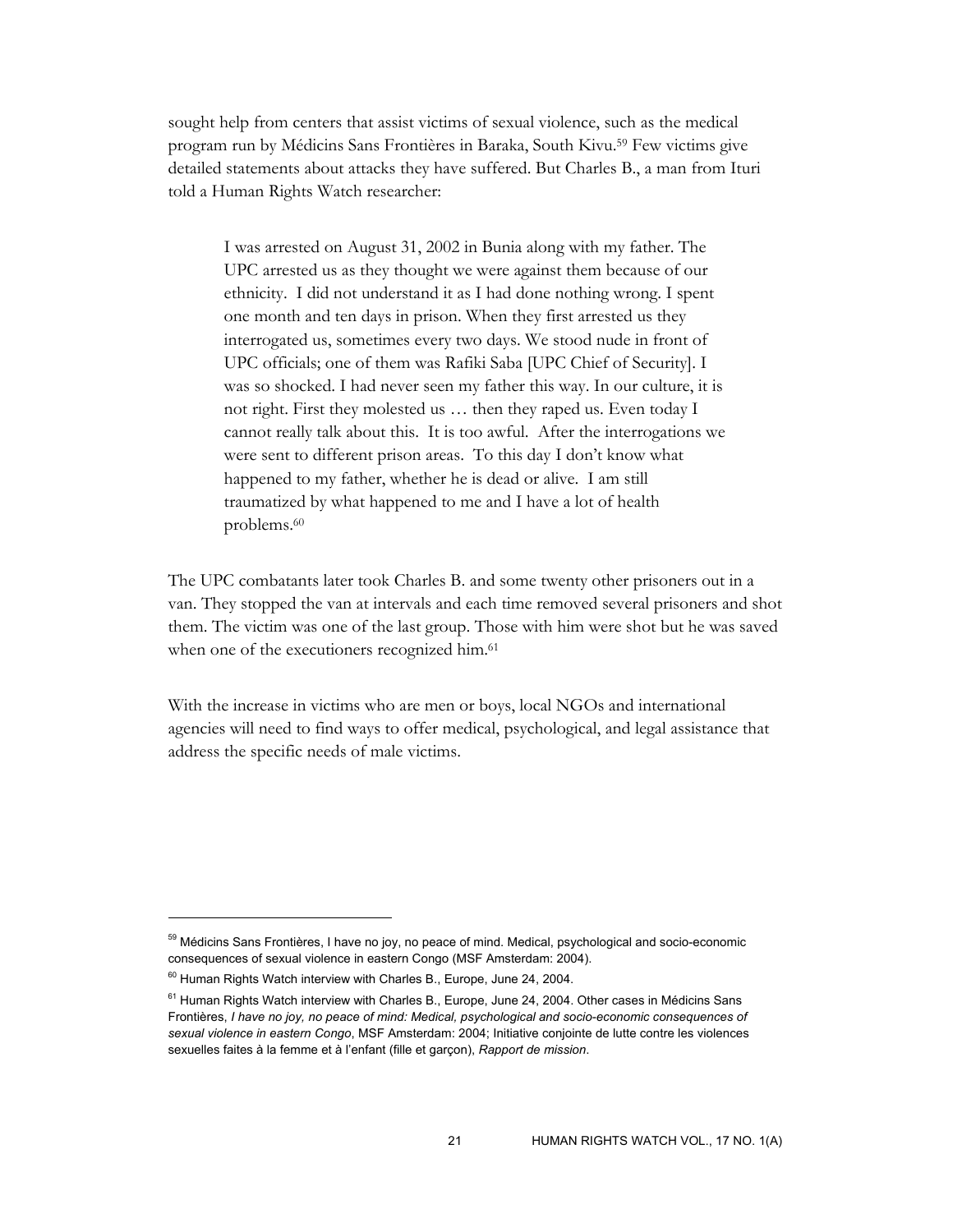sought help from centers that assist victims of sexual violence, such as the medical program run by Médicins Sans Frontières in Baraka, South Kivu.[59] Few victims give detailed statements about attacks they have suffered. But Charles B., a man from Ituri told a Human Rights Watch researcher:

> I was arrested on August 31, 2002 in Bunia along with my father. The UPC arrested us as they thought we were against them because of our ethnicity. I did not understand it as I had done nothing wrong. I spent one month and ten days in prison. When they first arrested us they interrogated us, sometimes every two days. We stood nude in front of UPC officials; one of them was Rafiki Saba [UPC Chief of Security]. I was so shocked. I had never seen my father this way. In our culture, it is not right. First they molested us … then they raped us. Even today I cannot really talk about this. It is too awful. After the interrogations we were sent to different prison areas. To this day I don't know what happened to my father, whether he is dead or alive. I am still traumatized by what happened to me and I have a lot of health problems.[60]

The UPC combatants later took Charles B. and some twenty other prisoners out in a van. They stopped the van at intervals and each time removed several prisoners and shot them. The victim was one of the last group. Those with him were shot but he was saved when one of the executioners recognized him.[61]

With the increase in victims who are men or boys, local NGOs and international agencies will need to find ways to offer medical, psychological, and legal assistance that address the specific needs of male victims.

---

[59] Médicins Sans Frontières, I have no joy, no peace of mind. Medical, psychological and socio-economic consequences of sexual violence in eastern Congo (MSF Amsterdam: 2004).

[60] Human Rights Watch interview with Charles B., Europe, June 24, 2004.

[61] Human Rights Watch interview with Charles B., Europe, June 24, 2004. Other cases in Médicins Sans Frontières, *I have no joy, no peace of mind: Medical, psychological and socio-economic consequences of sexual violence in eastern Congo*, MSF Amsterdam: 2004; Initiative conjointe de lutte contre les violences sexuelles faites à la femme et à l'enfant (fille et garçon), *Rapport de mission*.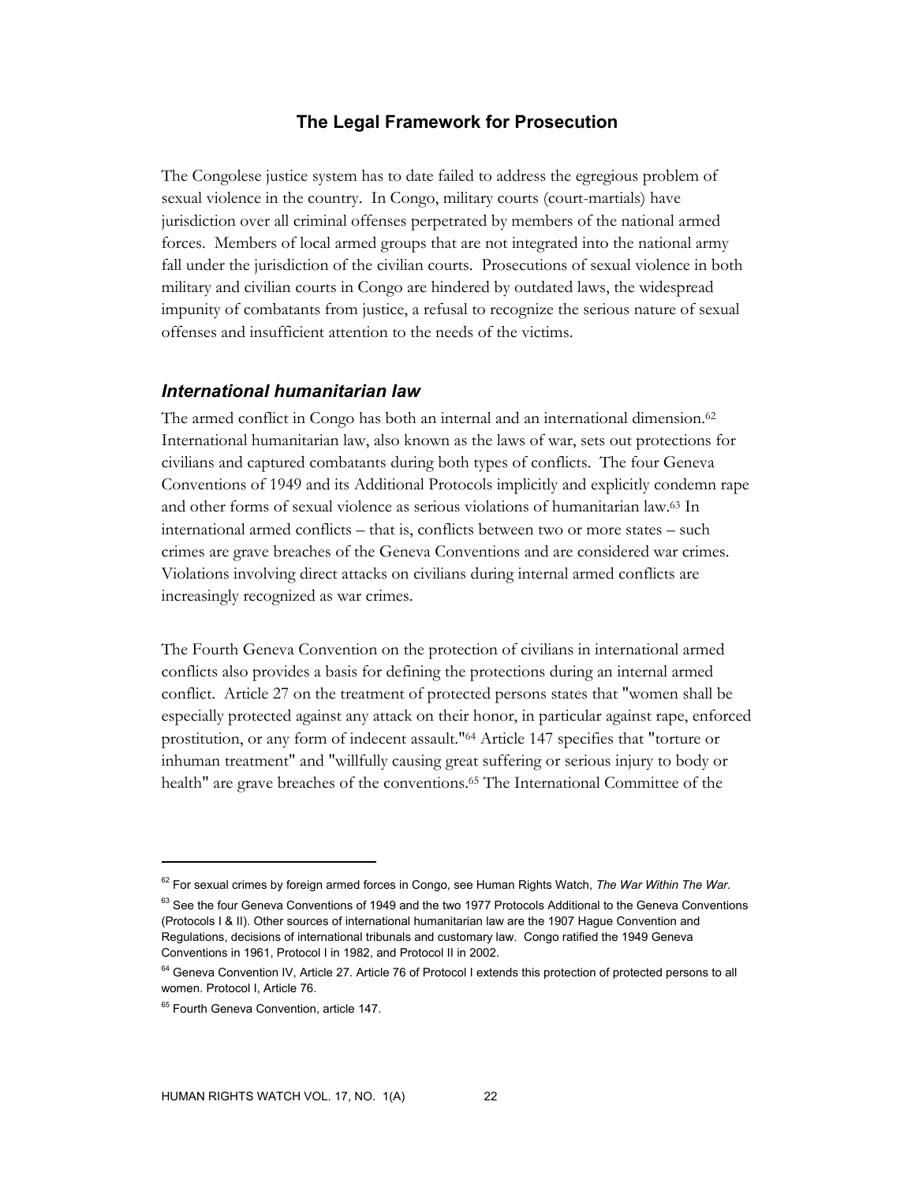## The Legal Framework for Prosecution

The Congolese justice system has to date failed to address the egregious problem of sexual violence in the country. In Congo, military courts (court-martials) have jurisdiction over all criminal offenses perpetrated by members of the national armed forces. Members of local armed groups that are not integrated into the national army fall under the jurisdiction of the civilian courts. Prosecutions of sexual violence in both military and civilian courts in Congo are hindered by outdated laws, the widespread impunity of combatants from justice, a refusal to recognize the serious nature of sexual offenses and insufficient attention to the needs of the victims.

### *International humanitarian law*

The armed conflict in Congo has both an internal and an international dimension.[62] International humanitarian law, also known as the laws of war, sets out protections for civilians and captured combatants during both types of conflicts. The four Geneva Conventions of 1949 and its Additional Protocols implicitly and explicitly condemn rape and other forms of sexual violence as serious violations of humanitarian law.[63] In international armed conflicts – that is, conflicts between two or more states – such crimes are grave breaches of the Geneva Conventions and are considered war crimes. Violations involving direct attacks on civilians during internal armed conflicts are increasingly recognized as war crimes.

The Fourth Geneva Convention on the protection of civilians in international armed conflicts also provides a basis for defining the protections during an internal armed conflict. Article 27 on the treatment of protected persons states that "women shall be especially protected against any attack on their honor, in particular against rape, enforced prostitution, or any form of indecent assault."[64] Article 147 specifies that "torture or inhuman treatment" and "willfully causing great suffering or serious injury to body or health" are grave breaches of the conventions.[65] The International Committee of the

---

[62] For sexual crimes by foreign armed forces in Congo, see Human Rights Watch, *The War Within The War*.

[63] See the four Geneva Conventions of 1949 and the two 1977 Protocols Additional to the Geneva Conventions (Protocols I & II). Other sources of international humanitarian law are the 1907 Hague Convention and Regulations, decisions of international tribunals and customary law. Congo ratified the 1949 Geneva Conventions in 1961, Protocol I in 1982, and Protocol II in 2002.

[64] Geneva Convention IV, Article 27. Article 76 of Protocol I extends this protection of protected persons to all women. Protocol I, Article 76.

[65] Fourth Geneva Convention, article 147.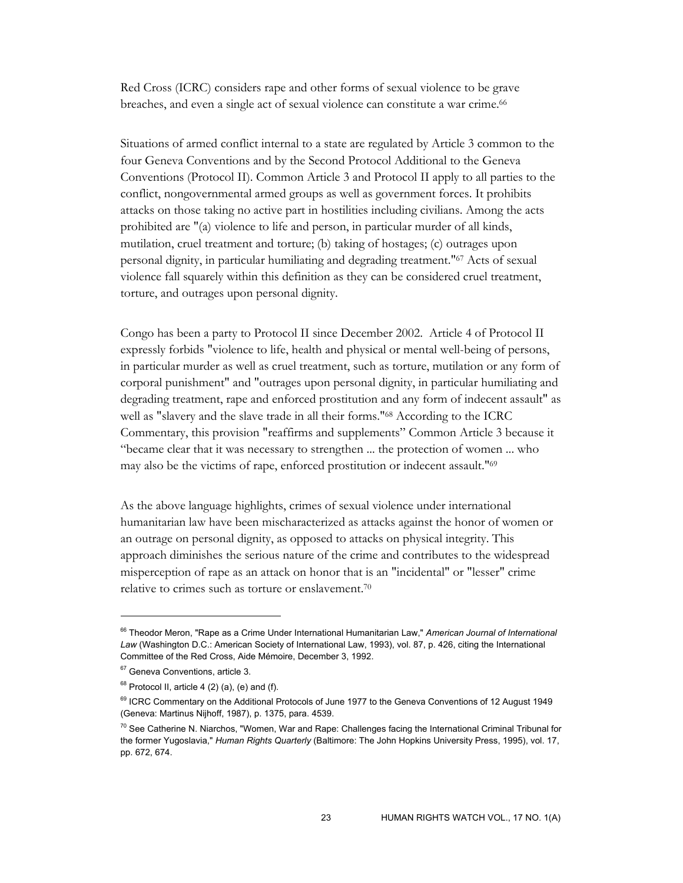Red Cross (ICRC) considers rape and other forms of sexual violence to be grave breaches, and even a single act of sexual violence can constitute a war crime.[66]

Situations of armed conflict internal to a state are regulated by Article 3 common to the four Geneva Conventions and by the Second Protocol Additional to the Geneva Conventions (Protocol II). Common Article 3 and Protocol II apply to all parties to the conflict, nongovernmental armed groups as well as government forces. It prohibits attacks on those taking no active part in hostilities including civilians. Among the acts prohibited are "(a) violence to life and person, in particular murder of all kinds, mutilation, cruel treatment and torture; (b) taking of hostages; (c) outrages upon personal dignity, in particular humiliating and degrading treatment."[67] Acts of sexual violence fall squarely within this definition as they can be considered cruel treatment, torture, and outrages upon personal dignity.

Congo has been a party to Protocol II since December 2002. Article 4 of Protocol II expressly forbids "violence to life, health and physical or mental well-being of persons, in particular murder as well as cruel treatment, such as torture, mutilation or any form of corporal punishment" and "outrages upon personal dignity, in particular humiliating and degrading treatment, rape and enforced prostitution and any form of indecent assault" as well as "slavery and the slave trade in all their forms."[68] According to the ICRC Commentary, this provision "reaffirms and supplements" Common Article 3 because it "became clear that it was necessary to strengthen ... the protection of women ... who may also be the victims of rape, enforced prostitution or indecent assault."[69]

As the above language highlights, crimes of sexual violence under international humanitarian law have been mischaracterized as attacks against the honor of women or an outrage on personal dignity, as opposed to attacks on physical integrity. This approach diminishes the serious nature of the crime and contributes to the widespread misperception of rape as an attack on honor that is an "incidental" or "lesser" crime relative to crimes such as torture or enslavement.[70]

---

[66] Theodor Meron, "Rape as a Crime Under International Humanitarian Law," *American Journal of International Law* (Washington D.C.: American Society of International Law, 1993), vol. 87, p. 426, citing the International Committee of the Red Cross, Aide Mémoire, December 3, 1992.

[67] Geneva Conventions, article 3.

[68] Protocol II, article 4 (2) (a), (e) and (f).

[69] ICRC Commentary on the Additional Protocols of June 1977 to the Geneva Conventions of 12 August 1949 (Geneva: Martinus Nijhoff, 1987), p. 1375, para. 4539.

[70] See Catherine N. Niarchos, "Women, War and Rape: Challenges facing the International Criminal Tribunal for the former Yugoslavia," *Human Rights Quarterly* (Baltimore: The John Hopkins University Press, 1995), vol. 17, pp. 672, 674.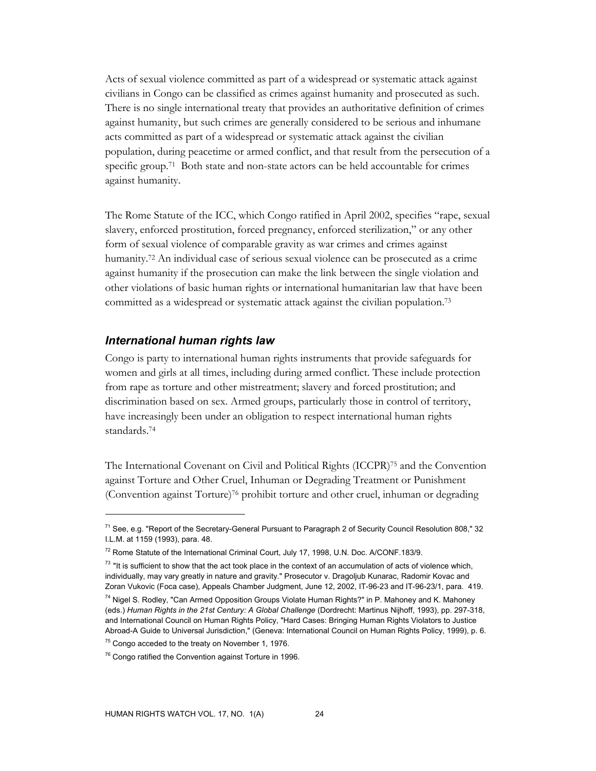Acts of sexual violence committed as part of a widespread or systematic attack against civilians in Congo can be classified as crimes against humanity and prosecuted as such. There is no single international treaty that provides an authoritative definition of crimes against humanity, but such crimes are generally considered to be serious and inhumane acts committed as part of a widespread or systematic attack against the civilian population, during peacetime or armed conflict, and that result from the persecution of a specific group.[71] Both state and non-state actors can be held accountable for crimes against humanity.

The Rome Statute of the ICC, which Congo ratified in April 2002, specifies "rape, sexual slavery, enforced prostitution, forced pregnancy, enforced sterilization," or any other form of sexual violence of comparable gravity as war crimes and crimes against humanity.[72] An individual case of serious sexual violence can be prosecuted as a crime against humanity if the prosecution can make the link between the single violation and other violations of basic human rights or international humanitarian law that have been committed as a widespread or systematic attack against the civilian population.[73]

### *International human rights law*

Congo is party to international human rights instruments that provide safeguards for women and girls at all times, including during armed conflict. These include protection from rape as torture and other mistreatment; slavery and forced prostitution; and discrimination based on sex. Armed groups, particularly those in control of territory, have increasingly been under an obligation to respect international human rights standards.[74]

The International Covenant on Civil and Political Rights (ICCPR)[75] and the Convention against Torture and Other Cruel, Inhuman or Degrading Treatment or Punishment (Convention against Torture)[76] prohibit torture and other cruel, inhuman or degrading

---

[71] See, e.g. "Report of the Secretary-General Pursuant to Paragraph 2 of Security Council Resolution 808," 32 I.L.M. at 1159 (1993), para. 48.

[72] Rome Statute of the International Criminal Court, July 17, 1998, U.N. Doc. A/CONF.183/9.

[73] "It is sufficient to show that the act took place in the context of an accumulation of acts of violence which, individually, may vary greatly in nature and gravity." Prosecutor v. Dragoljub Kunarac, Radomir Kovac and Zoran Vukovic (Foca case), Appeals Chamber Judgment, June 12, 2002, IT-96-23 and IT-96-23/1, para. 419.

[74] Nigel S. Rodley, "Can Armed Opposition Groups Violate Human Rights?" in P. Mahoney and K. Mahoney (eds.) *Human Rights in the 21st Century: A Global Challenge* (Dordrecht: Martinus Nijhoff, 1993), pp. 297-318, and International Council on Human Rights Policy, "Hard Cases: Bringing Human Rights Violators to Justice Abroad-A Guide to Universal Jurisdiction," (Geneva: International Council on Human Rights Policy, 1999), p. 6.

[75] Congo acceded to the treaty on November 1, 1976.

[76] Congo ratified the Convention against Torture in 1996.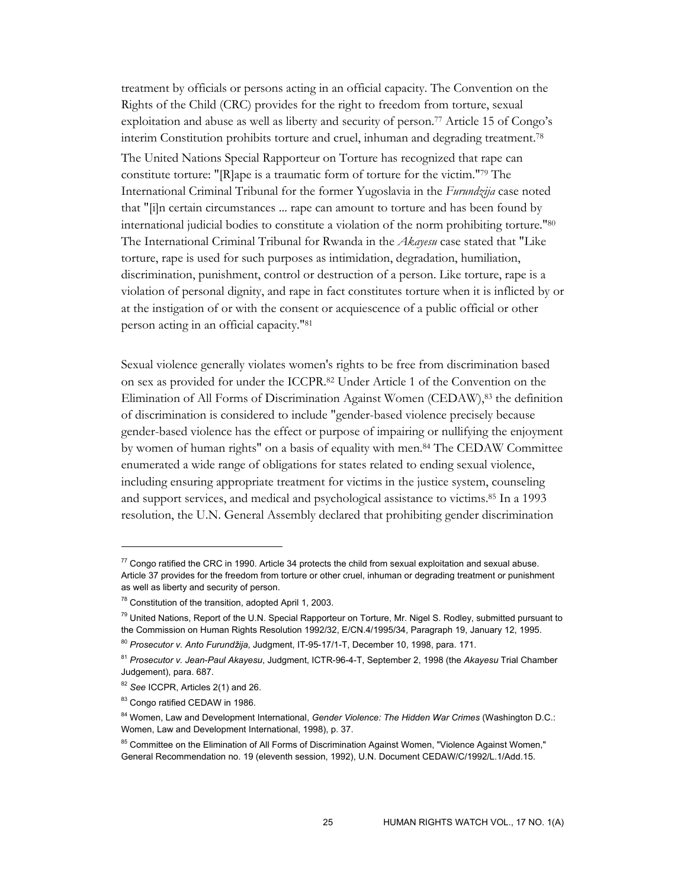treatment by officials or persons acting in an official capacity. The Convention on the Rights of the Child (CRC) provides for the right to freedom from torture, sexual exploitation and abuse as well as liberty and security of person.[77] Article 15 of Congo's interim Constitution prohibits torture and cruel, inhuman and degrading treatment.[78]

The United Nations Special Rapporteur on Torture has recognized that rape can constitute torture: "[R]ape is a traumatic form of torture for the victim."[79] The International Criminal Tribunal for the former Yugoslavia in the *Furundzija* case noted that "[i]n certain circumstances ... rape can amount to torture and has been found by international judicial bodies to constitute a violation of the norm prohibiting torture."[80] The International Criminal Tribunal for Rwanda in the *Akayesu* case stated that "Like torture, rape is used for such purposes as intimidation, degradation, humiliation, discrimination, punishment, control or destruction of a person. Like torture, rape is a violation of personal dignity, and rape in fact constitutes torture when it is inflicted by or at the instigation of or with the consent or acquiescence of a public official or other person acting in an official capacity."[81]

Sexual violence generally violates women's rights to be free from discrimination based on sex as provided for under the ICCPR.[82] Under Article 1 of the Convention on the Elimination of All Forms of Discrimination Against Women (CEDAW),[83] the definition of discrimination is considered to include "gender-based violence precisely because gender-based violence has the effect or purpose of impairing or nullifying the enjoyment by women of human rights" on a basis of equality with men.[84] The CEDAW Committee enumerated a wide range of obligations for states related to ending sexual violence, including ensuring appropriate treatment for victims in the justice system, counseling and support services, and medical and psychological assistance to victims.[85] In a 1993 resolution, the U.N. General Assembly declared that prohibiting gender discrimination

---

[77] Congo ratified the CRC in 1990. Article 34 protects the child from sexual exploitation and sexual abuse. Article 37 provides for the freedom from torture or other cruel, inhuman or degrading treatment or punishment as well as liberty and security of person.

[78] Constitution of the transition, adopted April 1, 2003.

[79] United Nations, Report of the U.N. Special Rapporteur on Torture, Mr. Nigel S. Rodley, submitted pursuant to the Commission on Human Rights Resolution 1992/32, E/CN.4/1995/34, Paragraph 19, January 12, 1995.

[80] *Prosecutor v. Anto Furundžija*, Judgment, IT-95-17/1-T, December 10, 1998, para. 171.

[81] *Prosecutor v. Jean-Paul Akayesu*, Judgment, ICTR-96-4-T, September 2, 1998 (the *Akayesu* Trial Chamber Judgement), para. 687.

[82] *See* ICCPR, Articles 2(1) and 26.

[83] Congo ratified CEDAW in 1986.

[84] Women, Law and Development International, *Gender Violence: The Hidden War Crimes* (Washington D.C.: Women, Law and Development International, 1998), p. 37.

[85] Committee on the Elimination of All Forms of Discrimination Against Women, "Violence Against Women," General Recommendation no. 19 (eleventh session, 1992), U.N. Document CEDAW/C/1992/L.1/Add.15.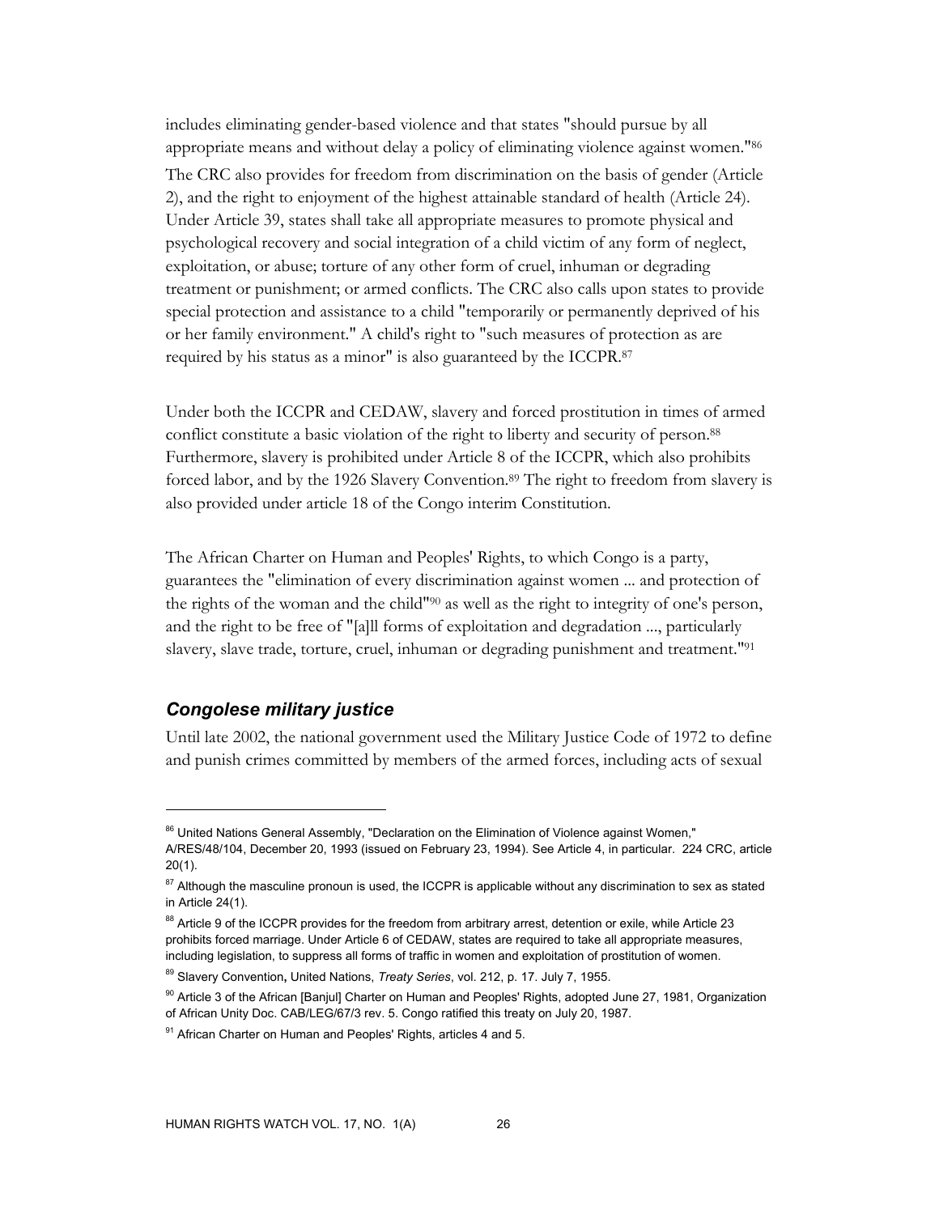includes eliminating gender-based violence and that states "should pursue by all appropriate means and without delay a policy of eliminating violence against women."[86]

The CRC also provides for freedom from discrimination on the basis of gender (Article 2), and the right to enjoyment of the highest attainable standard of health (Article 24). Under Article 39, states shall take all appropriate measures to promote physical and psychological recovery and social integration of a child victim of any form of neglect, exploitation, or abuse; torture of any other form of cruel, inhuman or degrading treatment or punishment; or armed conflicts. The CRC also calls upon states to provide special protection and assistance to a child "temporarily or permanently deprived of his or her family environment." A child's right to "such measures of protection as are required by his status as a minor" is also guaranteed by the ICCPR.[87]

Under both the ICCPR and CEDAW, slavery and forced prostitution in times of armed conflict constitute a basic violation of the right to liberty and security of person.[88] Furthermore, slavery is prohibited under Article 8 of the ICCPR, which also prohibits forced labor, and by the 1926 Slavery Convention.[89] The right to freedom from slavery is also provided under article 18 of the Congo interim Constitution.

The African Charter on Human and Peoples' Rights, to which Congo is a party, guarantees the "elimination of every discrimination against women ... and protection of the rights of the woman and the child"[90] as well as the right to integrity of one's person, and the right to be free of "[a]ll forms of exploitation and degradation ..., particularly slavery, slave trade, torture, cruel, inhuman or degrading punishment and treatment."[91]

### *Congolese military justice*

Until late 2002, the national government used the Military Justice Code of 1972 to define and punish crimes committed by members of the armed forces, including acts of sexual

---

[86] United Nations General Assembly, "Declaration on the Elimination of Violence against Women," A/RES/48/104, December 20, 1993 (issued on February 23, 1994). See Article 4, in particular. 224 CRC, article 20(1).

[87] Although the masculine pronoun is used, the ICCPR is applicable without any discrimination to sex as stated in Article 24(1).

[88] Article 9 of the ICCPR provides for the freedom from arbitrary arrest, detention or exile, while Article 23 prohibits forced marriage. Under Article 6 of CEDAW, states are required to take all appropriate measures, including legislation, to suppress all forms of traffic in women and exploitation of prostitution of women.

[89] Slavery Convention**,** United Nations, *Treaty Series*, vol. 212, p. 17. July 7, 1955.

[90] Article 3 of the African [Banjul] Charter on Human and Peoples' Rights, adopted June 27, 1981, Organization of African Unity Doc. CAB/LEG/67/3 rev. 5. Congo ratified this treaty on July 20, 1987.

[91] African Charter on Human and Peoples' Rights, articles 4 and 5.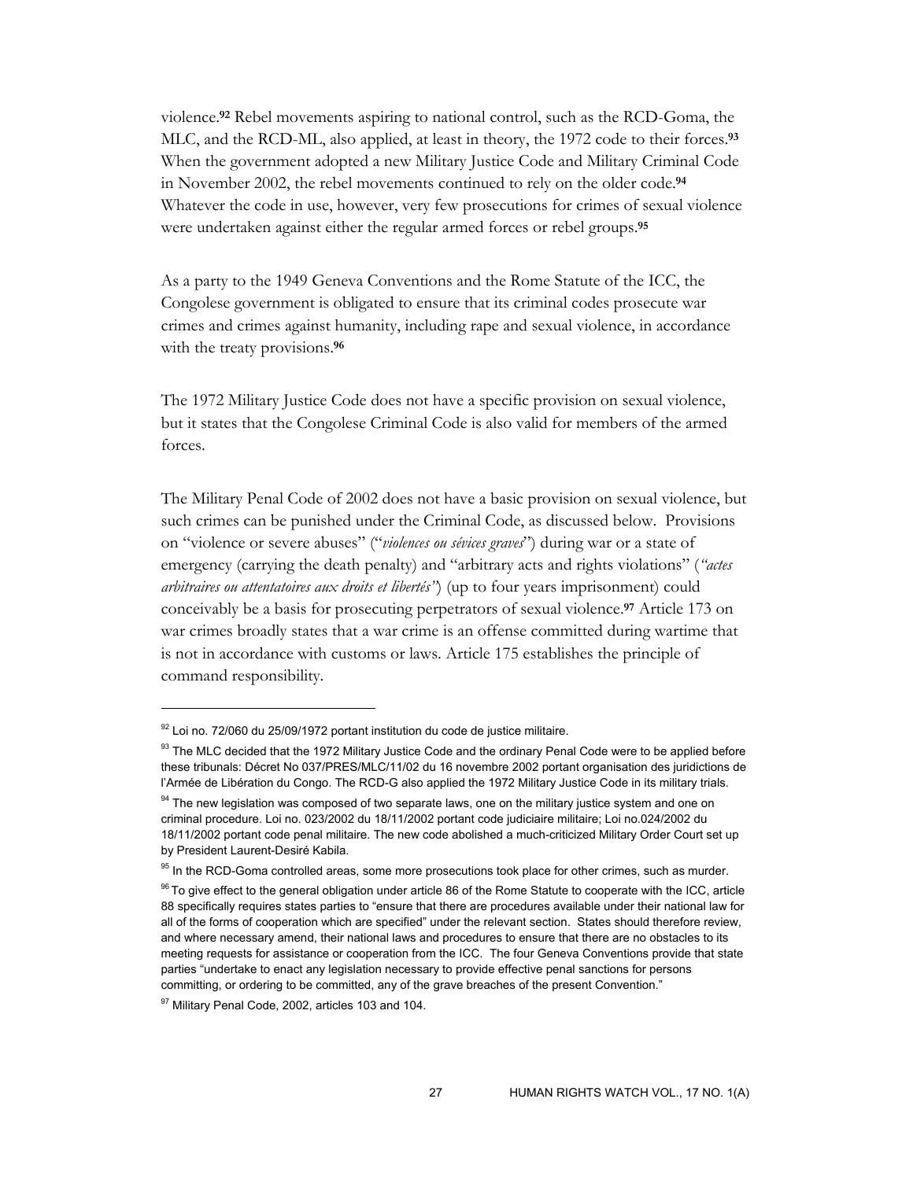violence.[92] Rebel movements aspiring to national control, such as the RCD-Goma, the MLC, and the RCD-ML, also applied, at least in theory, the 1972 code to their forces.[93] When the government adopted a new Military Justice Code and Military Criminal Code in November 2002, the rebel movements continued to rely on the older code.[94] Whatever the code in use, however, very few prosecutions for crimes of sexual violence were undertaken against either the regular armed forces or rebel groups.[95]

As a party to the 1949 Geneva Conventions and the Rome Statute of the ICC, the Congolese government is obligated to ensure that its criminal codes prosecute war crimes and crimes against humanity, including rape and sexual violence, in accordance with the treaty provisions.[96]

The 1972 Military Justice Code does not have a specific provision on sexual violence, but it states that the Congolese Criminal Code is also valid for members of the armed forces.

The Military Penal Code of 2002 does not have a basic provision on sexual violence, but such crimes can be punished under the Criminal Code, as discussed below. Provisions on "violence or severe abuses" ("*violences ou sévices graves*") during war or a state of emergency (carrying the death penalty) and "arbitrary acts and rights violations" (*"actes arbitraires ou attentatoires aux droits et libertés"*) (up to four years imprisonment) could conceivably be a basis for prosecuting perpetrators of sexual violence.[97] Article 173 on war crimes broadly states that a war crime is an offense committed during wartime that is not in accordance with customs or laws. Article 175 establishes the principle of command responsibility.

---

[92] Loi no. 72/060 du 25/09/1972 portant institution du code de justice militaire.

[93] The MLC decided that the 1972 Military Justice Code and the ordinary Penal Code were to be applied before these tribunals: Décret No 037/PRES/MLC/11/02 du 16 novembre 2002 portant organisation des juridictions de l'Armée de Libération du Congo. The RCD-G also applied the 1972 Military Justice Code in its military trials.

[94] The new legislation was composed of two separate laws, one on the military justice system and one on criminal procedure. Loi no. 023/2002 du 18/11/2002 portant code judiciaire militaire; Loi no.024/2002 du 18/11/2002 portant code penal militaire. The new code abolished a much-criticized Military Order Court set up by President Laurent-Desiré Kabila.

[95] In the RCD-Goma controlled areas, some more prosecutions took place for other crimes, such as murder.

[96] To give effect to the general obligation under article 86 of the Rome Statute to cooperate with the ICC, article 88 specifically requires states parties to "ensure that there are procedures available under their national law for all of the forms of cooperation which are specified" under the relevant section. States should therefore review, and where necessary amend, their national laws and procedures to ensure that there are no obstacles to its meeting requests for assistance or cooperation from the ICC. The four Geneva Conventions provide that state parties "undertake to enact any legislation necessary to provide effective penal sanctions for persons committing, or ordering to be committed, any of the grave breaches of the present Convention."

[97] Military Penal Code, 2002, articles 103 and 104.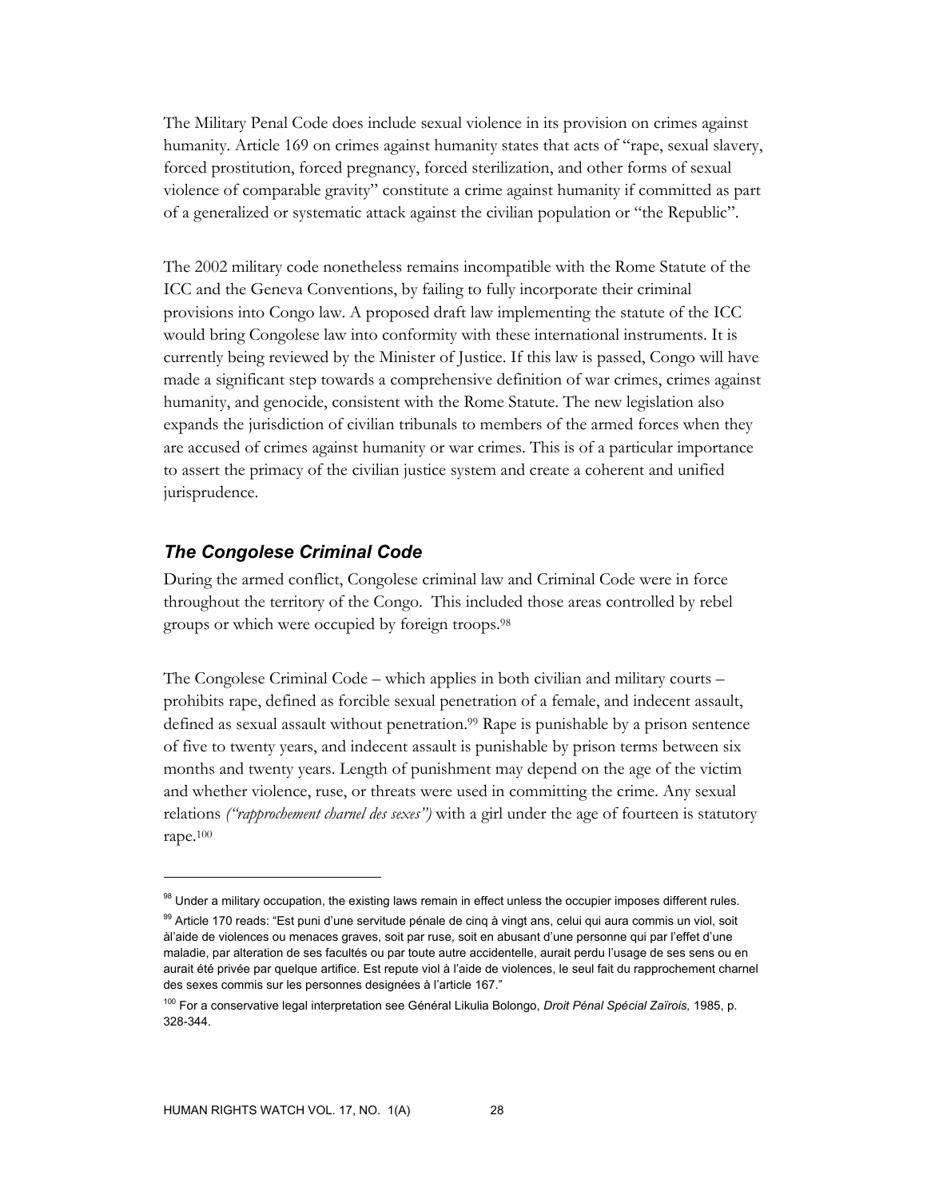The Military Penal Code does include sexual violence in its provision on crimes against humanity. Article 169 on crimes against humanity states that acts of "rape, sexual slavery, forced prostitution, forced pregnancy, forced sterilization, and other forms of sexual violence of comparable gravity" constitute a crime against humanity if committed as part of a generalized or systematic attack against the civilian population or "the Republic".

The 2002 military code nonetheless remains incompatible with the Rome Statute of the ICC and the Geneva Conventions, by failing to fully incorporate their criminal provisions into Congo law. A proposed draft law implementing the statute of the ICC would bring Congolese law into conformity with these international instruments. It is currently being reviewed by the Minister of Justice. If this law is passed, Congo will have made a significant step towards a comprehensive definition of war crimes, crimes against humanity, and genocide, consistent with the Rome Statute. The new legislation also expands the jurisdiction of civilian tribunals to members of the armed forces when they are accused of crimes against humanity or war crimes. This is of a particular importance to assert the primacy of the civilian justice system and create a coherent and unified jurisprudence.

### *The Congolese Criminal Code*

During the armed conflict, Congolese criminal law and Criminal Code were in force throughout the territory of the Congo. This included those areas controlled by rebel groups or which were occupied by foreign troops.[98]

The Congolese Criminal Code – which applies in both civilian and military courts – prohibits rape, defined as forcible sexual penetration of a female, and indecent assault, defined as sexual assault without penetration.[99] Rape is punishable by a prison sentence of five to twenty years, and indecent assault is punishable by prison terms between six months and twenty years. Length of punishment may depend on the age of the victim and whether violence, ruse, or threats were used in committing the crime. Any sexual relations *("rapprochement charnel des sexes")* with a girl under the age of fourteen is statutory rape.[100]

---

[98] Under a military occupation, the existing laws remain in effect unless the occupier imposes different rules.

[99] Article 170 reads: "Est puni d'une servitude pénale de cinq à vingt ans, celui qui aura commis un viol, soit àl'aide de violences ou menaces graves, soit par ruse, soit en abusant d'une personne qui par l'effet d'une maladie, par alteration de ses facultés ou par toute autre accidentelle, aurait perdu l'usage de ses sens ou en aurait été privée par quelque artifice. Est repute viol à l'aide de violences, le seul fait du rapprochement charnel des sexes commis sur les personnes designées à l'article 167."

[100] For a conservative legal interpretation see Général Likulia Bolongo, *Droit Pénal Spécial Zaïrois,* 1985, p. 328-344.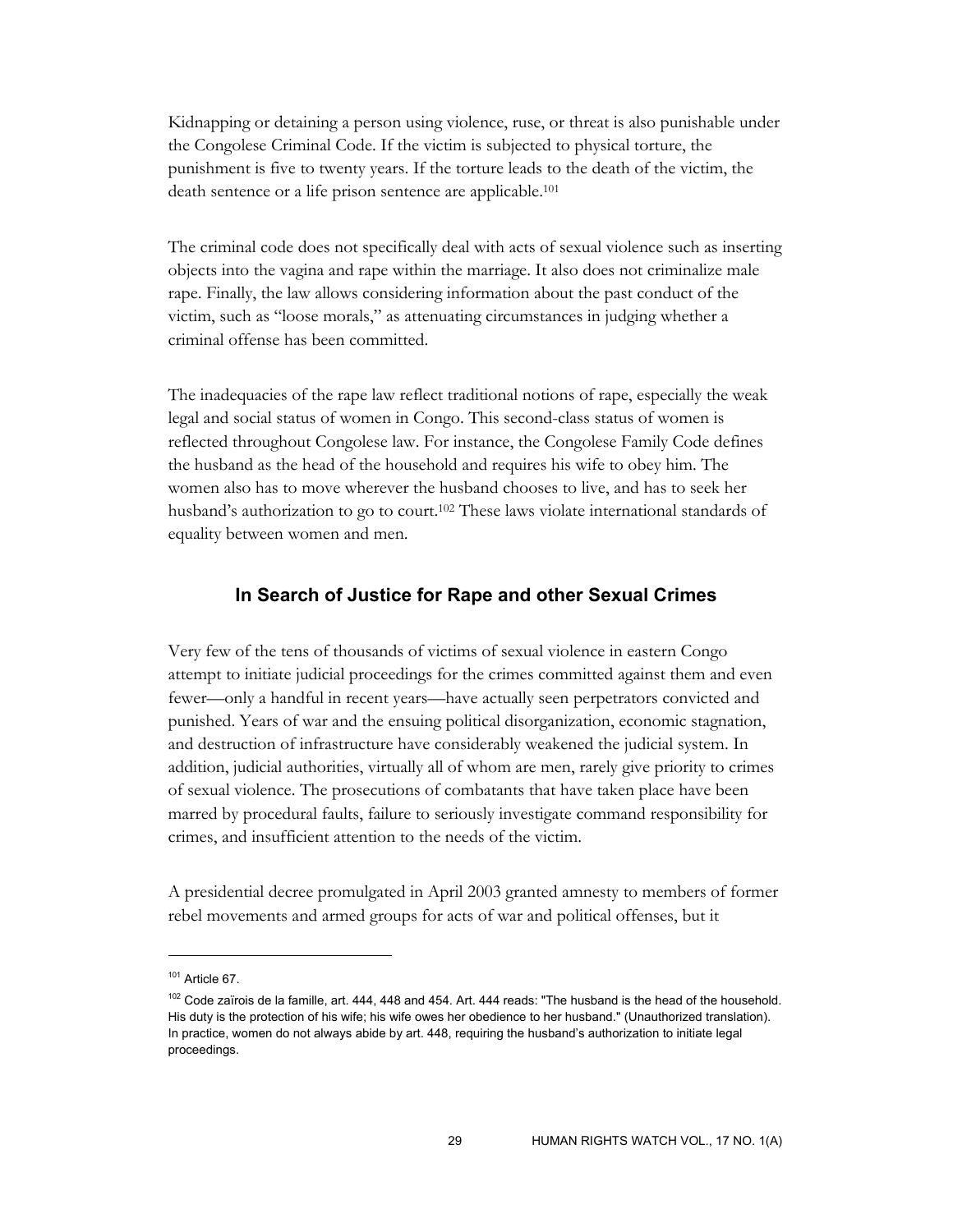Kidnapping or detaining a person using violence, ruse, or threat is also punishable under the Congolese Criminal Code. If the victim is subjected to physical torture, the punishment is five to twenty years. If the torture leads to the death of the victim, the death sentence or a life prison sentence are applicable.[101]

The criminal code does not specifically deal with acts of sexual violence such as inserting objects into the vagina and rape within the marriage. It also does not criminalize male rape. Finally, the law allows considering information about the past conduct of the victim, such as "loose morals," as attenuating circumstances in judging whether a criminal offense has been committed.

The inadequacies of the rape law reflect traditional notions of rape, especially the weak legal and social status of women in Congo. This second-class status of women is reflected throughout Congolese law. For instance, the Congolese Family Code defines the husband as the head of the household and requires his wife to obey him. The women also has to move wherever the husband chooses to live, and has to seek her husband's authorization to go to court.[102] These laws violate international standards of equality between women and men.

## In Search of Justice for Rape and other Sexual Crimes

Very few of the tens of thousands of victims of sexual violence in eastern Congo attempt to initiate judicial proceedings for the crimes committed against them and even fewer—only a handful in recent years—have actually seen perpetrators convicted and punished. Years of war and the ensuing political disorganization, economic stagnation, and destruction of infrastructure have considerably weakened the judicial system. In addition, judicial authorities, virtually all of whom are men, rarely give priority to crimes of sexual violence. The prosecutions of combatants that have taken place have been marred by procedural faults, failure to seriously investigate command responsibility for crimes, and insufficient attention to the needs of the victim.

A presidential decree promulgated in April 2003 granted amnesty to members of former rebel movements and armed groups for acts of war and political offenses, but it

---

[101] Article 67.

[102] Code zaïrois de la famille, art. 444, 448 and 454. Art. 444 reads: "The husband is the head of the household. His duty is the protection of his wife; his wife owes her obedience to her husband." (Unauthorized translation). In practice, women do not always abide by art. 448, requiring the husband's authorization to initiate legal proceedings.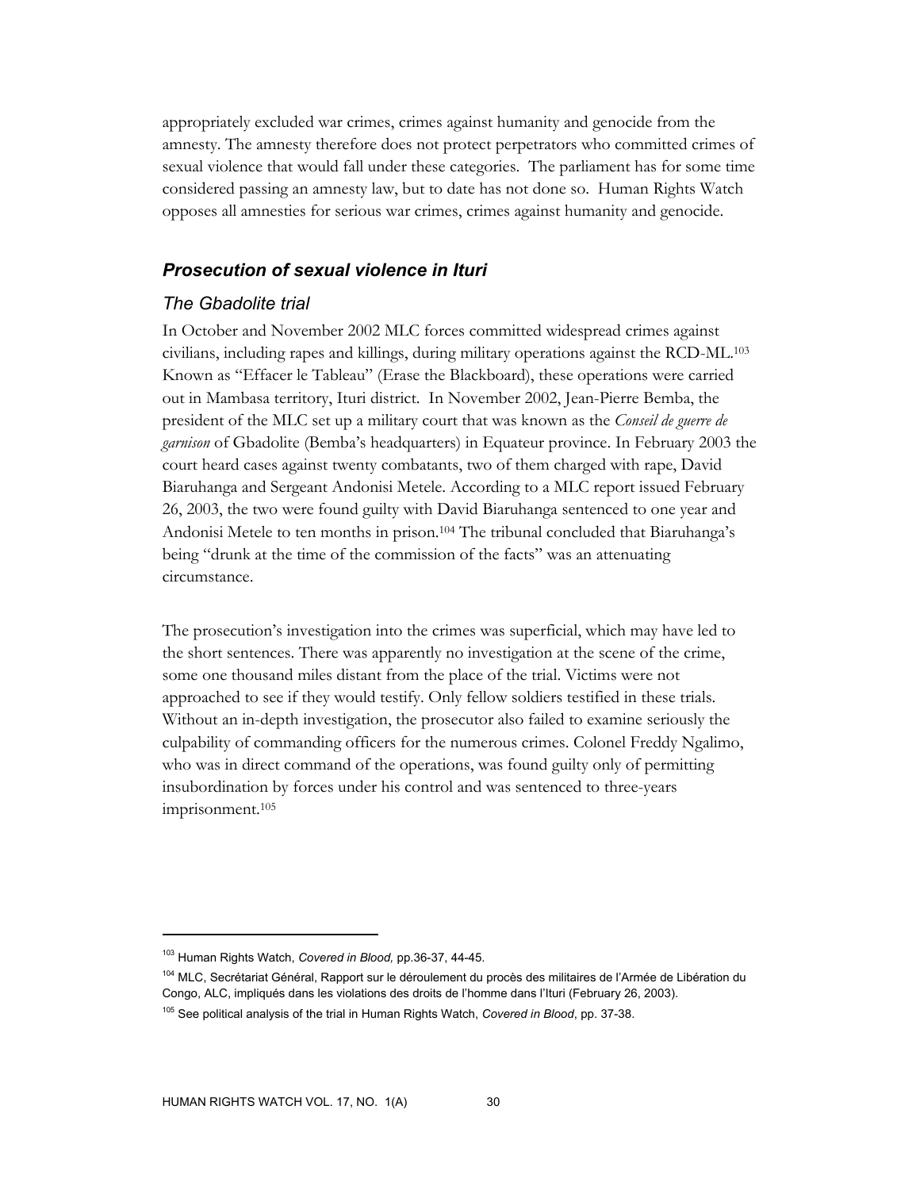appropriately excluded war crimes, crimes against humanity and genocide from the amnesty. The amnesty therefore does not protect perpetrators who committed crimes of sexual violence that would fall under these categories. The parliament has for some time considered passing an amnesty law, but to date has not done so. Human Rights Watch opposes all amnesties for serious war crimes, crimes against humanity and genocide.

## *Prosecution of sexual violence in Ituri*

### *The Gbadolite trial*

In October and November 2002 MLC forces committed widespread crimes against civilians, including rapes and killings, during military operations against the RCD-ML.[103] Known as "Effacer le Tableau" (Erase the Blackboard), these operations were carried out in Mambasa territory, Ituri district. In November 2002, Jean-Pierre Bemba, the president of the MLC set up a military court that was known as the *Conseil de guerre de garnison* of Gbadolite (Bemba's headquarters) in Equateur province. In February 2003 the court heard cases against twenty combatants, two of them charged with rape, David Biaruhanga and Sergeant Andonisi Metele. According to a MLC report issued February 26, 2003, the two were found guilty with David Biaruhanga sentenced to one year and Andonisi Metele to ten months in prison.[104] The tribunal concluded that Biaruhanga's being "drunk at the time of the commission of the facts" was an attenuating circumstance.

The prosecution's investigation into the crimes was superficial, which may have led to the short sentences. There was apparently no investigation at the scene of the crime, some one thousand miles distant from the place of the trial. Victims were not approached to see if they would testify. Only fellow soldiers testified in these trials. Without an in-depth investigation, the prosecutor also failed to examine seriously the culpability of commanding officers for the numerous crimes. Colonel Freddy Ngalimo, who was in direct command of the operations, was found guilty only of permitting insubordination by forces under his control and was sentenced to three-years imprisonment.[105]

---

[103] Human Rights Watch, *Covered in Blood,* pp.36-37, 44-45.

[104] MLC, Secrétariat Général, Rapport sur le déroulement du procès des militaires de l'Armée de Libération du Congo, ALC, impliqués dans les violations des droits de l'homme dans l'Ituri (February 26, 2003).

[105] See political analysis of the trial in Human Rights Watch, *Covered in Blood*, pp. 37-38.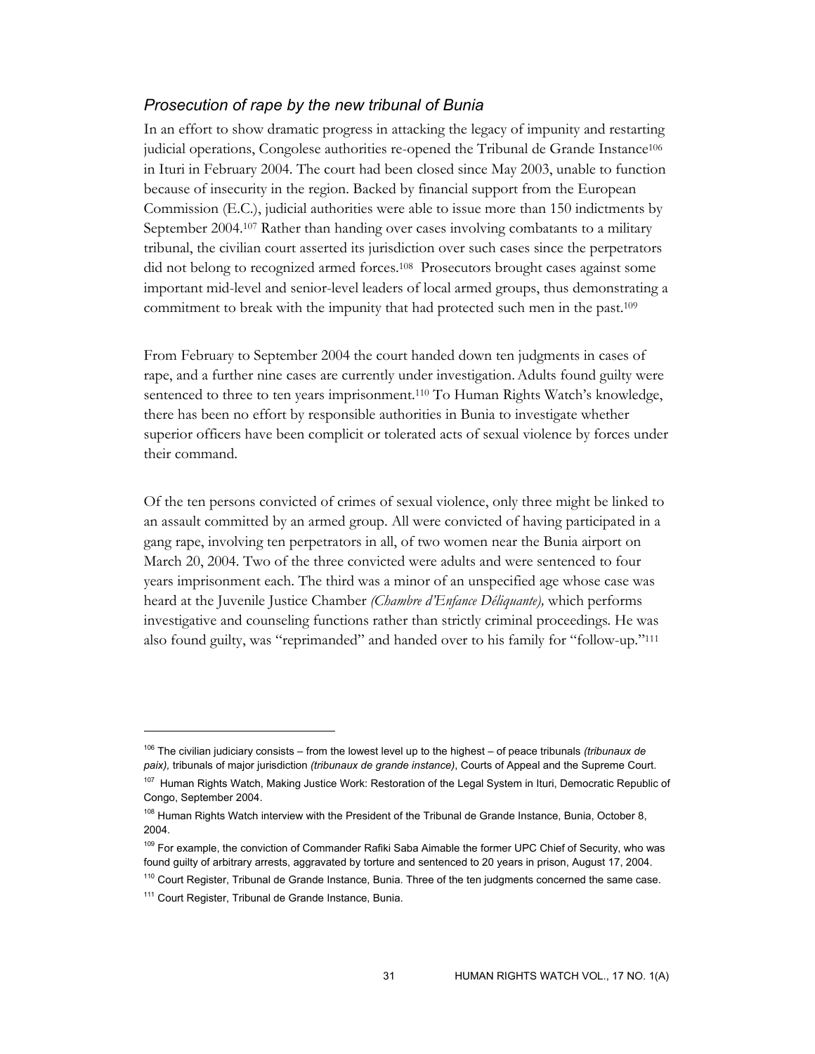### *Prosecution of rape by the new tribunal of Bunia*

In an effort to show dramatic progress in attacking the legacy of impunity and restarting judicial operations, Congolese authorities re-opened the Tribunal de Grande Instance[106] in Ituri in February 2004. The court had been closed since May 2003, unable to function because of insecurity in the region. Backed by financial support from the European Commission (E.C.), judicial authorities were able to issue more than 150 indictments by September 2004.[107] Rather than handing over cases involving combatants to a military tribunal, the civilian court asserted its jurisdiction over such cases since the perpetrators did not belong to recognized armed forces.[108] Prosecutors brought cases against some important mid-level and senior-level leaders of local armed groups, thus demonstrating a commitment to break with the impunity that had protected such men in the past.[109]

From February to September 2004 the court handed down ten judgments in cases of rape, and a further nine cases are currently under investigation. Adults found guilty were sentenced to three to ten years imprisonment.[110] To Human Rights Watch's knowledge, there has been no effort by responsible authorities in Bunia to investigate whether superior officers have been complicit or tolerated acts of sexual violence by forces under their command.

Of the ten persons convicted of crimes of sexual violence, only three might be linked to an assault committed by an armed group. All were convicted of having participated in a gang rape, involving ten perpetrators in all, of two women near the Bunia airport on March 20, 2004. Two of the three convicted were adults and were sentenced to four years imprisonment each. The third was a minor of an unspecified age whose case was heard at the Juvenile Justice Chamber *(Chambre d'Enfance Déliquante),* which performs investigative and counseling functions rather than strictly criminal proceedings. He was also found guilty, was "reprimanded" and handed over to his family for "follow-up."[111]

---

[106] The civilian judiciary consists – from the lowest level up to the highest – of peace tribunals *(tribunaux de paix),* tribunals of major jurisdiction *(tribunaux de grande instance)*, Courts of Appeal and the Supreme Court.

[107] Human Rights Watch, Making Justice Work: Restoration of the Legal System in Ituri, Democratic Republic of Congo, September 2004.

[108] Human Rights Watch interview with the President of the Tribunal de Grande Instance, Bunia, October 8, 2004.

[109] For example, the conviction of Commander Rafiki Saba Aimable the former UPC Chief of Security, who was found guilty of arbitrary arrests, aggravated by torture and sentenced to 20 years in prison, August 17, 2004.

[110] Court Register, Tribunal de Grande Instance, Bunia. Three of the ten judgments concerned the same case.

[111] Court Register, Tribunal de Grande Instance, Bunia.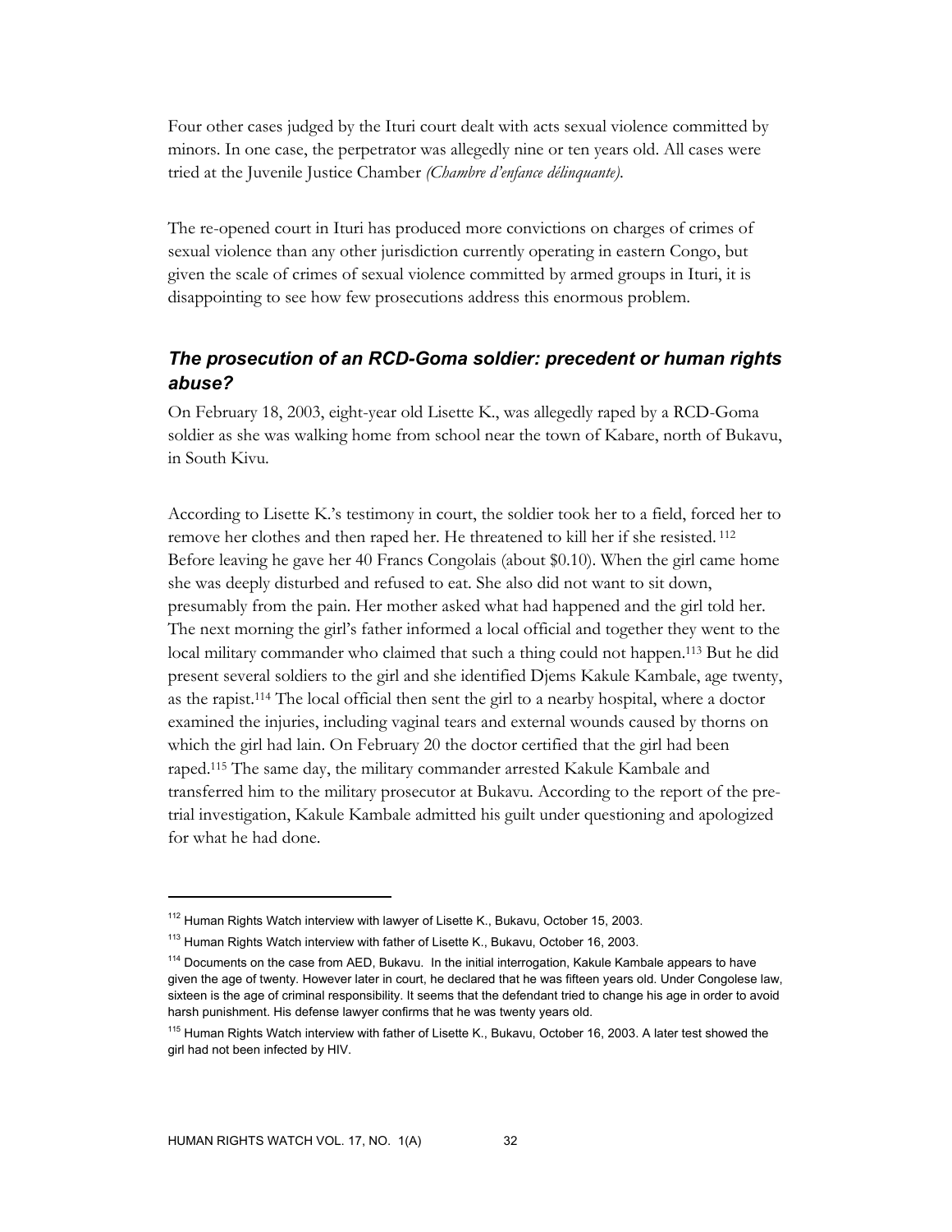Four other cases judged by the Ituri court dealt with acts sexual violence committed by minors. In one case, the perpetrator was allegedly nine or ten years old. All cases were tried at the Juvenile Justice Chamber *(Chambre d'enfance délinquante)*.

The re-opened court in Ituri has produced more convictions on charges of crimes of sexual violence than any other jurisdiction currently operating in eastern Congo, but given the scale of crimes of sexual violence committed by armed groups in Ituri, it is disappointing to see how few prosecutions address this enormous problem.

### *The prosecution of an RCD-Goma soldier: precedent or human rights abuse?*

On February 18, 2003, eight-year old Lisette K., was allegedly raped by a RCD-Goma soldier as she was walking home from school near the town of Kabare, north of Bukavu, in South Kivu.

According to Lisette K.'s testimony in court, the soldier took her to a field, forced her to remove her clothes and then raped her. He threatened to kill her if she resisted.[112] Before leaving he gave her 40 Francs Congolais (about $0.10). When the girl came home she was deeply disturbed and refused to eat. She also did not want to sit down, presumably from the pain. Her mother asked what had happened and the girl told her. The next morning the girl's father informed a local official and together they went to the local military commander who claimed that such a thing could not happen.[113] But he did present several soldiers to the girl and she identified Djems Kakule Kambale, age twenty, as the rapist.[114] The local official then sent the girl to a nearby hospital, where a doctor examined the injuries, including vaginal tears and external wounds caused by thorns on which the girl had lain. On February 20 the doctor certified that the girl had been raped.[115] The same day, the military commander arrested Kakule Kambale and transferred him to the military prosecutor at Bukavu. According to the report of the pre-trial investigation, Kakule Kambale admitted his guilt under questioning and apologized for what he had done.

---

[112] Human Rights Watch interview with lawyer of Lisette K., Bukavu, October 15, 2003.

[113] Human Rights Watch interview with father of Lisette K., Bukavu, October 16, 2003.

[114] Documents on the case from AED, Bukavu. In the initial interrogation, Kakule Kambale appears to have given the age of twenty. However later in court, he declared that he was fifteen years old. Under Congolese law, sixteen is the age of criminal responsibility. It seems that the defendant tried to change his age in order to avoid harsh punishment. His defense lawyer confirms that he was twenty years old.

[115] Human Rights Watch interview with father of Lisette K., Bukavu, October 16, 2003. A later test showed the girl had not been infected by HIV.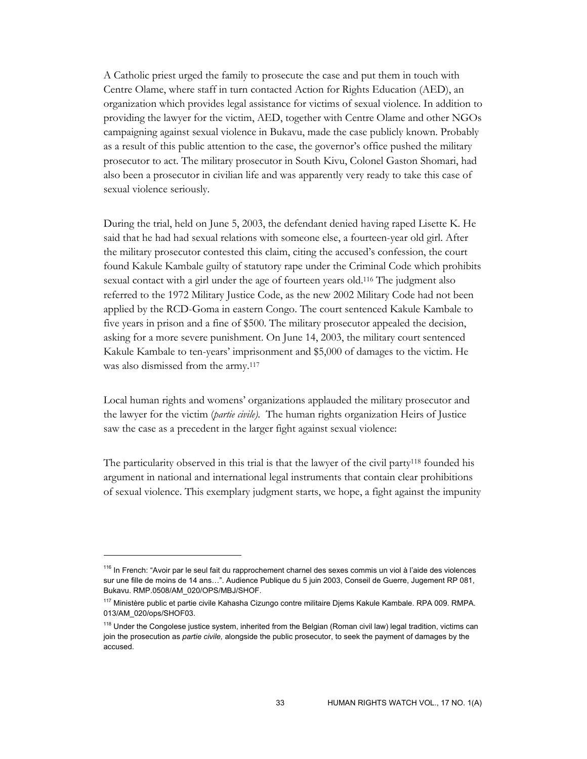A Catholic priest urged the family to prosecute the case and put them in touch with Centre Olame, where staff in turn contacted Action for Rights Education (AED), an organization which provides legal assistance for victims of sexual violence. In addition to providing the lawyer for the victim, AED, together with Centre Olame and other NGOs campaigning against sexual violence in Bukavu, made the case publicly known. Probably as a result of this public attention to the case, the governor's office pushed the military prosecutor to act. The military prosecutor in South Kivu, Colonel Gaston Shomari, had also been a prosecutor in civilian life and was apparently very ready to take this case of sexual violence seriously.

During the trial, held on June 5, 2003, the defendant denied having raped Lisette K. He said that he had had sexual relations with someone else, a fourteen-year old girl. After the military prosecutor contested this claim, citing the accused's confession, the court found Kakule Kambale guilty of statutory rape under the Criminal Code which prohibits sexual contact with a girl under the age of fourteen years old.[116] The judgment also referred to the 1972 Military Justice Code, as the new 2002 Military Code had not been applied by the RCD-Goma in eastern Congo. The court sentenced Kakule Kambale to five years in prison and a fine of $500. The military prosecutor appealed the decision, asking for a more severe punishment. On June 14, 2003, the military court sentenced Kakule Kambale to ten-years' imprisonment and $5,000 of damages to the victim. He was also dismissed from the army.[117]

Local human rights and womens' organizations applauded the military prosecutor and the lawyer for the victim (*partie civile).* The human rights organization Heirs of Justice saw the case as a precedent in the larger fight against sexual violence:

The particularity observed in this trial is that the lawyer of the civil party[118] founded his argument in national and international legal instruments that contain clear prohibitions of sexual violence. This exemplary judgment starts, we hope, a fight against the impunity

---

[116] In French: "Avoir par le seul fait du rapprochement charnel des sexes commis un viol à l'aide des violences sur une fille de moins de 14 ans…". Audience Publique du 5 juin 2003, Conseil de Guerre, Jugement RP 081, Bukavu. RMP.0508/AM_020/OPS/MBJ/SHOF.

[117] Ministère public et partie civile Kahasha Cizungo contre militaire Djems Kakule Kambale. RPA 009. RMPA. 013/AM_020/ops/SHOF03.

[118] Under the Congolese justice system, inherited from the Belgian (Roman civil law) legal tradition, victims can join the prosecution as *partie civile,* alongside the public prosecutor, to seek the payment of damages by the accused.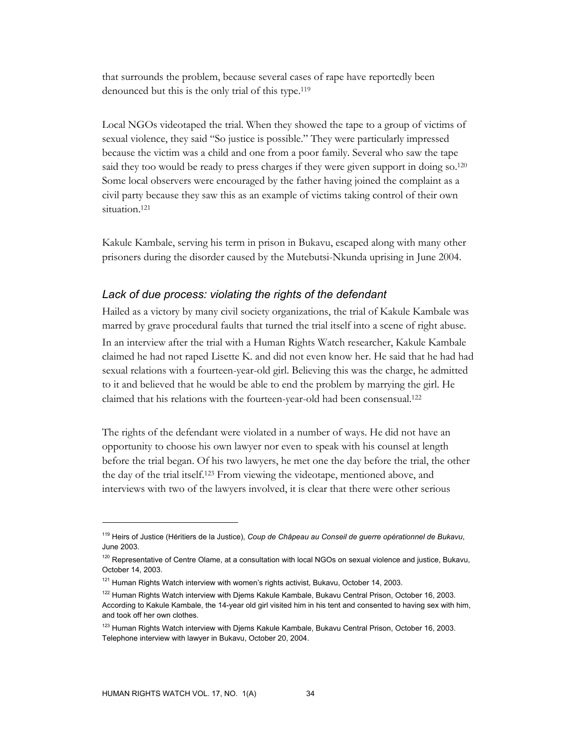that surrounds the problem, because several cases of rape have reportedly been denounced but this is the only trial of this type.[119]

Local NGOs videotaped the trial. When they showed the tape to a group of victims of sexual violence, they said "So justice is possible." They were particularly impressed because the victim was a child and one from a poor family. Several who saw the tape said they too would be ready to press charges if they were given support in doing so.[120] Some local observers were encouraged by the father having joined the complaint as a civil party because they saw this as an example of victims taking control of their own situation.[121]

Kakule Kambale, serving his term in prison in Bukavu, escaped along with many other prisoners during the disorder caused by the Mutebutsi-Nkunda uprising in June 2004.

### *Lack of due process: violating the rights of the defendant*

Hailed as a victory by many civil society organizations, the trial of Kakule Kambale was marred by grave procedural faults that turned the trial itself into a scene of right abuse. In an interview after the trial with a Human Rights Watch researcher, Kakule Kambale claimed he had not raped Lisette K. and did not even know her. He said that he had had sexual relations with a fourteen-year-old girl. Believing this was the charge, he admitted to it and believed that he would be able to end the problem by marrying the girl. He claimed that his relations with the fourteen-year-old had been consensual.[122]

The rights of the defendant were violated in a number of ways. He did not have an opportunity to choose his own lawyer nor even to speak with his counsel at length before the trial began. Of his two lawyers, he met one the day before the trial, the other the day of the trial itself.[123] From viewing the videotape, mentioned above, and interviews with two of the lawyers involved, it is clear that there were other serious

---

[119] Heirs of Justice (Héritiers de la Justice), *Coup de Châpeau au Conseil de guerre opérationnel de Bukavu*, June 2003.

[120] Representative of Centre Olame, at a consultation with local NGOs on sexual violence and justice, Bukavu, October 14, 2003.

[121] Human Rights Watch interview with women's rights activist, Bukavu, October 14, 2003.

[122] Human Rights Watch interview with Djems Kakule Kambale, Bukavu Central Prison, October 16, 2003. According to Kakule Kambale, the 14-year old girl visited him in his tent and consented to having sex with him, and took off her own clothes.

[123] Human Rights Watch interview with Djems Kakule Kambale, Bukavu Central Prison, October 16, 2003. Telephone interview with lawyer in Bukavu, October 20, 2004.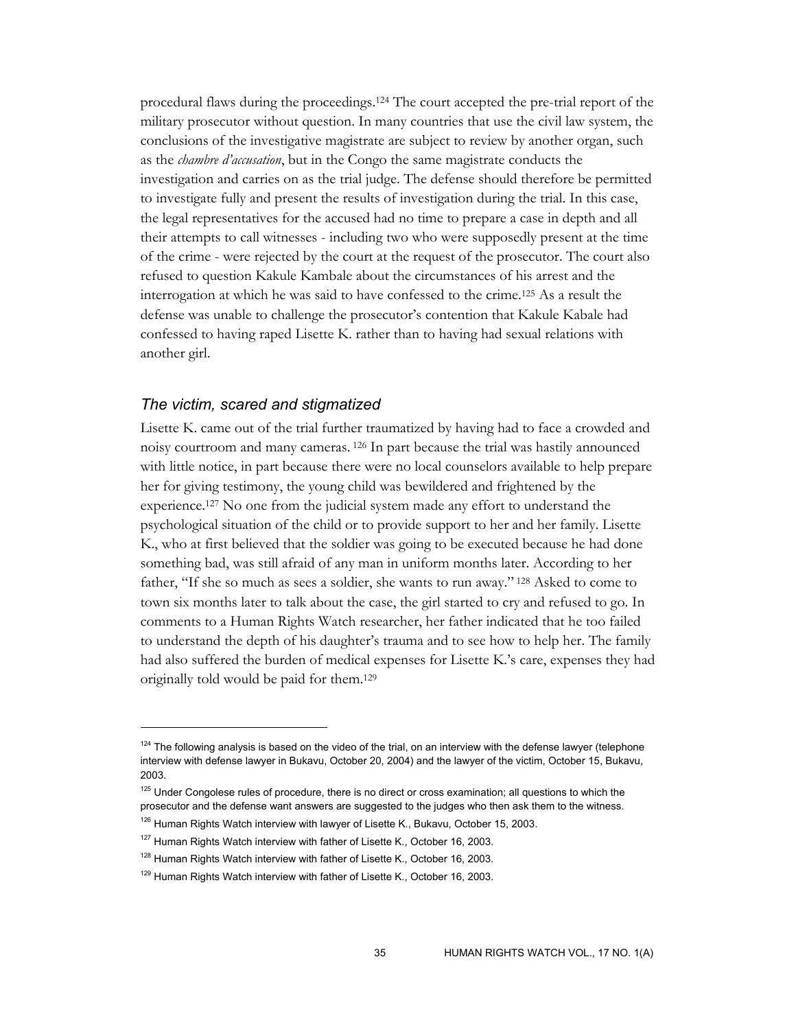procedural flaws during the proceedings.[124] The court accepted the pre-trial report of the military prosecutor without question. In many countries that use the civil law system, the conclusions of the investigative magistrate are subject to review by another organ, such as the *chambre d'accusation*, but in the Congo the same magistrate conducts the investigation and carries on as the trial judge. The defense should therefore be permitted to investigate fully and present the results of investigation during the trial. In this case, the legal representatives for the accused had no time to prepare a case in depth and all their attempts to call witnesses - including two who were supposedly present at the time of the crime - were rejected by the court at the request of the prosecutor. The court also refused to question Kakule Kambale about the circumstances of his arrest and the interrogation at which he was said to have confessed to the crime.[125] As a result the defense was unable to challenge the prosecutor's contention that Kakule Kabale had confessed to having raped Lisette K. rather than to having had sexual relations with another girl.

### *The victim, scared and stigmatized*

Lisette K. came out of the trial further traumatized by having had to face a crowded and noisy courtroom and many cameras.[126] In part because the trial was hastily announced with little notice, in part because there were no local counselors available to help prepare her for giving testimony, the young child was bewildered and frightened by the experience.[127] No one from the judicial system made any effort to understand the psychological situation of the child or to provide support to her and her family. Lisette K., who at first believed that the soldier was going to be executed because he had done something bad, was still afraid of any man in uniform months later. According to her father, "If she so much as sees a soldier, she wants to run away."[128] Asked to come to town six months later to talk about the case, the girl started to cry and refused to go. In comments to a Human Rights Watch researcher, her father indicated that he too failed to understand the depth of his daughter's trauma and to see how to help her. The family had also suffered the burden of medical expenses for Lisette K.'s care, expenses they had originally told would be paid for them.[129]

---

[124] The following analysis is based on the video of the trial, on an interview with the defense lawyer (telephone interview with defense lawyer in Bukavu, October 20, 2004) and the lawyer of the victim, October 15, Bukavu, 2003.

[125] Under Congolese rules of procedure, there is no direct or cross examination; all questions to which the prosecutor and the defense want answers are suggested to the judges who then ask them to the witness.

[126] Human Rights Watch interview with lawyer of Lisette K., Bukavu, October 15, 2003.

[127] Human Rights Watch interview with father of Lisette K., October 16, 2003.

[128] Human Rights Watch interview with father of Lisette K., October 16, 2003.

[129] Human Rights Watch interview with father of Lisette K., October 16, 2003.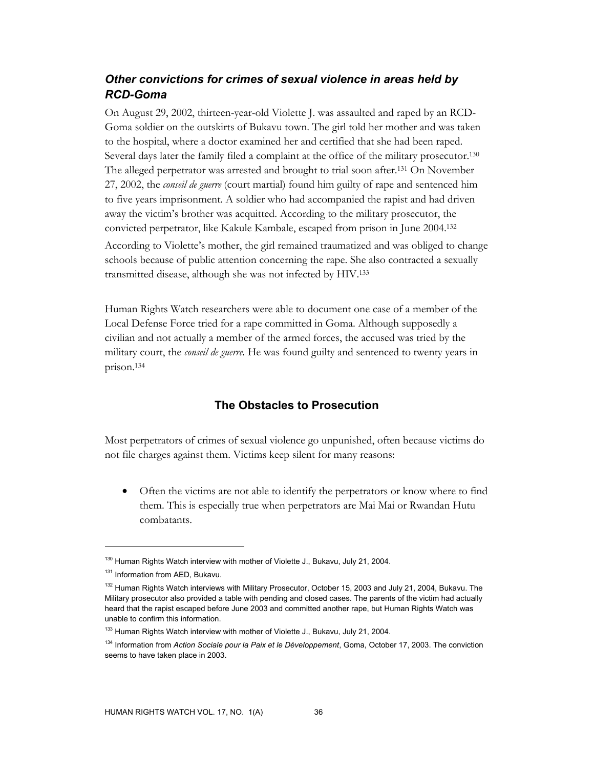### *Other convictions for crimes of sexual violence in areas held by RCD-Goma*

On August 29, 2002, thirteen-year-old Violette J. was assaulted and raped by an RCD-Goma soldier on the outskirts of Bukavu town. The girl told her mother and was taken to the hospital, where a doctor examined her and certified that she had been raped. Several days later the family filed a complaint at the office of the military prosecutor.[130] The alleged perpetrator was arrested and brought to trial soon after.[131] On November 27, 2002, the *conseil de guerre* (court martial) found him guilty of rape and sentenced him to five years imprisonment. A soldier who had accompanied the rapist and had driven away the victim's brother was acquitted. According to the military prosecutor, the convicted perpetrator, like Kakule Kambale, escaped from prison in June 2004.[132]

According to Violette's mother, the girl remained traumatized and was obliged to change schools because of public attention concerning the rape. She also contracted a sexually transmitted disease, although she was not infected by HIV.[133]

Human Rights Watch researchers were able to document one case of a member of the Local Defense Force tried for a rape committed in Goma. Although supposedly a civilian and not actually a member of the armed forces, the accused was tried by the military court, the *conseil de guerre*. He was found guilty and sentenced to twenty years in prison.[134]

## The Obstacles to Prosecution

Most perpetrators of crimes of sexual violence go unpunished, often because victims do not file charges against them. Victims keep silent for many reasons:

- Often the victims are not able to identify the perpetrators or know where to find them. This is especially true when perpetrators are Mai Mai or Rwandan Hutu combatants.

---

[130] Human Rights Watch interview with mother of Violette J., Bukavu, July 21, 2004.

[131] Information from AED, Bukavu.

[132] Human Rights Watch interviews with Military Prosecutor, October 15, 2003 and July 21, 2004, Bukavu. The Military prosecutor also provided a table with pending and closed cases. The parents of the victim had actually heard that the rapist escaped before June 2003 and committed another rape, but Human Rights Watch was unable to confirm this information.

[133] Human Rights Watch interview with mother of Violette J., Bukavu, July 21, 2004.

[134] Information from *Action Sociale pour la Paix et le Développement*, Goma, October 17, 2003. The conviction seems to have taken place in 2003.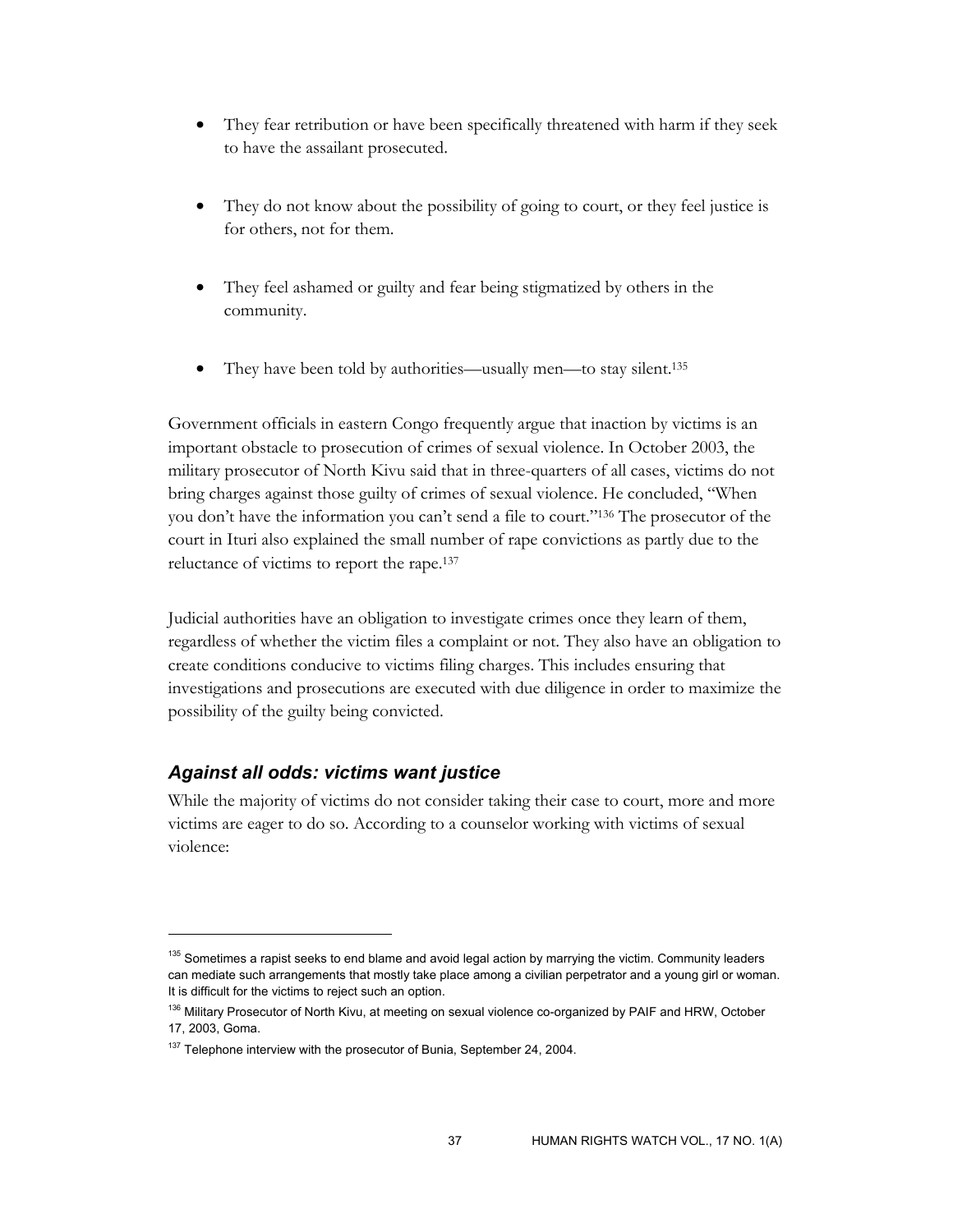- They fear retribution or have been specifically threatened with harm if they seek to have the assailant prosecuted.

- They do not know about the possibility of going to court, or they feel justice is for others, not for them.

- They feel ashamed or guilty and fear being stigmatized by others in the community.

- They have been told by authorities—usually men—to stay silent.[135]

Government officials in eastern Congo frequently argue that inaction by victims is an important obstacle to prosecution of crimes of sexual violence. In October 2003, the military prosecutor of North Kivu said that in three-quarters of all cases, victims do not bring charges against those guilty of crimes of sexual violence. He concluded, "When you don't have the information you can't send a file to court."[136] The prosecutor of the court in Ituri also explained the small number of rape convictions as partly due to the reluctance of victims to report the rape.[137]

Judicial authorities have an obligation to investigate crimes once they learn of them, regardless of whether the victim files a complaint or not. They also have an obligation to create conditions conducive to victims filing charges. This includes ensuring that investigations and prosecutions are executed with due diligence in order to maximize the possibility of the guilty being convicted.

### *Against all odds: victims want justice*

While the majority of victims do not consider taking their case to court, more and more victims are eager to do so. According to a counselor working with victims of sexual violence:

---

[135] Sometimes a rapist seeks to end blame and avoid legal action by marrying the victim. Community leaders can mediate such arrangements that mostly take place among a civilian perpetrator and a young girl or woman. It is difficult for the victims to reject such an option.

[136] Military Prosecutor of North Kivu, at meeting on sexual violence co-organized by PAIF and HRW, October 17, 2003, Goma.

[137] Telephone interview with the prosecutor of Bunia, September 24, 2004.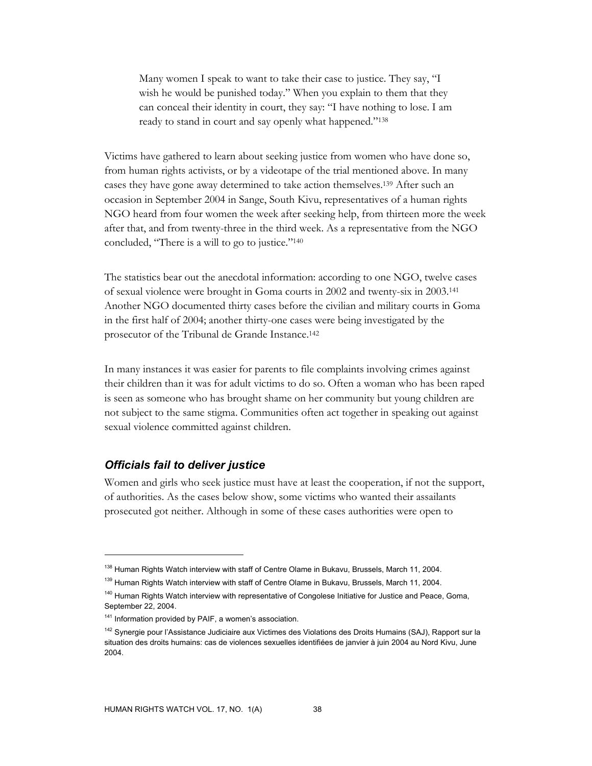> Many women I speak to want to take their case to justice. They say, "I wish he would be punished today." When you explain to them that they can conceal their identity in court, they say: "I have nothing to lose. I am ready to stand in court and say openly what happened."[138]

Victims have gathered to learn about seeking justice from women who have done so, from human rights activists, or by a videotape of the trial mentioned above. In many cases they have gone away determined to take action themselves.[139] After such an occasion in September 2004 in Sange, South Kivu, representatives of a human rights NGO heard from four women the week after seeking help, from thirteen more the week after that, and from twenty-three in the third week. As a representative from the NGO concluded, "There is a will to go to justice."[140]

The statistics bear out the anecdotal information: according to one NGO, twelve cases of sexual violence were brought in Goma courts in 2002 and twenty-six in 2003.[141] Another NGO documented thirty cases before the civilian and military courts in Goma in the first half of 2004; another thirty-one cases were being investigated by the prosecutor of the Tribunal de Grande Instance.[142]

In many instances it was easier for parents to file complaints involving crimes against their children than it was for adult victims to do so. Often a woman who has been raped is seen as someone who has brought shame on her community but young children are not subject to the same stigma. Communities often act together in speaking out against sexual violence committed against children.

### *Officials fail to deliver justice*

Women and girls who seek justice must have at least the cooperation, if not the support, of authorities. As the cases below show, some victims who wanted their assailants prosecuted got neither. Although in some of these cases authorities were open to

---

[138] Human Rights Watch interview with staff of Centre Olame in Bukavu, Brussels, March 11, 2004.

[139] Human Rights Watch interview with staff of Centre Olame in Bukavu, Brussels, March 11, 2004.

[140] Human Rights Watch interview with representative of Congolese Initiative for Justice and Peace, Goma, September 22, 2004.

[141] Information provided by PAIF, a women's association.

[142] Synergie pour l'Assistance Judiciaire aux Victimes des Violations des Droits Humains (SAJ), Rapport sur la situation des droits humains: cas de violences sexuelles identifiées de janvier à juin 2004 au Nord Kivu, June 2004.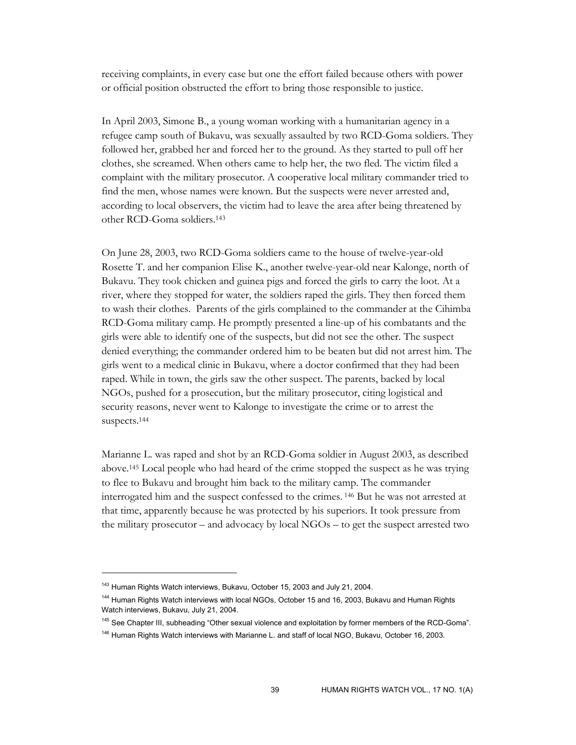receiving complaints, in every case but one the effort failed because others with power or official position obstructed the effort to bring those responsible to justice.

In April 2003, Simone B., a young woman working with a humanitarian agency in a refugee camp south of Bukavu, was sexually assaulted by two RCD-Goma soldiers. They followed her, grabbed her and forced her to the ground. As they started to pull off her clothes, she screamed. When others came to help her, the two fled. The victim filed a complaint with the military prosecutor. A cooperative local military commander tried to find the men, whose names were known. But the suspects were never arrested and, according to local observers, the victim had to leave the area after being threatened by other RCD-Goma soldiers.[143]

On June 28, 2003, two RCD-Goma soldiers came to the house of twelve-year-old Rosette T. and her companion Elise K., another twelve-year-old near Kalonge, north of Bukavu. They took chicken and guinea pigs and forced the girls to carry the loot. At a river, where they stopped for water, the soldiers raped the girls. They then forced them to wash their clothes. Parents of the girls complained to the commander at the Cihimba RCD-Goma military camp. He promptly presented a line-up of his combatants and the girls were able to identify one of the suspects, but did not see the other. The suspect denied everything; the commander ordered him to be beaten but did not arrest him. The girls went to a medical clinic in Bukavu, where a doctor confirmed that they had been raped. While in town, the girls saw the other suspect. The parents, backed by local NGOs, pushed for a prosecution, but the military prosecutor, citing logistical and security reasons, never went to Kalonge to investigate the crime or to arrest the suspects.[144]

Marianne L. was raped and shot by an RCD-Goma soldier in August 2003, as described above.[145] Local people who had heard of the crime stopped the suspect as he was trying to flee to Bukavu and brought him back to the military camp. The commander interrogated him and the suspect confessed to the crimes.[146] But he was not arrested at that time, apparently because he was protected by his superiors. It took pressure from the military prosecutor – and advocacy by local NGOs – to get the suspect arrested two

---

[143] Human Rights Watch interviews, Bukavu, October 15, 2003 and July 21, 2004.

[144] Human Rights Watch interviews with local NGOs, October 15 and 16, 2003, Bukavu and Human Rights Watch interviews, Bukavu, July 21, 2004.

[145] See Chapter III, subheading "Other sexual violence and exploitation by former members of the RCD-Goma".

[146] Human Rights Watch interviews with Marianne L. and staff of local NGO, Bukavu, October 16, 2003.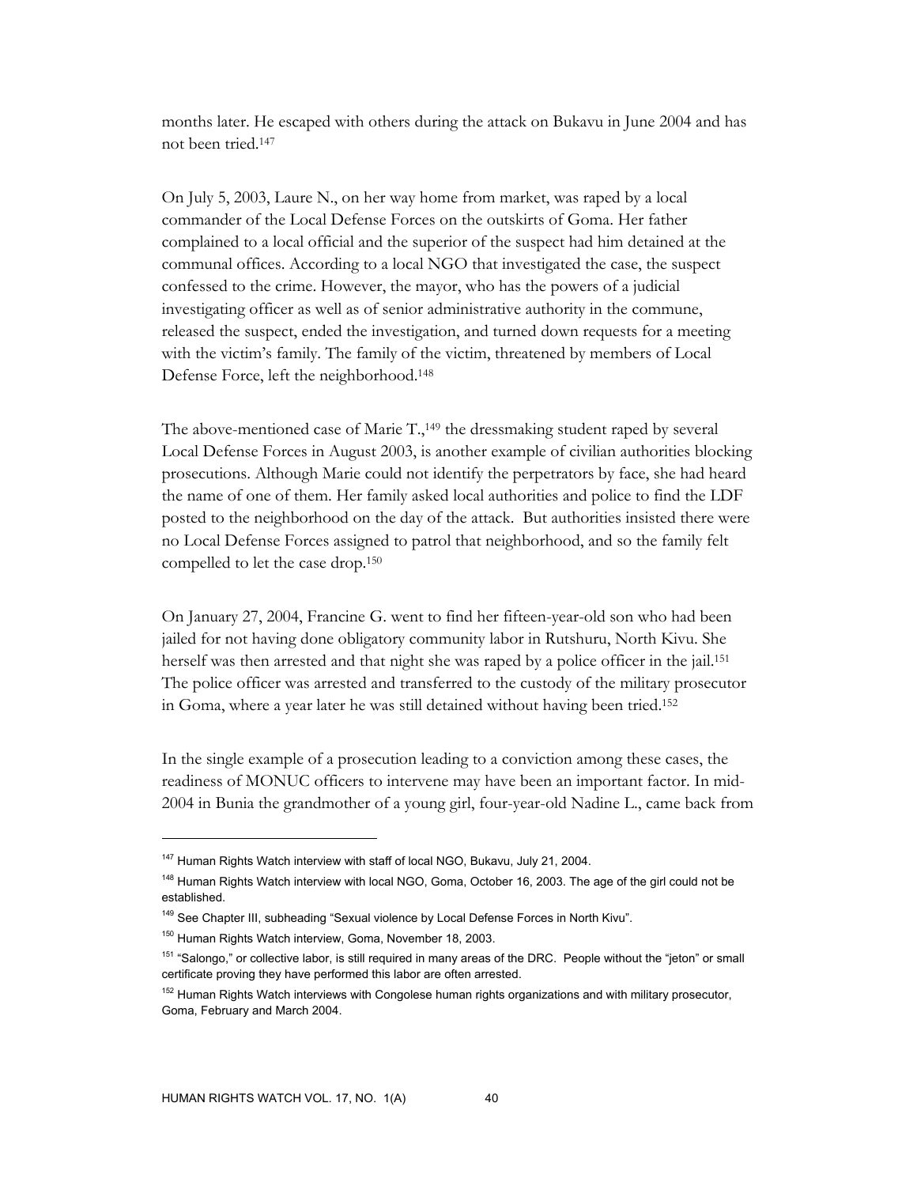months later. He escaped with others during the attack on Bukavu in June 2004 and has not been tried.[147]

On July 5, 2003, Laure N., on her way home from market, was raped by a local commander of the Local Defense Forces on the outskirts of Goma. Her father complained to a local official and the superior of the suspect had him detained at the communal offices. According to a local NGO that investigated the case, the suspect confessed to the crime. However, the mayor, who has the powers of a judicial investigating officer as well as of senior administrative authority in the commune, released the suspect, ended the investigation, and turned down requests for a meeting with the victim's family. The family of the victim, threatened by members of Local Defense Force, left the neighborhood.[148]

The above-mentioned case of Marie T.,[149] the dressmaking student raped by several Local Defense Forces in August 2003, is another example of civilian authorities blocking prosecutions. Although Marie could not identify the perpetrators by face, she had heard the name of one of them. Her family asked local authorities and police to find the LDF posted to the neighborhood on the day of the attack. But authorities insisted there were no Local Defense Forces assigned to patrol that neighborhood, and so the family felt compelled to let the case drop.[150]

On January 27, 2004, Francine G. went to find her fifteen-year-old son who had been jailed for not having done obligatory community labor in Rutshuru, North Kivu. She herself was then arrested and that night she was raped by a police officer in the jail.[151] The police officer was arrested and transferred to the custody of the military prosecutor in Goma, where a year later he was still detained without having been tried.[152]

In the single example of a prosecution leading to a conviction among these cases, the readiness of MONUC officers to intervene may have been an important factor. In mid-2004 in Bunia the grandmother of a young girl, four-year-old Nadine L., came back from

---

[147] Human Rights Watch interview with staff of local NGO, Bukavu, July 21, 2004.

[148] Human Rights Watch interview with local NGO, Goma, October 16, 2003. The age of the girl could not be established.

[149] See Chapter III, subheading "Sexual violence by Local Defense Forces in North Kivu".

[150] Human Rights Watch interview, Goma, November 18, 2003.

[151] "Salongo," or collective labor, is still required in many areas of the DRC. People without the "jeton" or small certificate proving they have performed this labor are often arrested.

[152] Human Rights Watch interviews with Congolese human rights organizations and with military prosecutor, Goma, February and March 2004.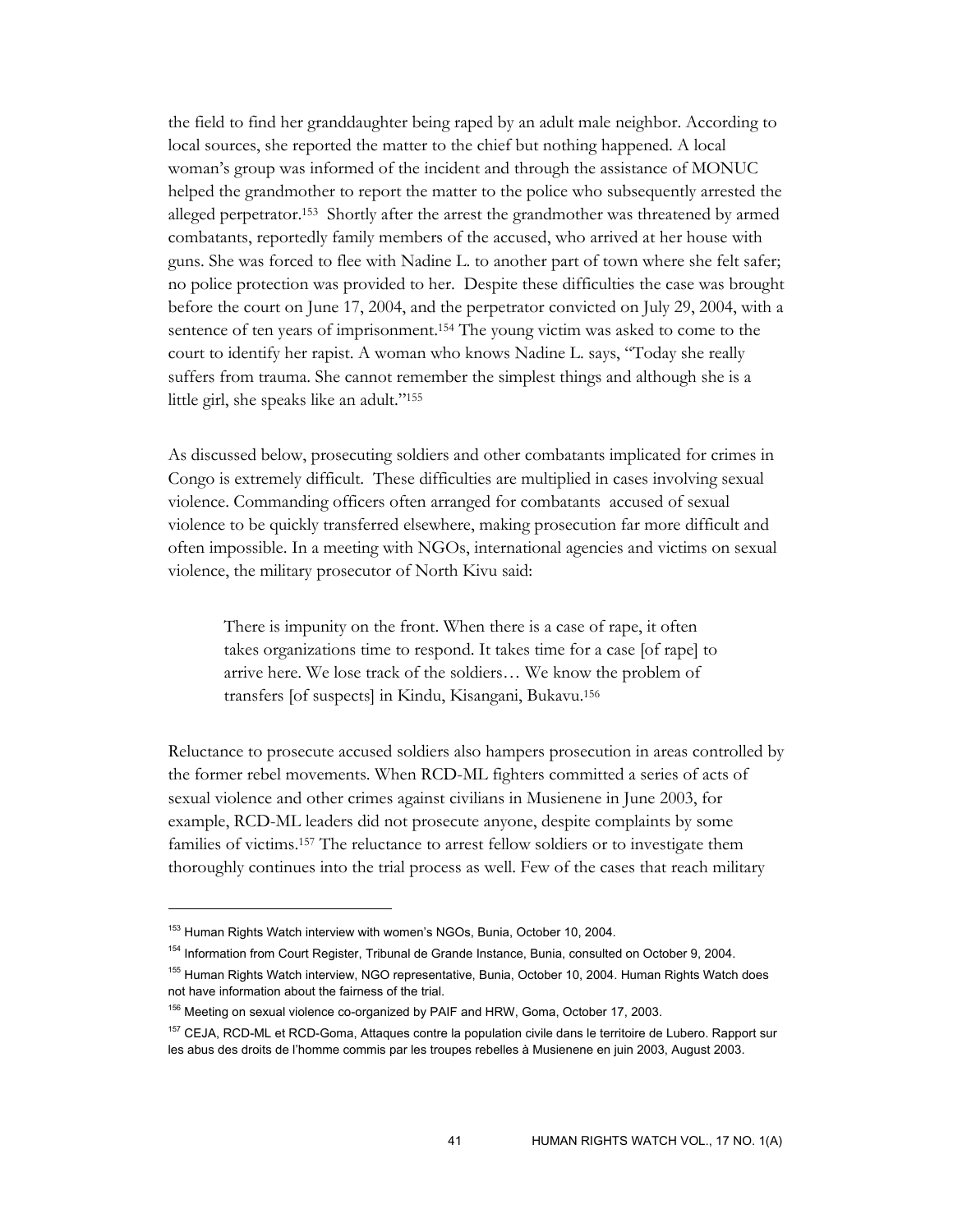the field to find her granddaughter being raped by an adult male neighbor. According to local sources, she reported the matter to the chief but nothing happened. A local woman's group was informed of the incident and through the assistance of MONUC helped the grandmother to report the matter to the police who subsequently arrested the alleged perpetrator.[153] Shortly after the arrest the grandmother was threatened by armed combatants, reportedly family members of the accused, who arrived at her house with guns. She was forced to flee with Nadine L. to another part of town where she felt safer; no police protection was provided to her. Despite these difficulties the case was brought before the court on June 17, 2004, and the perpetrator convicted on July 29, 2004, with a sentence of ten years of imprisonment.[154] The young victim was asked to come to the court to identify her rapist. A woman who knows Nadine L. says, "Today she really suffers from trauma. She cannot remember the simplest things and although she is a little girl, she speaks like an adult."[155]

As discussed below, prosecuting soldiers and other combatants implicated for crimes in Congo is extremely difficult. These difficulties are multiplied in cases involving sexual violence. Commanding officers often arranged for combatants accused of sexual violence to be quickly transferred elsewhere, making prosecution far more difficult and often impossible. In a meeting with NGOs, international agencies and victims on sexual violence, the military prosecutor of North Kivu said:

> There is impunity on the front. When there is a case of rape, it often takes organizations time to respond. It takes time for a case [of rape] to arrive here. We lose track of the soldiers… We know the problem of transfers [of suspects] in Kindu, Kisangani, Bukavu.[156]

Reluctance to prosecute accused soldiers also hampers prosecution in areas controlled by the former rebel movements. When RCD-ML fighters committed a series of acts of sexual violence and other crimes against civilians in Musienene in June 2003, for example, RCD-ML leaders did not prosecute anyone, despite complaints by some families of victims.[157] The reluctance to arrest fellow soldiers or to investigate them thoroughly continues into the trial process as well. Few of the cases that reach military

---

[153] Human Rights Watch interview with women's NGOs, Bunia, October 10, 2004.

[154] Information from Court Register, Tribunal de Grande Instance, Bunia, consulted on October 9, 2004.

[155] Human Rights Watch interview, NGO representative, Bunia, October 10, 2004. Human Rights Watch does not have information about the fairness of the trial.

[156] Meeting on sexual violence co-organized by PAIF and HRW, Goma, October 17, 2003.

[157] CEJA, RCD-ML et RCD-Goma, Attaques contre la population civile dans le territoire de Lubero. Rapport sur les abus des droits de l'homme commis par les troupes rebelles à Musienene en juin 2003, August 2003.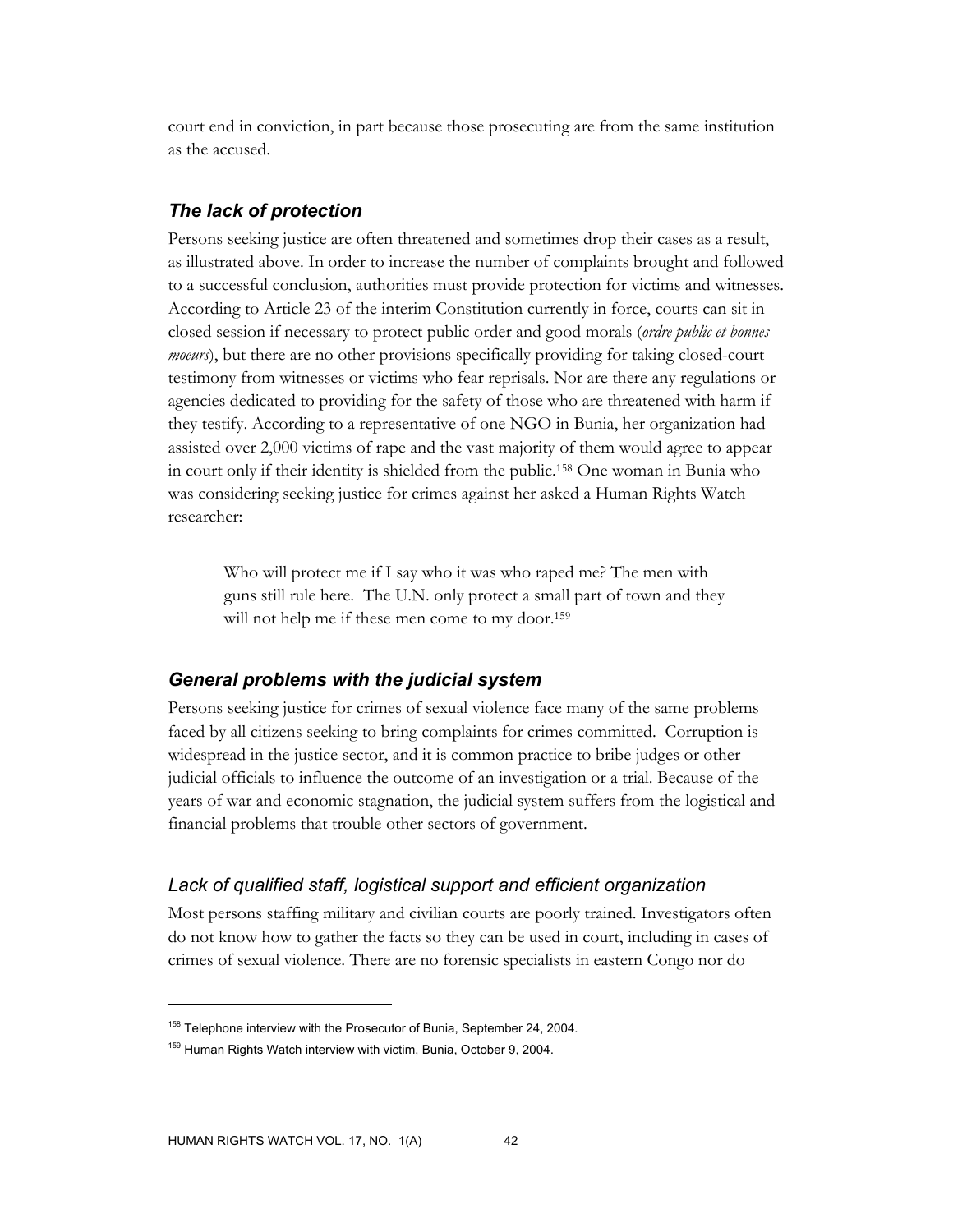court end in conviction, in part because those prosecuting are from the same institution as the accused.

### *The lack of protection*

Persons seeking justice are often threatened and sometimes drop their cases as a result, as illustrated above. In order to increase the number of complaints brought and followed to a successful conclusion, authorities must provide protection for victims and witnesses. According to Article 23 of the interim Constitution currently in force, courts can sit in closed session if necessary to protect public order and good morals (*ordre public et bonnes moeurs*), but there are no other provisions specifically providing for taking closed-court testimony from witnesses or victims who fear reprisals. Nor are there any regulations or agencies dedicated to providing for the safety of those who are threatened with harm if they testify. According to a representative of one NGO in Bunia, her organization had assisted over 2,000 victims of rape and the vast majority of them would agree to appear in court only if their identity is shielded from the public.[158] One woman in Bunia who was considering seeking justice for crimes against her asked a Human Rights Watch researcher:

> Who will protect me if I say who it was who raped me? The men with guns still rule here. The U.N. only protect a small part of town and they will not help me if these men come to my door.[159]

### *General problems with the judicial system*

Persons seeking justice for crimes of sexual violence face many of the same problems faced by all citizens seeking to bring complaints for crimes committed. Corruption is widespread in the justice sector, and it is common practice to bribe judges or other judicial officials to influence the outcome of an investigation or a trial. Because of the years of war and economic stagnation, the judicial system suffers from the logistical and financial problems that trouble other sectors of government.

#### *Lack of qualified staff, logistical support and efficient organization*

Most persons staffing military and civilian courts are poorly trained. Investigators often do not know how to gather the facts so they can be used in court, including in cases of crimes of sexual violence. There are no forensic specialists in eastern Congo nor do

---

[158] Telephone interview with the Prosecutor of Bunia, September 24, 2004.

[159] Human Rights Watch interview with victim, Bunia, October 9, 2004.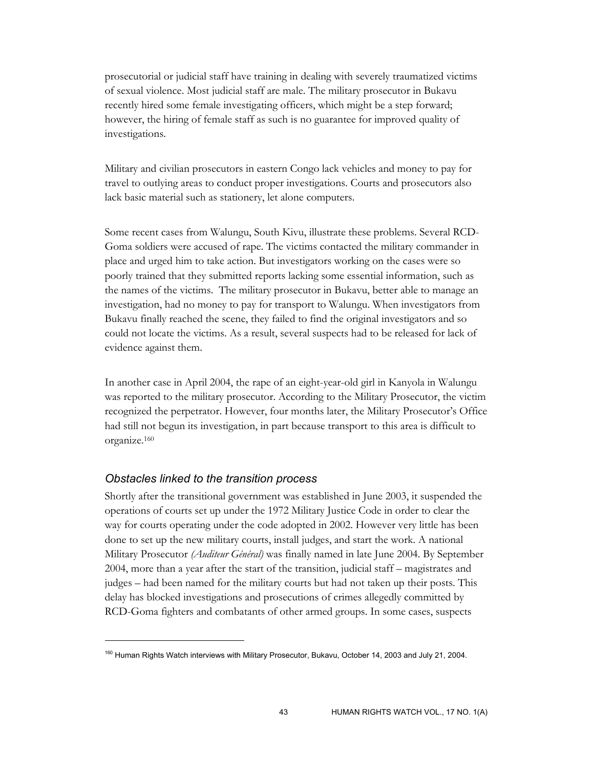prosecutorial or judicial staff have training in dealing with severely traumatized victims of sexual violence. Most judicial staff are male. The military prosecutor in Bukavu recently hired some female investigating officers, which might be a step forward; however, the hiring of female staff as such is no guarantee for improved quality of investigations.

Military and civilian prosecutors in eastern Congo lack vehicles and money to pay for travel to outlying areas to conduct proper investigations. Courts and prosecutors also lack basic material such as stationery, let alone computers.

Some recent cases from Walungu, South Kivu, illustrate these problems. Several RCD-Goma soldiers were accused of rape. The victims contacted the military commander in place and urged him to take action. But investigators working on the cases were so poorly trained that they submitted reports lacking some essential information, such as the names of the victims. The military prosecutor in Bukavu, better able to manage an investigation, had no money to pay for transport to Walungu. When investigators from Bukavu finally reached the scene, they failed to find the original investigators and so could not locate the victims. As a result, several suspects had to be released for lack of evidence against them.

In another case in April 2004, the rape of an eight-year-old girl in Kanyola in Walungu was reported to the military prosecutor. According to the Military Prosecutor, the victim recognized the perpetrator. However, four months later, the Military Prosecutor's Office had still not begun its investigation, in part because transport to this area is difficult to organize.[160]

### *Obstacles linked to the transition process*

Shortly after the transitional government was established in June 2003, it suspended the operations of courts set up under the 1972 Military Justice Code in order to clear the way for courts operating under the code adopted in 2002. However very little has been done to set up the new military courts, install judges, and start the work. A national Military Prosecutor *(Auditeur Général)* was finally named in late June 2004. By September 2004, more than a year after the start of the transition, judicial staff – magistrates and judges – had been named for the military courts but had not taken up their posts. This delay has blocked investigations and prosecutions of crimes allegedly committed by RCD-Goma fighters and combatants of other armed groups. In some cases, suspects

[160] Human Rights Watch interviews with Military Prosecutor, Bukavu, October 14, 2003 and July 21, 2004.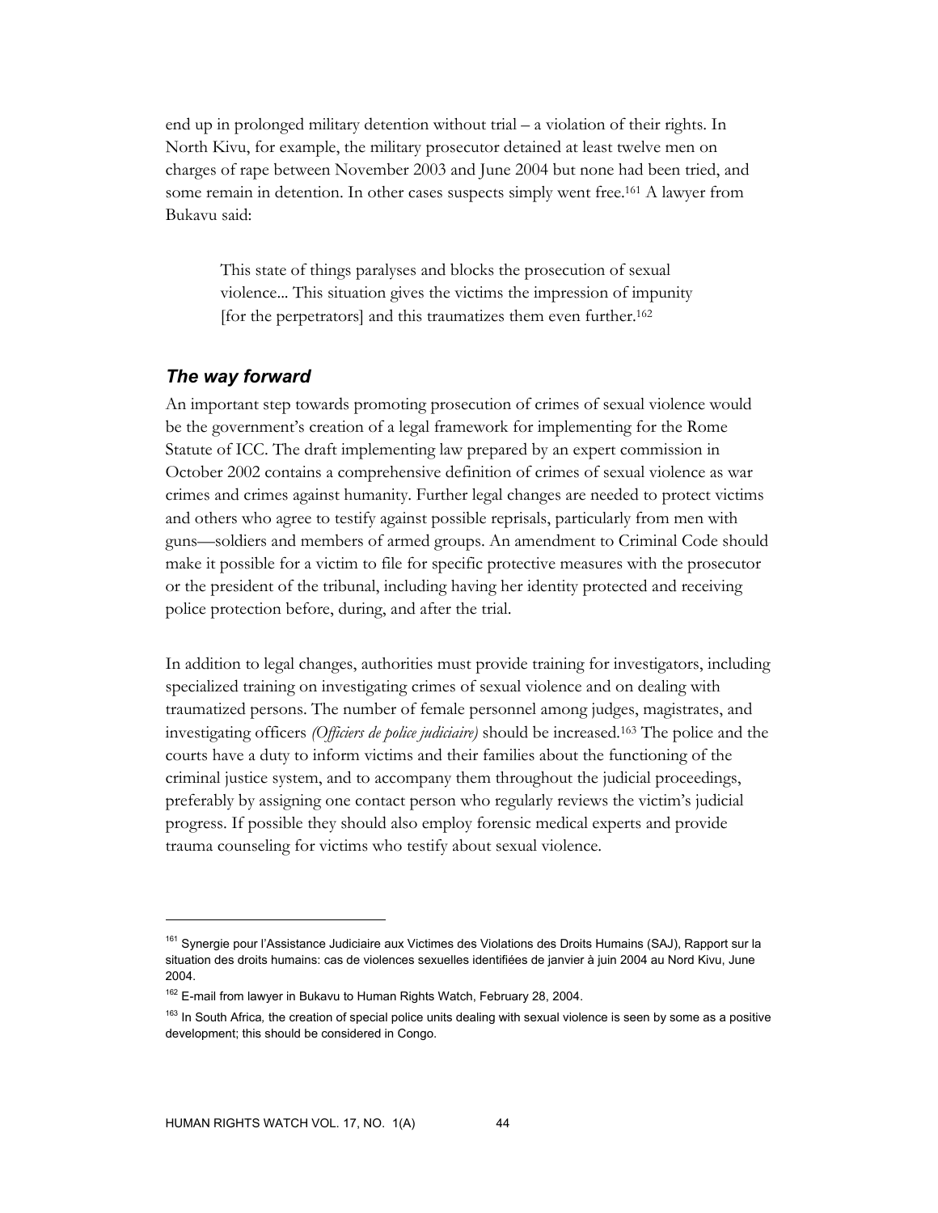end up in prolonged military detention without trial – a violation of their rights. In North Kivu, for example, the military prosecutor detained at least twelve men on charges of rape between November 2003 and June 2004 but none had been tried, and some remain in detention. In other cases suspects simply went free.[161] A lawyer from Bukavu said:

> This state of things paralyses and blocks the prosecution of sexual violence... This situation gives the victims the impression of impunity [for the perpetrators] and this traumatizes them even further.[162]

### *The way forward*

An important step towards promoting prosecution of crimes of sexual violence would be the government's creation of a legal framework for implementing for the Rome Statute of ICC. The draft implementing law prepared by an expert commission in October 2002 contains a comprehensive definition of crimes of sexual violence as war crimes and crimes against humanity. Further legal changes are needed to protect victims and others who agree to testify against possible reprisals, particularly from men with guns—soldiers and members of armed groups. An amendment to Criminal Code should make it possible for a victim to file for specific protective measures with the prosecutor or the president of the tribunal, including having her identity protected and receiving police protection before, during, and after the trial.

In addition to legal changes, authorities must provide training for investigators, including specialized training on investigating crimes of sexual violence and on dealing with traumatized persons. The number of female personnel among judges, magistrates, and investigating officers *(Officiers de police judiciaire)* should be increased.[163] The police and the courts have a duty to inform victims and their families about the functioning of the criminal justice system, and to accompany them throughout the judicial proceedings, preferably by assigning one contact person who regularly reviews the victim's judicial progress. If possible they should also employ forensic medical experts and provide trauma counseling for victims who testify about sexual violence.

---

[161] Synergie pour l'Assistance Judiciaire aux Victimes des Violations des Droits Humains (SAJ), Rapport sur la situation des droits humains: cas de violences sexuelles identifiées de janvier à juin 2004 au Nord Kivu, June 2004.

[162] E-mail from lawyer in Bukavu to Human Rights Watch, February 28, 2004.

[163] In South Africa, the creation of special police units dealing with sexual violence is seen by some as a positive development; this should be considered in Congo.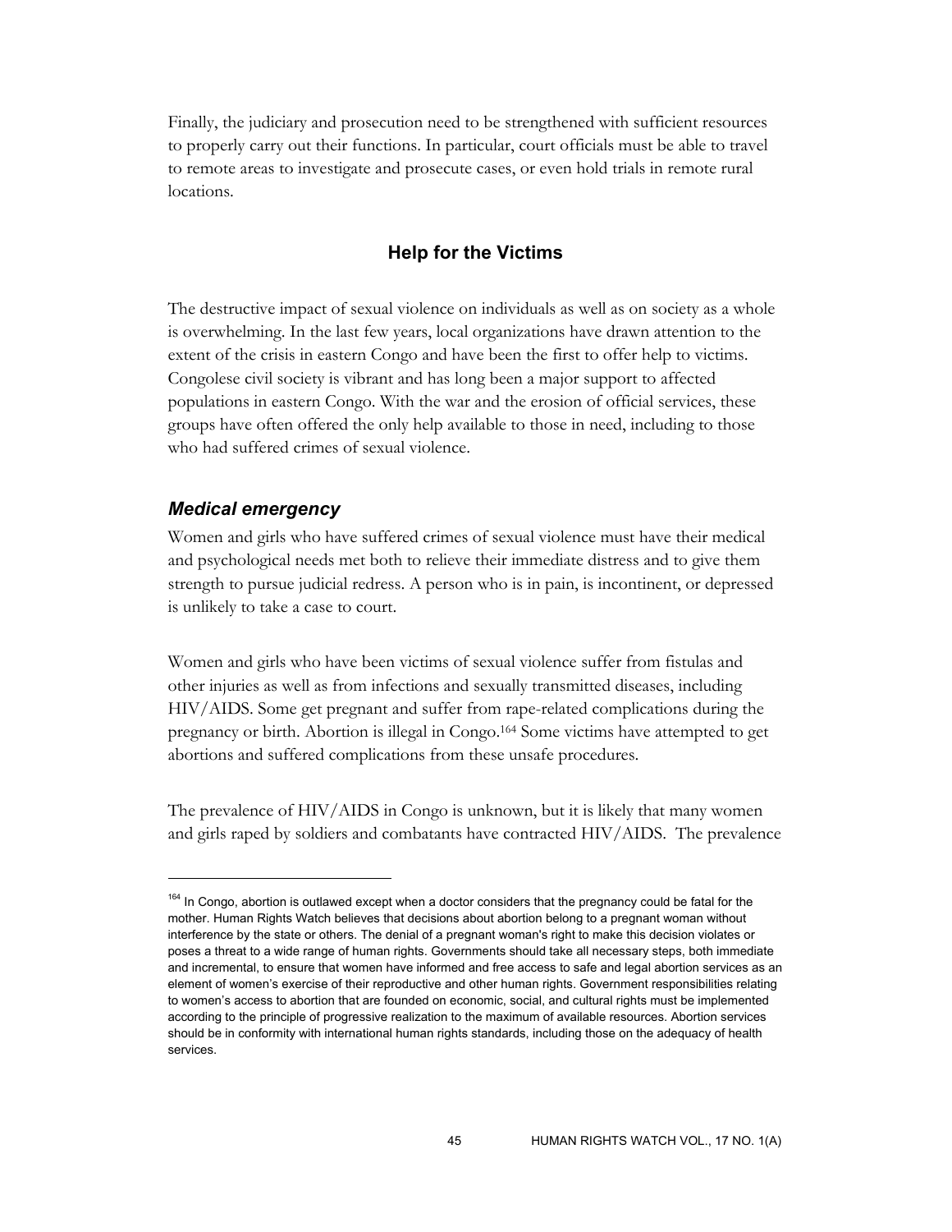Finally, the judiciary and prosecution need to be strengthened with sufficient resources to properly carry out their functions. In particular, court officials must be able to travel to remote areas to investigate and prosecute cases, or even hold trials in remote rural locations.

## Help for the Victims

The destructive impact of sexual violence on individuals as well as on society as a whole is overwhelming. In the last few years, local organizations have drawn attention to the extent of the crisis in eastern Congo and have been the first to offer help to victims. Congolese civil society is vibrant and has long been a major support to affected populations in eastern Congo. With the war and the erosion of official services, these groups have often offered the only help available to those in need, including to those who had suffered crimes of sexual violence.

### *Medical emergency*

Women and girls who have suffered crimes of sexual violence must have their medical and psychological needs met both to relieve their immediate distress and to give them strength to pursue judicial redress. A person who is in pain, is incontinent, or depressed is unlikely to take a case to court.

Women and girls who have been victims of sexual violence suffer from fistulas and other injuries as well as from infections and sexually transmitted diseases, including HIV/AIDS. Some get pregnant and suffer from rape-related complications during the pregnancy or birth. Abortion is illegal in Congo.[164] Some victims have attempted to get abortions and suffered complications from these unsafe procedures.

The prevalence of HIV/AIDS in Congo is unknown, but it is likely that many women and girls raped by soldiers and combatants have contracted HIV/AIDS. The prevalence

---

[164] In Congo, abortion is outlawed except when a doctor considers that the pregnancy could be fatal for the mother. Human Rights Watch believes that decisions about abortion belong to a pregnant woman without interference by the state or others. The denial of a pregnant woman's right to make this decision violates or poses a threat to a wide range of human rights. Governments should take all necessary steps, both immediate and incremental, to ensure that women have informed and free access to safe and legal abortion services as an element of women's exercise of their reproductive and other human rights. Government responsibilities relating to women's access to abortion that are founded on economic, social, and cultural rights must be implemented according to the principle of progressive realization to the maximum of available resources. Abortion services should be in conformity with international human rights standards, including those on the adequacy of health services.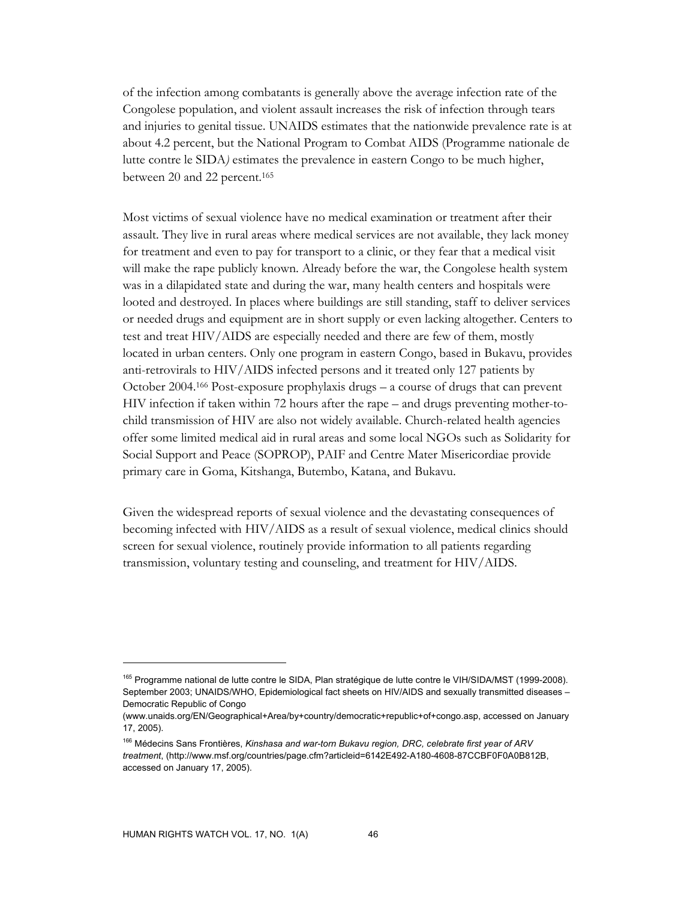of the infection among combatants is generally above the average infection rate of the Congolese population, and violent assault increases the risk of infection through tears and injuries to genital tissue. UNAIDS estimates that the nationwide prevalence rate is at about 4.2 percent, but the National Program to Combat AIDS (Programme nationale de lutte contre le SIDA*)* estimates the prevalence in eastern Congo to be much higher, between 20 and 22 percent.[165]

Most victims of sexual violence have no medical examination or treatment after their assault. They live in rural areas where medical services are not available, they lack money for treatment and even to pay for transport to a clinic, or they fear that a medical visit will make the rape publicly known. Already before the war, the Congolese health system was in a dilapidated state and during the war, many health centers and hospitals were looted and destroyed. In places where buildings are still standing, staff to deliver services or needed drugs and equipment are in short supply or even lacking altogether. Centers to test and treat HIV/AIDS are especially needed and there are few of them, mostly located in urban centers. Only one program in eastern Congo, based in Bukavu, provides anti-retrovirals to HIV/AIDS infected persons and it treated only 127 patients by October 2004.[166] Post-exposure prophylaxis drugs – a course of drugs that can prevent HIV infection if taken within 72 hours after the rape – and drugs preventing mother-to-child transmission of HIV are also not widely available. Church-related health agencies offer some limited medical aid in rural areas and some local NGOs such as Solidarity for Social Support and Peace (SOPROP), PAIF and Centre Mater Misericordiae provide primary care in Goma, Kitshanga, Butembo, Katana, and Bukavu.

Given the widespread reports of sexual violence and the devastating consequences of becoming infected with HIV/AIDS as a result of sexual violence, medical clinics should screen for sexual violence, routinely provide information to all patients regarding transmission, voluntary testing and counseling, and treatment for HIV/AIDS.

---

[165] Programme national de lutte contre le SIDA, Plan stratégique de lutte contre le VIH/SIDA/MST (1999-2008). September 2003; UNAIDS/WHO, Epidemiological fact sheets on HIV/AIDS and sexually transmitted diseases – Democratic Republic of Congo (www.unaids.org/EN/Geographical+Area/by+country/democratic+republic+of+congo.asp, accessed on January 17, 2005).

[166] Médecins Sans Frontières, *Kinshasa and war-torn Bukavu region, DRC, celebrate first year of ARV treatment*, (http://www.msf.org/countries/page.cfm?articleid=6142E492-A180-4608-87CCBF0F0A0B812B, accessed on January 17, 2005).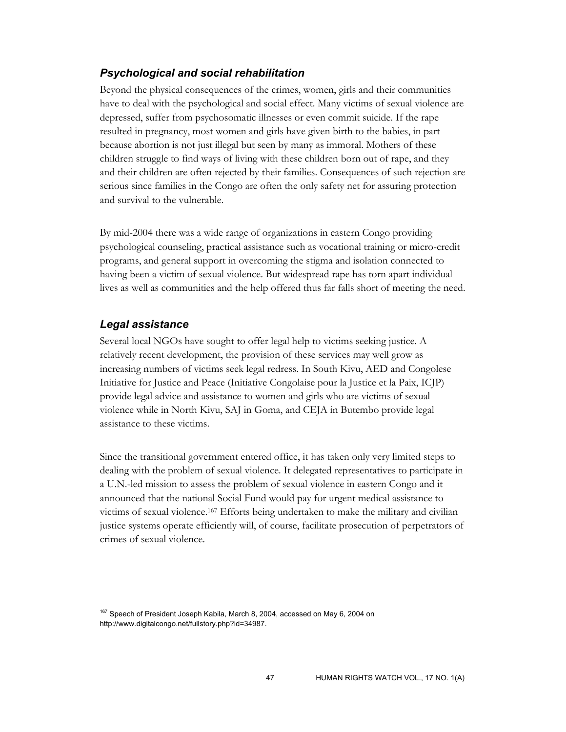### *Psychological and social rehabilitation*

Beyond the physical consequences of the crimes, women, girls and their communities have to deal with the psychological and social effect. Many victims of sexual violence are depressed, suffer from psychosomatic illnesses or even commit suicide. If the rape resulted in pregnancy, most women and girls have given birth to the babies, in part because abortion is not just illegal but seen by many as immoral. Mothers of these children struggle to find ways of living with these children born out of rape, and they and their children are often rejected by their families. Consequences of such rejection are serious since families in the Congo are often the only safety net for assuring protection and survival to the vulnerable.

By mid-2004 there was a wide range of organizations in eastern Congo providing psychological counseling, practical assistance such as vocational training or micro-credit programs, and general support in overcoming the stigma and isolation connected to having been a victim of sexual violence. But widespread rape has torn apart individual lives as well as communities and the help offered thus far falls short of meeting the need.

### *Legal assistance*

Several local NGOs have sought to offer legal help to victims seeking justice. A relatively recent development, the provision of these services may well grow as increasing numbers of victims seek legal redress. In South Kivu, AED and Congolese Initiative for Justice and Peace (Initiative Congolaise pour la Justice et la Paix, ICJP) provide legal advice and assistance to women and girls who are victims of sexual violence while in North Kivu, SAJ in Goma, and CEJA in Butembo provide legal assistance to these victims.

Since the transitional government entered office, it has taken only very limited steps to dealing with the problem of sexual violence. It delegated representatives to participate in a U.N.-led mission to assess the problem of sexual violence in eastern Congo and it announced that the national Social Fund would pay for urgent medical assistance to victims of sexual violence.[167] Efforts being undertaken to make the military and civilian justice systems operate efficiently will, of course, facilitate prosecution of perpetrators of crimes of sexual violence.

---

[167] Speech of President Joseph Kabila, March 8, 2004, accessed on May 6, 2004 on http://www.digitalcongo.net/fullstory.php?id=34987.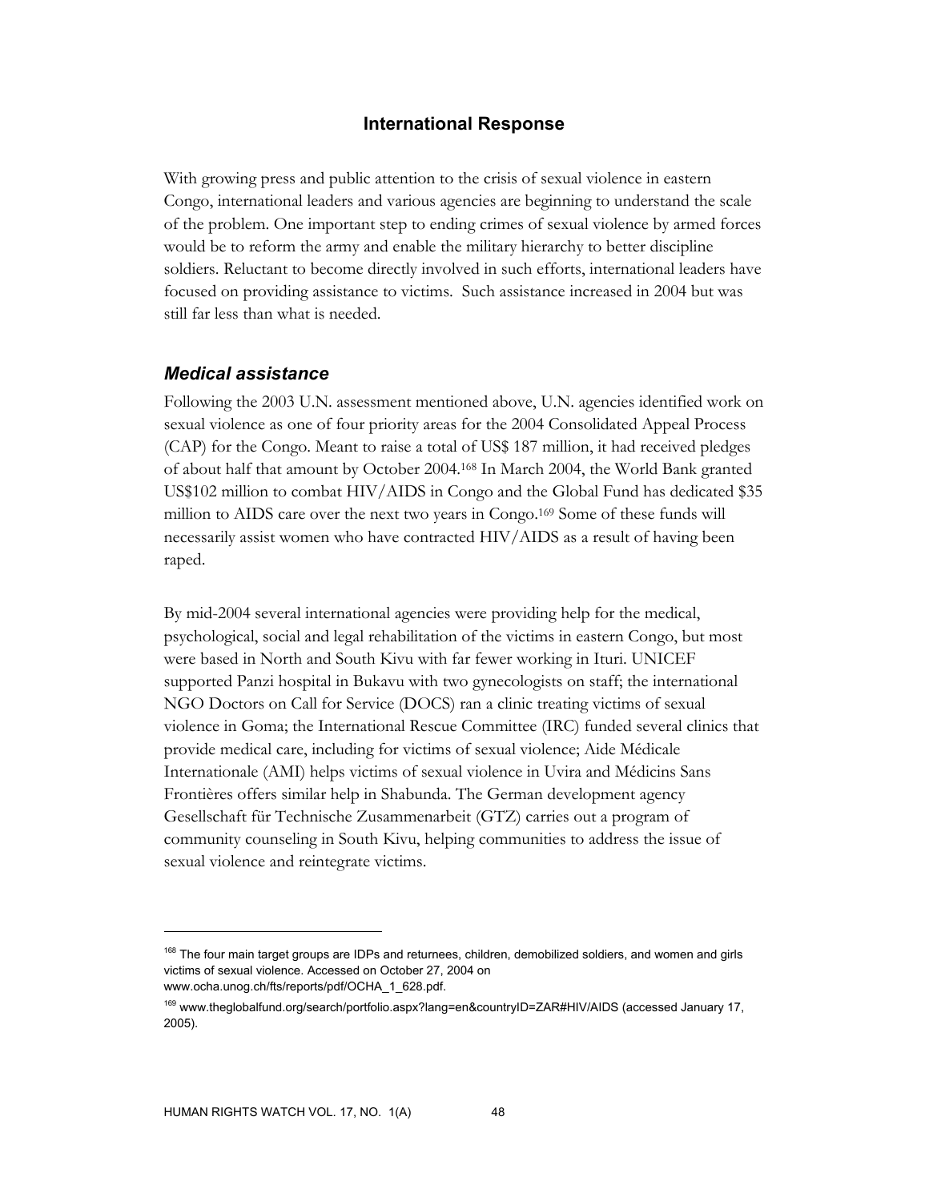## International Response

With growing press and public attention to the crisis of sexual violence in eastern Congo, international leaders and various agencies are beginning to understand the scale of the problem. One important step to ending crimes of sexual violence by armed forces would be to reform the army and enable the military hierarchy to better discipline soldiers. Reluctant to become directly involved in such efforts, international leaders have focused on providing assistance to victims. Such assistance increased in 2004 but was still far less than what is needed.

### *Medical assistance*

Following the 2003 U.N. assessment mentioned above, U.N. agencies identified work on sexual violence as one of four priority areas for the 2004 Consolidated Appeal Process (CAP) for the Congo. Meant to raise a total of US$ 187 million, it had received pledges of about half that amount by October 2004.[168] In March 2004, the World Bank granted US$102 million to combat HIV/AIDS in Congo and the Global Fund has dedicated $35 million to AIDS care over the next two years in Congo.[169] Some of these funds will necessarily assist women who have contracted HIV/AIDS as a result of having been raped.

By mid-2004 several international agencies were providing help for the medical, psychological, social and legal rehabilitation of the victims in eastern Congo, but most were based in North and South Kivu with far fewer working in Ituri. UNICEF supported Panzi hospital in Bukavu with two gynecologists on staff; the international NGO Doctors on Call for Service (DOCS) ran a clinic treating victims of sexual violence in Goma; the International Rescue Committee (IRC) funded several clinics that provide medical care, including for victims of sexual violence; Aide Médicale Internationale (AMI) helps victims of sexual violence in Uvira and Médicins Sans Frontières offers similar help in Shabunda. The German development agency Gesellschaft für Technische Zusammenarbeit (GTZ) carries out a program of community counseling in South Kivu, helping communities to address the issue of sexual violence and reintegrate victims.

---

[168] The four main target groups are IDPs and returnees, children, demobilized soldiers, and women and girls victims of sexual violence. Accessed on October 27, 2004 on www.ocha.unog.ch/fts/reports/pdf/OCHA_1_628.pdf.

[169] www.theglobalfund.org/search/portfolio.aspx?lang=en&countryID=ZAR#HIV/AIDS (accessed January 17, 2005).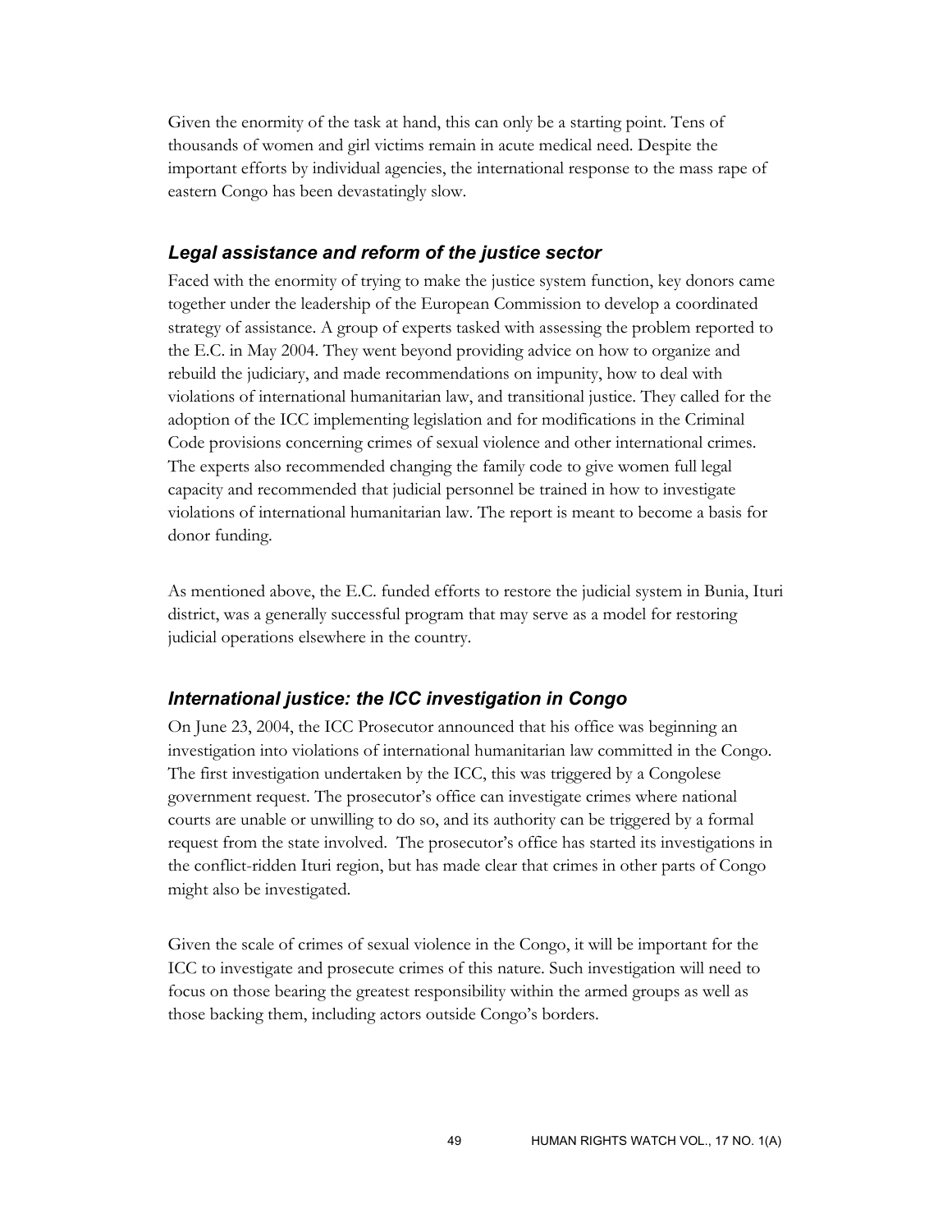Given the enormity of the task at hand, this can only be a starting point. Tens of thousands of women and girl victims remain in acute medical need. Despite the important efforts by individual agencies, the international response to the mass rape of eastern Congo has been devastatingly slow.

### *Legal assistance and reform of the justice sector*

Faced with the enormity of trying to make the justice system function, key donors came together under the leadership of the European Commission to develop a coordinated strategy of assistance. A group of experts tasked with assessing the problem reported to the E.C. in May 2004. They went beyond providing advice on how to organize and rebuild the judiciary, and made recommendations on impunity, how to deal with violations of international humanitarian law, and transitional justice. They called for the adoption of the ICC implementing legislation and for modifications in the Criminal Code provisions concerning crimes of sexual violence and other international crimes. The experts also recommended changing the family code to give women full legal capacity and recommended that judicial personnel be trained in how to investigate violations of international humanitarian law. The report is meant to become a basis for donor funding.

As mentioned above, the E.C. funded efforts to restore the judicial system in Bunia, Ituri district, was a generally successful program that may serve as a model for restoring judicial operations elsewhere in the country.

### *International justice: the ICC investigation in Congo*

On June 23, 2004, the ICC Prosecutor announced that his office was beginning an investigation into violations of international humanitarian law committed in the Congo. The first investigation undertaken by the ICC, this was triggered by a Congolese government request. The prosecutor's office can investigate crimes where national courts are unable or unwilling to do so, and its authority can be triggered by a formal request from the state involved. The prosecutor's office has started its investigations in the conflict-ridden Ituri region, but has made clear that crimes in other parts of Congo might also be investigated.

Given the scale of crimes of sexual violence in the Congo, it will be important for the ICC to investigate and prosecute crimes of this nature. Such investigation will need to focus on those bearing the greatest responsibility within the armed groups as well as those backing them, including actors outside Congo's borders.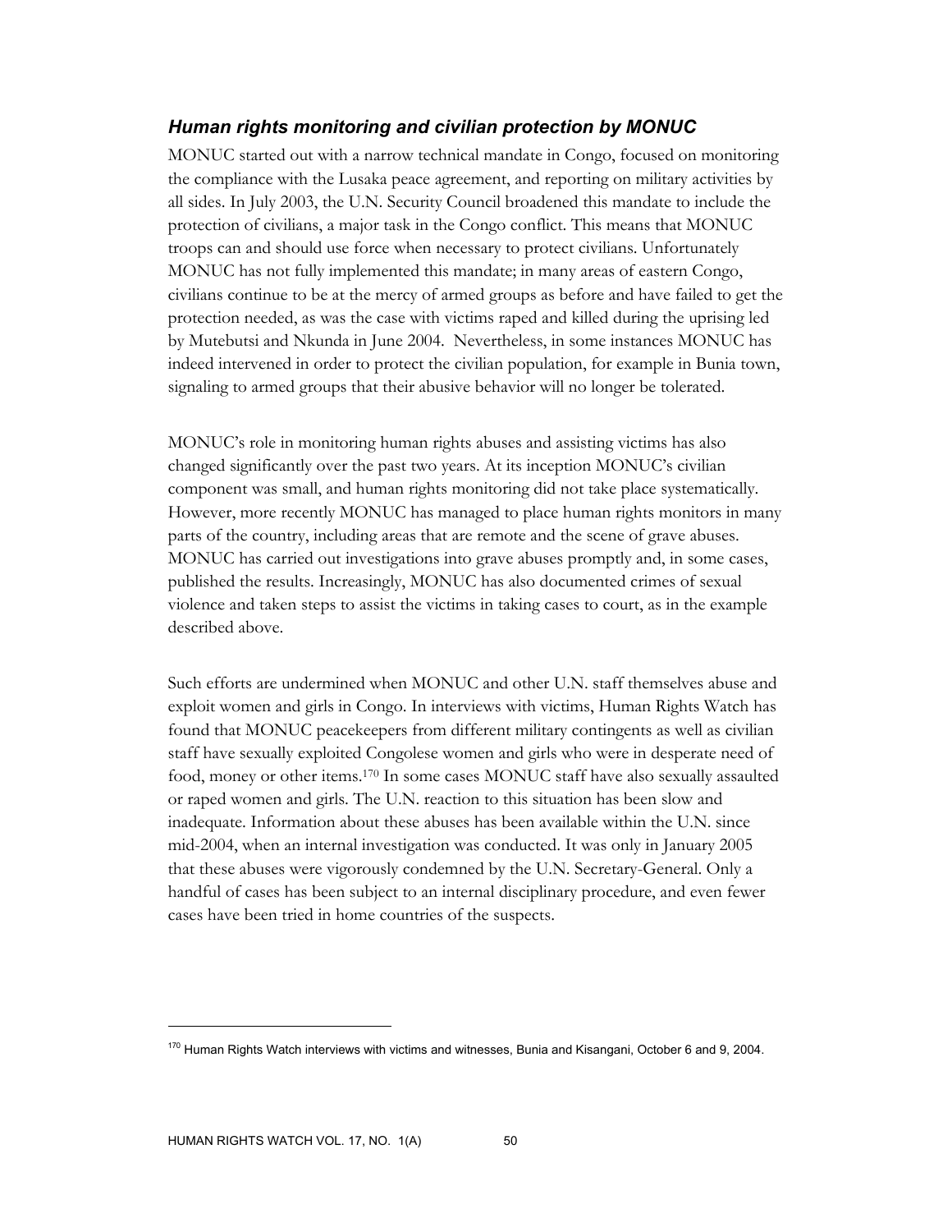### *Human rights monitoring and civilian protection by MONUC*

MONUC started out with a narrow technical mandate in Congo, focused on monitoring the compliance with the Lusaka peace agreement, and reporting on military activities by all sides. In July 2003, the U.N. Security Council broadened this mandate to include the protection of civilians, a major task in the Congo conflict. This means that MONUC troops can and should use force when necessary to protect civilians. Unfortunately MONUC has not fully implemented this mandate; in many areas of eastern Congo, civilians continue to be at the mercy of armed groups as before and have failed to get the protection needed, as was the case with victims raped and killed during the uprising led by Mutebutsi and Nkunda in June 2004. Nevertheless, in some instances MONUC has indeed intervened in order to protect the civilian population, for example in Bunia town, signaling to armed groups that their abusive behavior will no longer be tolerated.

MONUC's role in monitoring human rights abuses and assisting victims has also changed significantly over the past two years. At its inception MONUC's civilian component was small, and human rights monitoring did not take place systematically. However, more recently MONUC has managed to place human rights monitors in many parts of the country, including areas that are remote and the scene of grave abuses. MONUC has carried out investigations into grave abuses promptly and, in some cases, published the results. Increasingly, MONUC has also documented crimes of sexual violence and taken steps to assist the victims in taking cases to court, as in the example described above.

Such efforts are undermined when MONUC and other U.N. staff themselves abuse and exploit women and girls in Congo. In interviews with victims, Human Rights Watch has found that MONUC peacekeepers from different military contingents as well as civilian staff have sexually exploited Congolese women and girls who were in desperate need of food, money or other items.[170] In some cases MONUC staff have also sexually assaulted or raped women and girls. The U.N. reaction to this situation has been slow and inadequate. Information about these abuses has been available within the U.N. since mid-2004, when an internal investigation was conducted. It was only in January 2005 that these abuses were vigorously condemned by the U.N. Secretary-General. Only a handful of cases has been subject to an internal disciplinary procedure, and even fewer cases have been tried in home countries of the suspects.

---

[170] Human Rights Watch interviews with victims and witnesses, Bunia and Kisangani, October 6 and 9, 2004.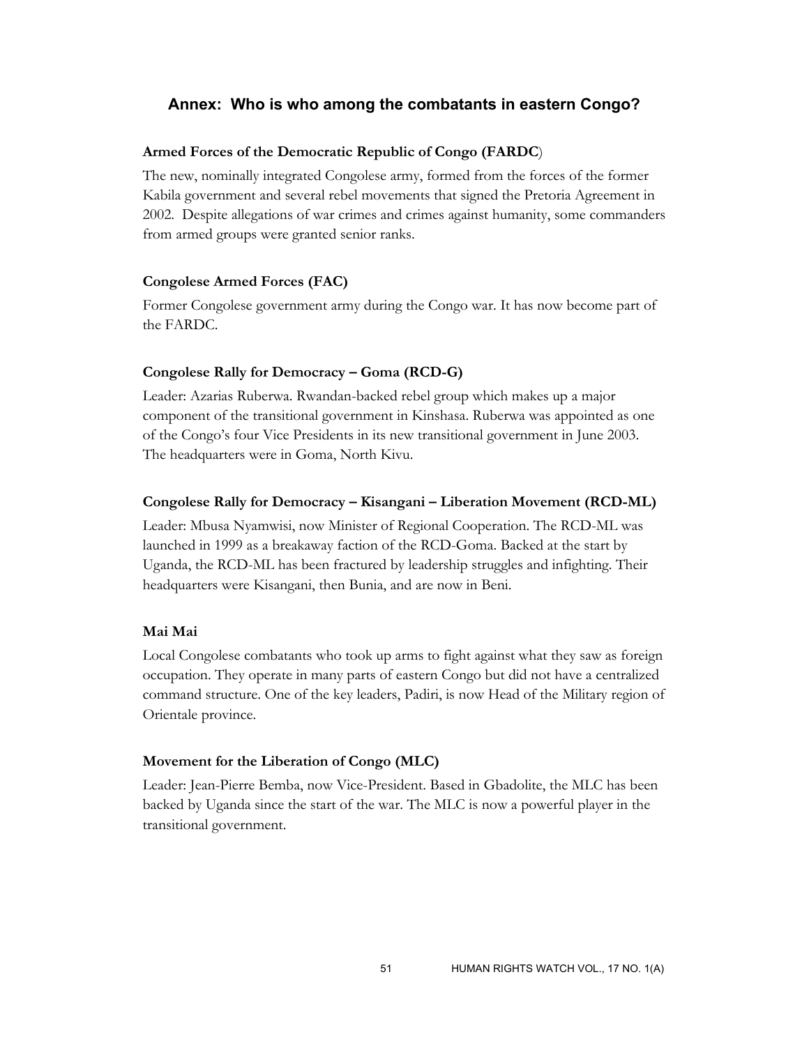## Annex: Who is who among the combatants in eastern Congo?

**Armed Forces of the Democratic Republic of Congo (FARDC)**

The new, nominally integrated Congolese army, formed from the forces of the former Kabila government and several rebel movements that signed the Pretoria Agreement in 2002. Despite allegations of war crimes and crimes against humanity, some commanders from armed groups were granted senior ranks.

**Congolese Armed Forces (FAC)**

Former Congolese government army during the Congo war. It has now become part of the FARDC.

**Congolese Rally for Democracy – Goma (RCD-G)**

Leader: Azarias Ruberwa. Rwandan-backed rebel group which makes up a major component of the transitional government in Kinshasa. Ruberwa was appointed as one of the Congo's four Vice Presidents in its new transitional government in June 2003. The headquarters were in Goma, North Kivu.

**Congolese Rally for Democracy – Kisangani – Liberation Movement (RCD-ML)**

Leader: Mbusa Nyamwisi, now Minister of Regional Cooperation. The RCD-ML was launched in 1999 as a breakaway faction of the RCD-Goma. Backed at the start by Uganda, the RCD-ML has been fractured by leadership struggles and infighting. Their headquarters were Kisangani, then Bunia, and are now in Beni.

**Mai Mai**

Local Congolese combatants who took up arms to fight against what they saw as foreign occupation. They operate in many parts of eastern Congo but did not have a centralized command structure. One of the key leaders, Padiri, is now Head of the Military region of Orientale province.

**Movement for the Liberation of Congo (MLC)**

Leader: Jean-Pierre Bemba, now Vice-President. Based in Gbadolite, the MLC has been backed by Uganda since the start of the war. The MLC is now a powerful player in the transitional government.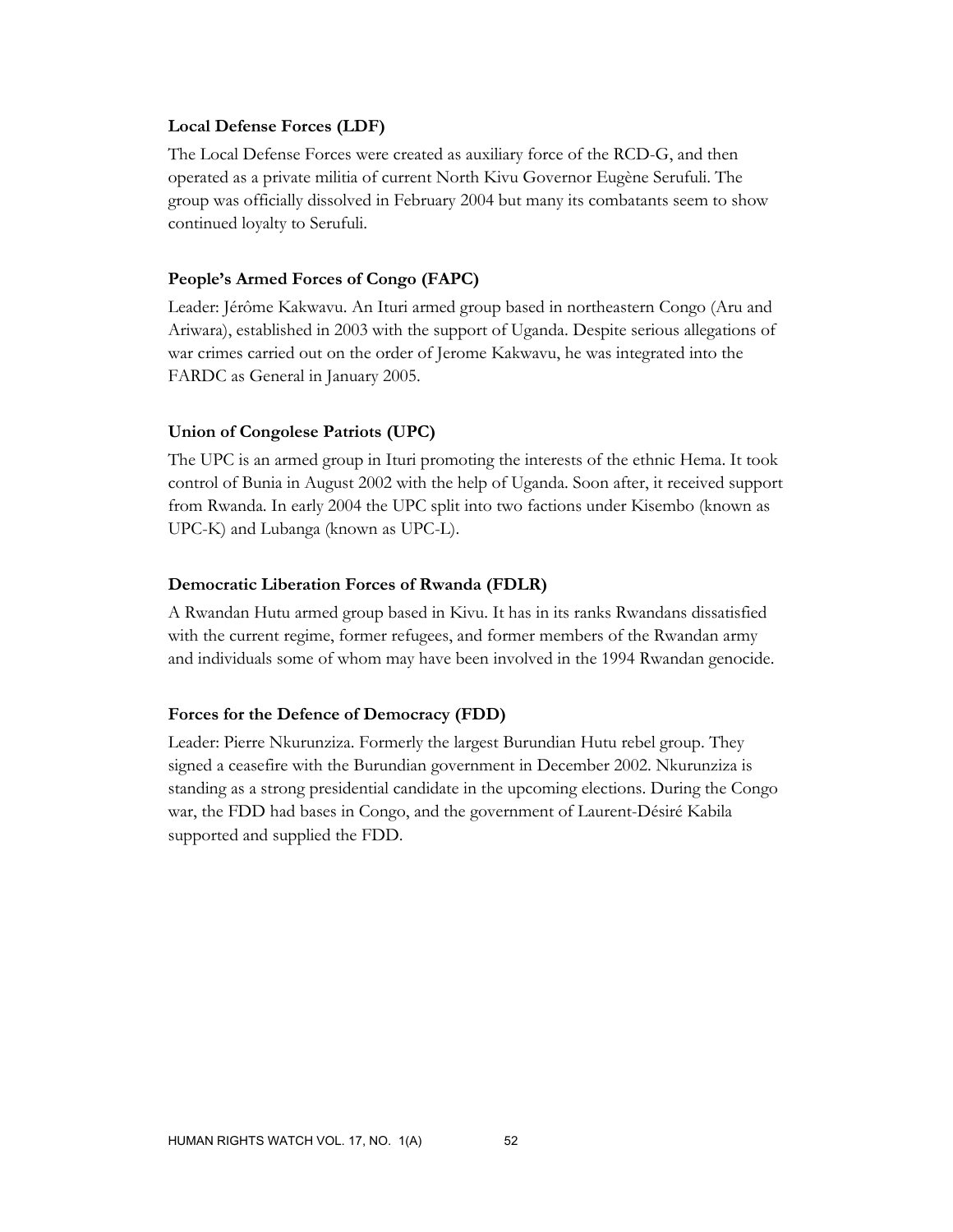**Local Defense Forces (LDF)**

The Local Defense Forces were created as auxiliary force of the RCD-G, and then operated as a private militia of current North Kivu Governor Eugène Serufuli. The group was officially dissolved in February 2004 but many its combatants seem to show continued loyalty to Serufuli.

**People's Armed Forces of Congo (FAPC)**

Leader: Jérôme Kakwavu. An Ituri armed group based in northeastern Congo (Aru and Ariwara), established in 2003 with the support of Uganda. Despite serious allegations of war crimes carried out on the order of Jerome Kakwavu, he was integrated into the FARDC as General in January 2005.

**Union of Congolese Patriots (UPC)**

The UPC is an armed group in Ituri promoting the interests of the ethnic Hema. It took control of Bunia in August 2002 with the help of Uganda. Soon after, it received support from Rwanda. In early 2004 the UPC split into two factions under Kisembo (known as UPC-K) and Lubanga (known as UPC-L).

**Democratic Liberation Forces of Rwanda (FDLR)**

A Rwandan Hutu armed group based in Kivu. It has in its ranks Rwandans dissatisfied with the current regime, former refugees, and former members of the Rwandan army and individuals some of whom may have been involved in the 1994 Rwandan genocide.

**Forces for the Defence of Democracy (FDD)**

Leader: Pierre Nkurunziza. Formerly the largest Burundian Hutu rebel group. They signed a ceasefire with the Burundian government in December 2002. Nkurunziza is standing as a strong presidential candidate in the upcoming elections. During the Congo war, the FDD had bases in Congo, and the government of Laurent-Désiré Kabila supported and supplied the FDD.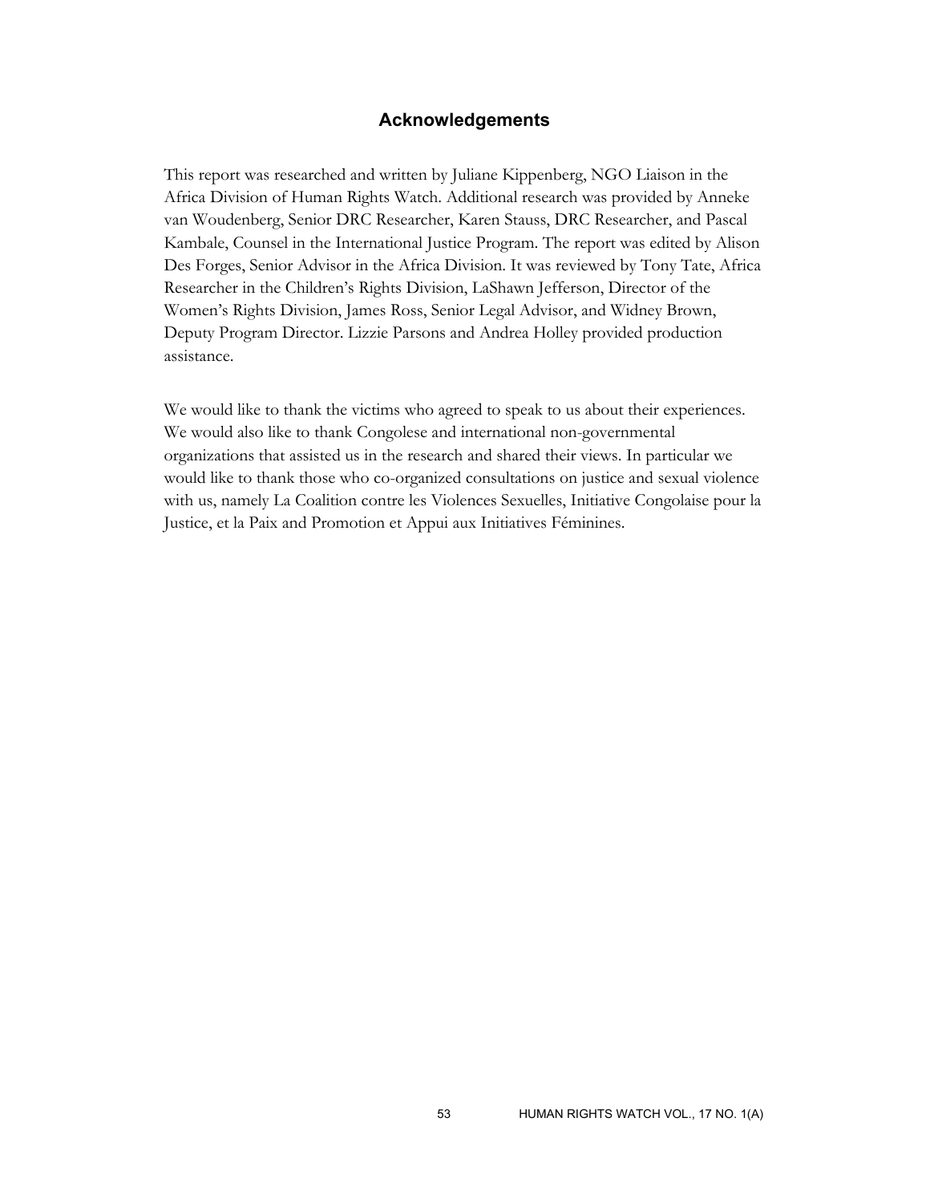## Acknowledgements

This report was researched and written by Juliane Kippenberg, NGO Liaison in the Africa Division of Human Rights Watch. Additional research was provided by Anneke van Woudenberg, Senior DRC Researcher, Karen Stauss, DRC Researcher, and Pascal Kambale, Counsel in the International Justice Program. The report was edited by Alison Des Forges, Senior Advisor in the Africa Division. It was reviewed by Tony Tate, Africa Researcher in the Children's Rights Division, LaShawn Jefferson, Director of the Women's Rights Division, James Ross, Senior Legal Advisor, and Widney Brown, Deputy Program Director. Lizzie Parsons and Andrea Holley provided production assistance.

We would like to thank the victims who agreed to speak to us about their experiences. We would also like to thank Congolese and international non-governmental organizations that assisted us in the research and shared their views. In particular we would like to thank those who co-organized consultations on justice and sexual violence with us, namely La Coalition contre les Violences Sexuelles, Initiative Congolaise pour la Justice, et la Paix and Promotion et Appui aux Initiatives Féminines.